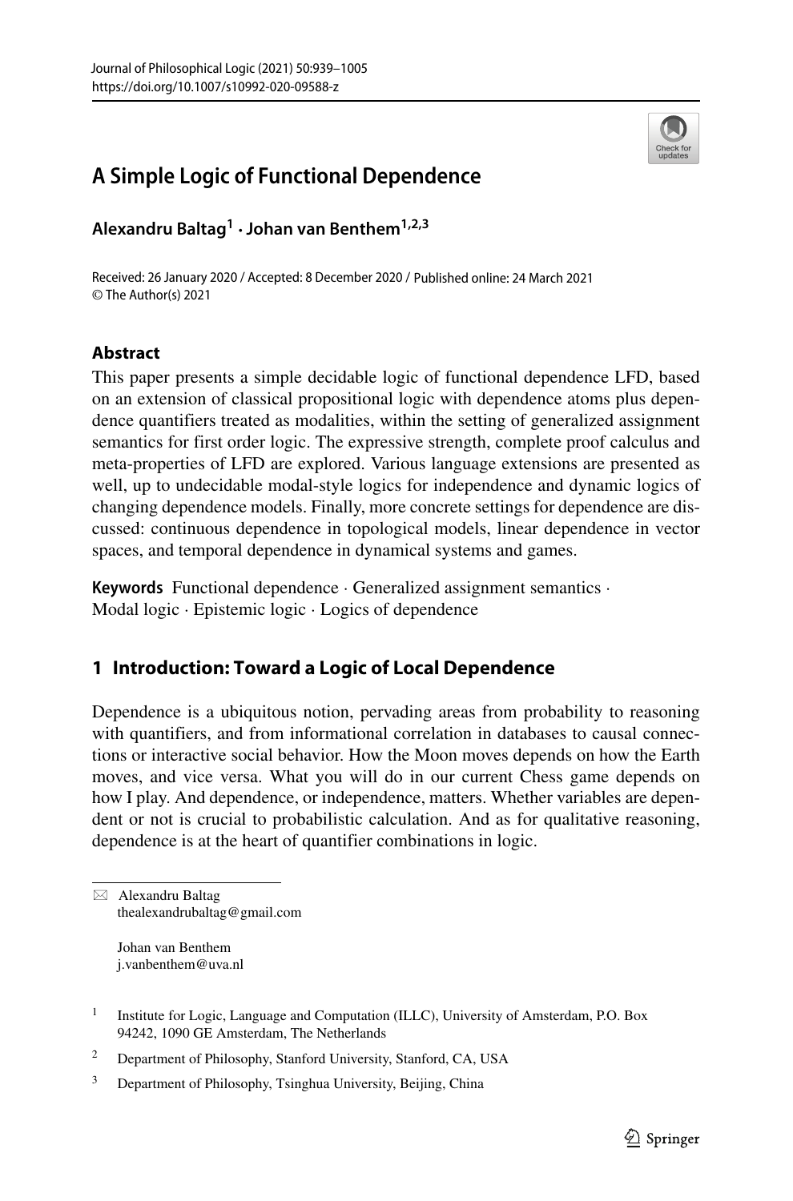# A Simple Logic of Functional Dependence

**Alexandru Baltag[1] · Johan van Benthem[1,2,3]**

Received: 26 January 2020 / Accepted: 8 December 2020 / Published online: 24 March 2021
© The Author(s) 2021

## Abstract

This paper presents a simple decidable logic of functional dependence LFD, based on an extension of classical propositional logic with dependence atoms plus dependence quantifiers treated as modalities, within the setting of generalized assignment semantics for first order logic. The expressive strength, complete proof calculus and meta-properties of LFD are explored. Various language extensions are presented as well, up to undecidable modal-style logics for independence and dynamic logics of changing dependence models. Finally, more concrete settings for dependence are discussed: continuous dependence in topological models, linear dependence in vector spaces, and temporal dependence in dynamical systems and games.

**Keywords** Functional dependence · Generalized assignment semantics · Modal logic · Epistemic logic · Logics of dependence

## 1 Introduction: Toward a Logic of Local Dependence

Dependence is a ubiquitous notion, pervading areas from probability to reasoning with quantifiers, and from informational correlation in databases to causal connections or interactive social behavior. How the Moon moves depends on how the Earth moves, and vice versa. What you will do in our current Chess game depends on how I play. And dependence, or independence, matters. Whether variables are dependent or not is crucial to probabilistic calculation. And as for qualitative reasoning, dependence is at the heart of quantifier combinations in logic.

---

✉ Alexandru Baltag
thealexandrubaltag@gmail.com

Johan van Benthem
j.vanbenthem@uva.nl

[1] Institute for Logic, Language and Computation (ILLC), University of Amsterdam, P.O. Box 94242, 1090 GE Amsterdam, The Netherlands

[2] Department of Philosophy, Stanford University, Stanford, CA, USA

[3] Department of Philosophy, Tsinghua University, Beijing, China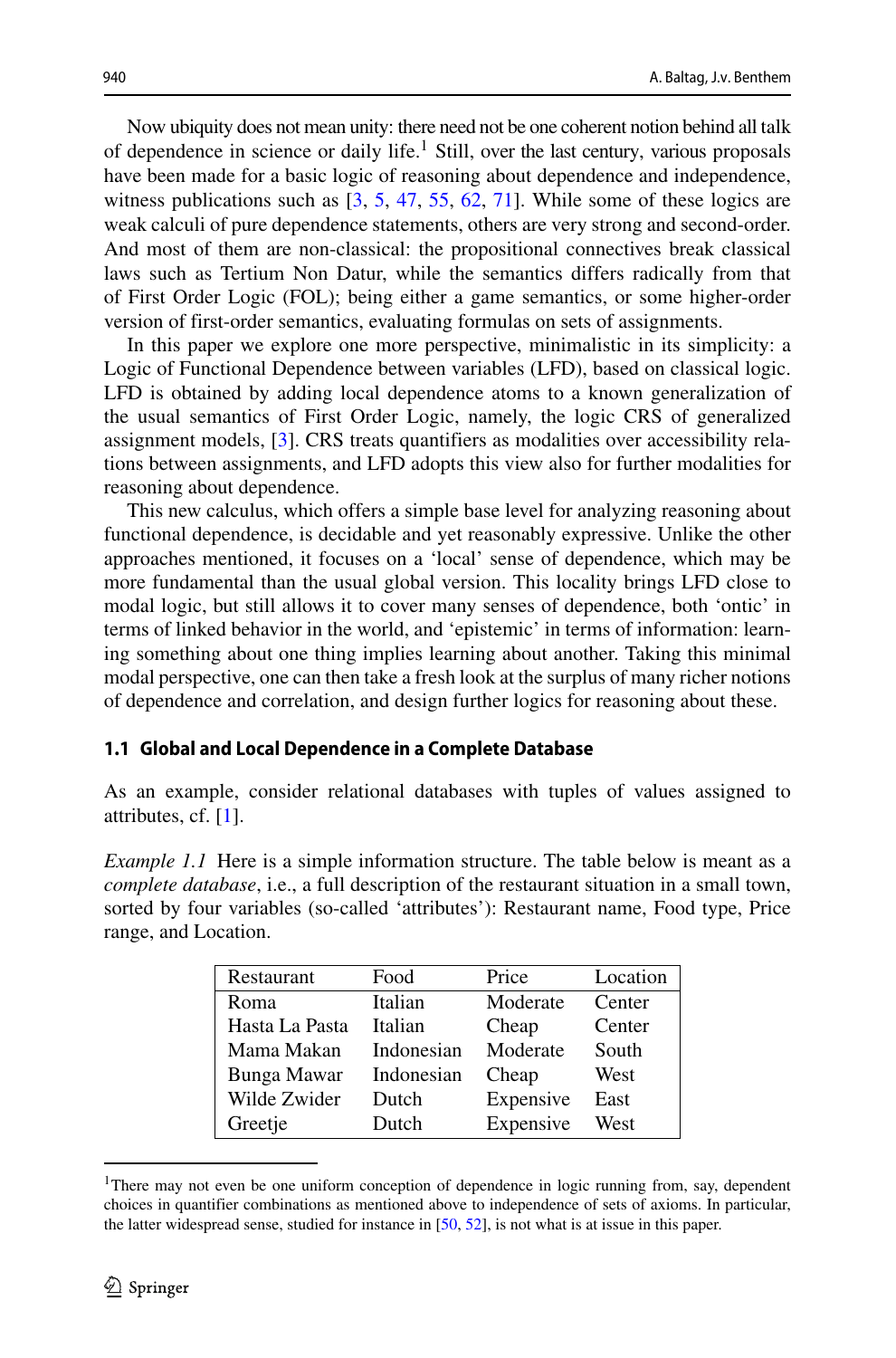Now ubiquity does not mean unity: there need not be one coherent notion behind all talk of dependence in science or daily life.[1] Still, over the last century, various proposals have been made for a basic logic of reasoning about dependence and independence, witness publications such as [3, 5, 47, 55, 62, 71]. While some of these logics are weak calculi of pure dependence statements, others are very strong and second-order. And most of them are non-classical: the propositional connectives break classical laws such as Tertium Non Datur, while the semantics differs radically from that of First Order Logic (FOL); being either a game semantics, or some higher-order version of first-order semantics, evaluating formulas on sets of assignments.

In this paper we explore one more perspective, minimalistic in its simplicity: a Logic of Functional Dependence between variables (LFD), based on classical logic. LFD is obtained by adding local dependence atoms to a known generalization of the usual semantics of First Order Logic, namely, the logic CRS of generalized assignment models, [3]. CRS treats quantifiers as modalities over accessibility relations between assignments, and LFD adopts this view also for further modalities for reasoning about dependence.

This new calculus, which offers a simple base level for analyzing reasoning about functional dependence, is decidable and yet reasonably expressive. Unlike the other approaches mentioned, it focuses on a 'local' sense of dependence, which may be more fundamental than the usual global version. This locality brings LFD close to modal logic, but still allows it to cover many senses of dependence, both 'ontic' in terms of linked behavior in the world, and 'epistemic' in terms of information: learning something about one thing implies learning about another. Taking this minimal modal perspective, one can then take a fresh look at the surplus of many richer notions of dependence and correlation, and design further logics for reasoning about these.

### 1.1 Global and Local Dependence in a Complete Database

As an example, consider relational databases with tuples of values assigned to attributes, cf. [1].

*Example 1.1* Here is a simple information structure. The table below is meant as a *complete database*, i.e., a full description of the restaurant situation in a small town, sorted by four variables (so-called 'attributes'): Restaurant name, Food type, Price range, and Location.

| Restaurant | Food | Price | Location |
|---|---|---|---|
| Roma | Italian | Moderate | Center |
| Hasta La Pasta | Italian | Cheap | Center |
| Mama Makan | Indonesian | Moderate | South |
| Bunga Mawar | Indonesian | Cheap | West |
| Wilde Zwider | Dutch | Expensive | East |
| Greetje | Dutch | Expensive | West |

[1] There may not even be one uniform conception of dependence in logic running from, say, dependent choices in quantifier combinations as mentioned above to independence of sets of axioms. In particular, the latter widespread sense, studied for instance in [50, 52], is not what is at issue in this paper.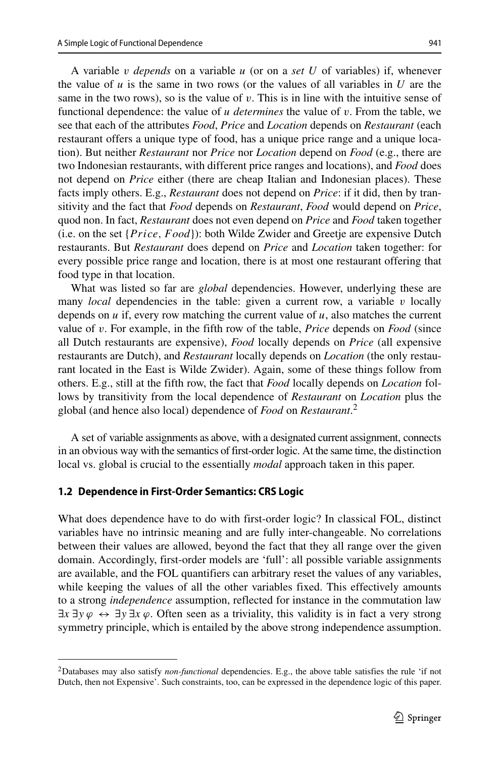A variable $v$ *depends* on a variable $u$ (or on a *set* $U$ of variables) if, whenever the value of $u$ is the same in two rows (or the values of all variables in $U$ are the same in the two rows), so is the value of $v$. This is in line with the intuitive sense of functional dependence: the value of $u$ *determines* the value of $v$. From the table, we see that each of the attributes *Food*, *Price* and *Location* depends on *Restaurant* (each restaurant offers a unique type of food, has a unique price range and a unique location). But neither *Restaurant* nor *Price* nor *Location* depend on *Food* (e.g., there are two Indonesian restaurants, with different price ranges and locations), and *Food* does not depend on *Price* either (there are cheap Italian and Indonesian places). These facts imply others. E.g., *Restaurant* does not depend on *Price*: if it did, then by transitivity and the fact that *Food* depends on *Restaurant*, *Food* would depend on *Price*, quod non. In fact, *Restaurant* does not even depend on *Price* and *Food* taken together (i.e. on the set $\{Price, Food\}$): both Wilde Zwider and Greetje are expensive Dutch restaurants. But *Restaurant* does depend on *Price* and *Location* taken together: for every possible price range and location, there is at most one restaurant offering that food type in that location.

What was listed so far are *global* dependencies. However, underlying these are many *local* dependencies in the table: given a current row, a variable $v$ locally depends on $u$ if, every row matching the current value of $u$, also matches the current value of $v$. For example, in the fifth row of the table, *Price* depends on *Food* (since all Dutch restaurants are expensive), *Food* locally depends on *Price* (all expensive restaurants are Dutch), and *Restaurant* locally depends on *Location* (the only restaurant located in the East is Wilde Zwider). Again, some of these things follow from others. E.g., still at the fifth row, the fact that *Food* locally depends on *Location* follows by transitivity from the local dependence of *Restaurant* on *Location* plus the global (and hence also local) dependence of *Food* on *Restaurant*.[2]

A set of variable assignments as above, with a designated current assignment, connects in an obvious way with the semantics of first-order logic. At the same time, the distinction local vs. global is crucial to the essentially *modal* approach taken in this paper.

### 1.2 Dependence in First-Order Semantics: CRS Logic

What does dependence have to do with first-order logic? In classical FOL, distinct variables have no intrinsic meaning and are fully inter-changeable. No correlations between their values are allowed, beyond the fact that they all range over the given domain. Accordingly, first-order models are 'full': all possible variable assignments are available, and the FOL quantifiers can arbitrary reset the values of any variables, while keeping the values of all the other variables fixed. This effectively amounts to a strong *independence* assumption, reflected for instance in the commutation law $\exists x\, \exists y\, \varphi \leftrightarrow \exists y\, \exists x\, \varphi$. Often seen as a triviality, this validity is in fact a very strong symmetry principle, which is entailed by the above strong independence assumption.

---

[2] Databases may also satisfy *non-functional* dependencies. E.g., the above table satisfies the rule 'if not Dutch, then not Expensive'. Such constraints, too, can be expressed in the dependence logic of this paper.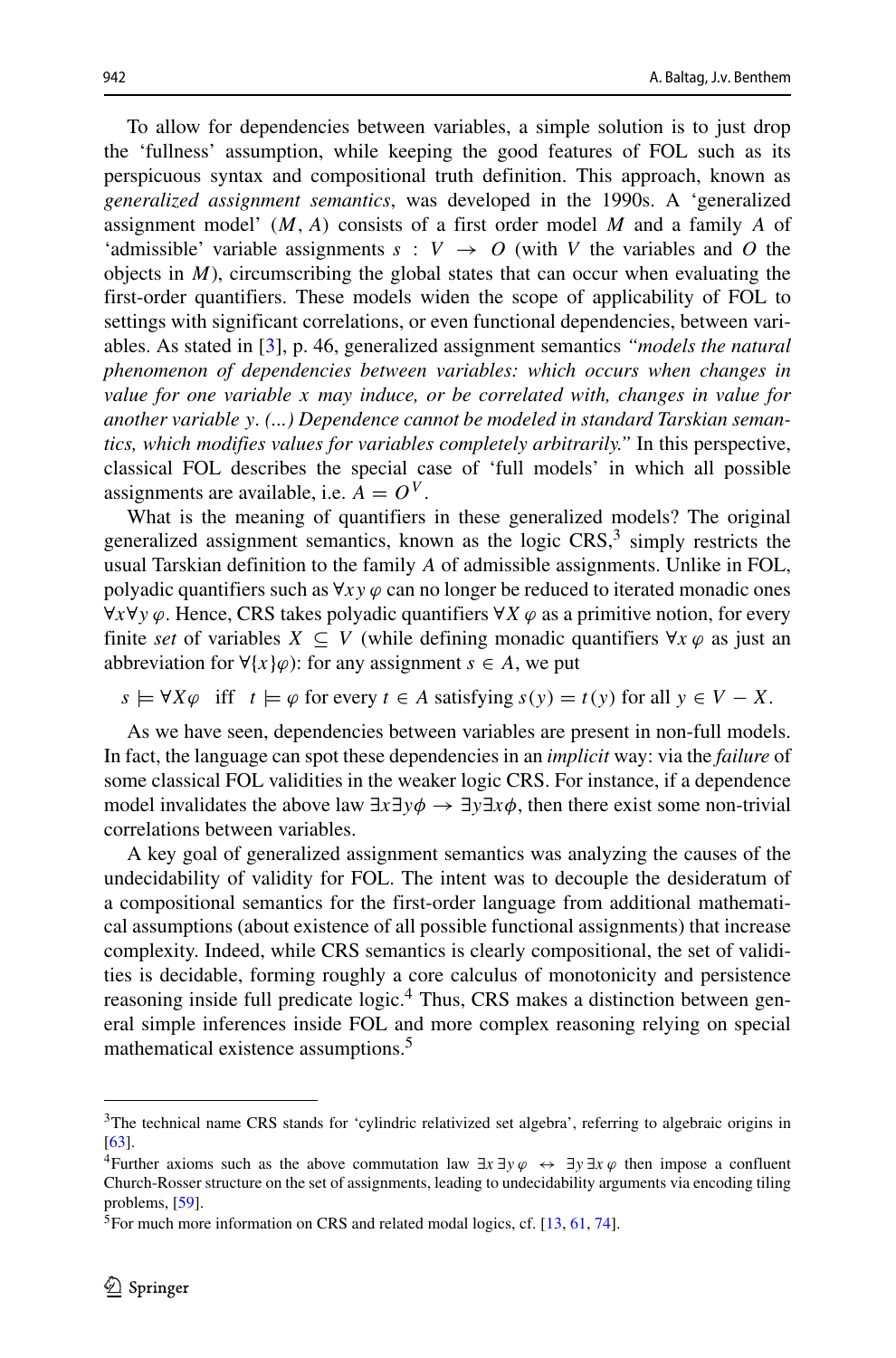To allow for dependencies between variables, a simple solution is to just drop the 'fullness' assumption, while keeping the good features of FOL such as its perspicuous syntax and compositional truth definition. This approach, known as *generalized assignment semantics*, was developed in the 1990s. A 'generalized assignment model' $(M, A)$ consists of a first order model $M$ and a family $A$ of 'admissible' variable assignments $s : V \to O$ (with $V$ the variables and $O$ the objects in $M$), circumscribing the global states that can occur when evaluating the first-order quantifiers. These models widen the scope of applicability of FOL to settings with significant correlations, or even functional dependencies, between variables. As stated in [3], p. 46, generalized assignment semantics *"models the natural phenomenon of dependencies between variables: which occurs when changes in value for one variable x may induce, or be correlated with, changes in value for another variable y. (...) Dependence cannot be modeled in standard Tarskian semantics, which modifies values for variables completely arbitrarily."* In this perspective, classical FOL describes the special case of 'full models' in which all possible assignments are available, i.e. $A = O^V$.

What is the meaning of quantifiers in these generalized models? The original generalized assignment semantics, known as the logic CRS,[3] simply restricts the usual Tarskian definition to the family $A$ of admissible assignments. Unlike in FOL, polyadic quantifiers such as $\forall xy\, \varphi$ can no longer be reduced to iterated monadic ones $\forall x \forall y\, \varphi$. Hence, CRS takes polyadic quantifiers $\forall X\, \varphi$ as a primitive notion, for every finite *set* of variables $X \subseteq V$ (while defining monadic quantifiers $\forall x\, \varphi$ as just an abbreviation for $\forall \{x\}\varphi$): for any assignment $s \in A$, we put

$$s \models \forall X \varphi \quad \text{iff} \quad t \models \varphi \text{ for every } t \in A \text{ satisfying } s(y) = t(y) \text{ for all } y \in V - X.$$

As we have seen, dependencies between variables are present in non-full models. In fact, the language can spot these dependencies in an *implicit* way: via the *failure* of some classical FOL validities in the weaker logic CRS. For instance, if a dependence model invalidates the above law $\exists x \exists y \phi \to \exists y \exists x \phi$, then there exist some non-trivial correlations between variables.

A key goal of generalized assignment semantics was analyzing the causes of the undecidability of validity for FOL. The intent was to decouple the desideratum of a compositional semantics for the first-order language from additional mathematical assumptions (about existence of all possible functional assignments) that increase complexity. Indeed, while CRS semantics is clearly compositional, the set of validities is decidable, forming roughly a core calculus of monotonicity and persistence reasoning inside full predicate logic.[4] Thus, CRS makes a distinction between general simple inferences inside FOL and more complex reasoning relying on special mathematical existence assumptions.[5]

---

[3] The technical name CRS stands for 'cylindric relativized set algebra', referring to algebraic origins in [63].

[4] Further axioms such as the above commutation law $\exists x \exists y\, \varphi \leftrightarrow \exists y \exists x\, \varphi$ then impose a confluent Church-Rosser structure on the set of assignments, leading to undecidability arguments via encoding tiling problems, [59].

[5] For much more information on CRS and related modal logics, cf. [13, 61, 74].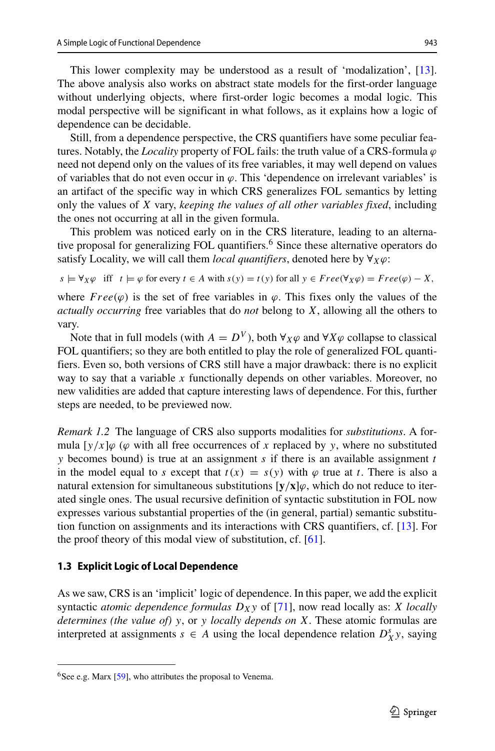This lower complexity may be understood as a result of 'modalization', [13]. The above analysis also works on abstract state models for the first-order language without underlying objects, where first-order logic becomes a modal logic. This modal perspective will be significant in what follows, as it explains how a logic of dependence can be decidable.

Still, from a dependence perspective, the CRS quantifiers have some peculiar features. Notably, the *Locality* property of FOL fails: the truth value of a CRS-formula $\varphi$ need not depend only on the values of its free variables, it may well depend on values of variables that do not even occur in $\varphi$. This 'dependence on irrelevant variables' is an artifact of the specific way in which CRS generalizes FOL semantics by letting only the values of $X$ vary, *keeping the values of all other variables fixed*, including the ones not occurring at all in the given formula.

This problem was noticed early on in the CRS literature, leading to an alternative proposal for generalizing FOL quantifiers.[6] Since these alternative operators do satisfy Locality, we will call them *local quantifiers*, denoted here by $\forall_X \varphi$:

$$s \models \forall_X \varphi \quad \text{iff} \quad t \models \varphi \text{ for every } t \in A \text{ with } s(y) = t(y) \text{ for all } y \in Free(\forall_X \varphi) = Free(\varphi) - X,$$

where $Free(\varphi)$ is the set of free variables in $\varphi$. This fixes only the values of the *actually occurring* free variables that do *not* belong to $X$, allowing all the others to vary.

Note that in full models (with $A = D^V$), both $\forall_X \varphi$ and $\forall X \varphi$ collapse to classical FOL quantifiers; so they are both entitled to play the role of generalized FOL quantifiers. Even so, both versions of CRS still have a major drawback: there is no explicit way to say that a variable $x$ functionally depends on other variables. Moreover, no new validities are added that capture interesting laws of dependence. For this, further steps are needed, to be previewed now.

*Remark 1.2* The language of CRS also supports modalities for *substitutions*. A formula $[y/x]\varphi$ ($\varphi$ with all free occurrences of $x$ replaced by $y$, where no substituted $y$ becomes bound) is true at an assignment $s$ if there is an available assignment $t$ in the model equal to $s$ except that $t(x) = s(y)$ with $\varphi$ true at $t$. There is also a natural extension for simultaneous substitutions $[\mathbf{y}/\mathbf{x}]\varphi$, which do not reduce to iterated single ones. The usual recursive definition of syntactic substitution in FOL now expresses various substantial properties of the (in general, partial) semantic substitution function on assignments and its interactions with CRS quantifiers, cf. [13]. For the proof theory of this modal view of substitution, cf. [61].

### 1.3 Explicit Logic of Local Dependence

As we saw, CRS is an 'implicit' logic of dependence. In this paper, we add the explicit syntactic *atomic dependence formulas* $D_X y$ of [71], now read locally as: $X$ *locally determines (the value of)* $y$, or $y$ *locally depends on* $X$. These atomic formulas are interpreted at assignments $s \in A$ using the local dependence relation $D^s_X y$, saying

[6] See e.g. Marx [59], who attributes the proposal to Venema.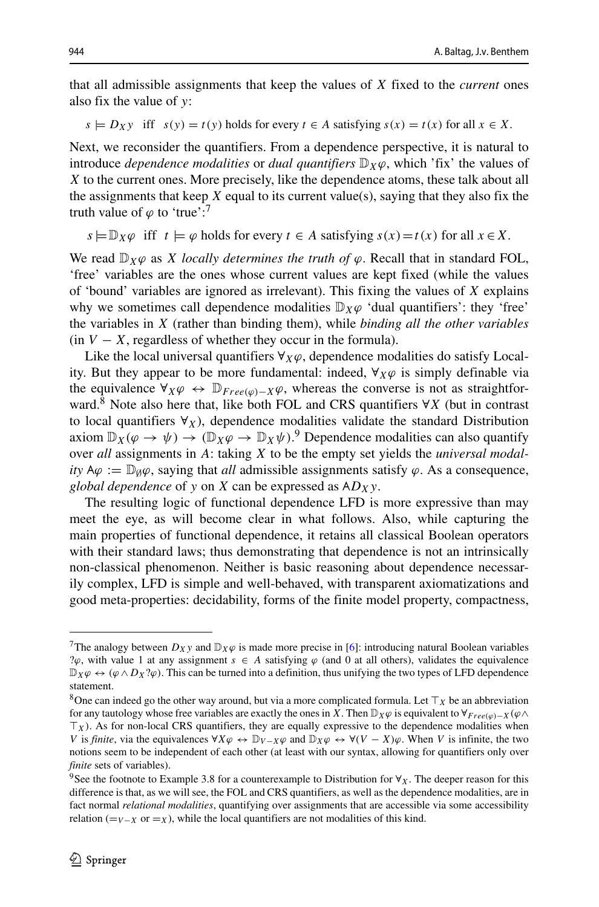that all admissible assignments that keep the values of $X$ fixed to the *current* ones also fix the value of $y$:

$$s \models D_X y \quad \text{iff} \quad s(y) = t(y) \text{ holds for every } t \in A \text{ satisfying } s(x) = t(x) \text{ for all } x \in X.$$

Next, we reconsider the quantifiers. From a dependence perspective, it is natural to introduce *dependence modalities* or *dual quantifiers* $\mathbb{D}_X \varphi$, which 'fix' the values of $X$ to the current ones. More precisely, like the dependence atoms, these talk about all the assignments that keep $X$ equal to its current value(s), saying that they also fix the truth value of $\varphi$ to 'true':[7]

$$s \models \mathbb{D}_X \varphi \quad \text{iff} \quad t \models \varphi \text{ holds for every } t \in A \text{ satisfying } s(x) = t(x) \text{ for all } x \in X.$$

We read $\mathbb{D}_X \varphi$ as *$X$ locally determines the truth of $\varphi$*. Recall that in standard FOL, 'free' variables are the ones whose current values are kept fixed (while the values of 'bound' variables are ignored as irrelevant). This fixing the values of $X$ explains why we sometimes call dependence modalities $\mathbb{D}_X \varphi$ 'dual quantifiers': they 'free' the variables in $X$ (rather than binding them), while *binding all the other variables* (in $V - X$, regardless of whether they occur in the formula).

Like the local universal quantifiers $\forall_X \varphi$, dependence modalities do satisfy Locality. But they appear to be more fundamental: indeed, $\forall_X \varphi$ is simply definable via the equivalence $\forall_X \varphi \leftrightarrow \mathbb{D}_{Free(\varphi)-X} \varphi$, whereas the converse is not as straightforward.[8] Note also here that, like both FOL and CRS quantifiers $\forall X$ (but in contrast to local quantifiers $\forall_X$), dependence modalities validate the standard Distribution axiom $\mathbb{D}_X(\varphi \to \psi) \to (\mathbb{D}_X \varphi \to \mathbb{D}_X \psi)$.[9] Dependence modalities can also quantify over *all* assignments in $A$: taking $X$ to be the empty set yields the *universal modality* $\mathsf{A}\varphi := \mathbb{D}_\emptyset \varphi$, saying that *all* admissible assignments satisfy $\varphi$. As a consequence, *global dependence* of $y$ on $X$ can be expressed as $\mathsf{A} D_X y$.

The resulting logic of functional dependence LFD is more expressive than may meet the eye, as will become clear in what follows. Also, while capturing the main properties of functional dependence, it retains all classical Boolean operators with their standard laws; thus demonstrating that dependence is not an intrinsically non-classical phenomenon. Neither is basic reasoning about dependence necessarily complex, LFD is simple and well-behaved, with transparent axiomatizations and good meta-properties: decidability, forms of the finite model property, compactness,

---

[7] The analogy between $D_X y$ and $\mathbb{D}_X \varphi$ is made more precise in [6]: introducing natural Boolean variables $?\varphi$, with value 1 at any assignment $s \in A$ satisfying $\varphi$ (and 0 at all others), validates the equivalence $\mathbb{D}_X \varphi \leftrightarrow (\varphi \wedge D_X ?\varphi)$. This can be turned into a definition, thus unifying the two types of LFD dependence statement.

[8] One can indeed go the other way around, but via a more complicated formula. Let $\top_X$ be an abbreviation for any tautology whose free variables are exactly the ones in $X$. Then $\mathbb{D}_X \varphi$ is equivalent to $\forall_{Free(\varphi)-X}(\varphi \wedge \top_X)$. As for non-local CRS quantifiers, they are equally expressive to the dependence modalities when $V$ is *finite*, via the equivalences $\forall X \varphi \leftrightarrow \mathbb{D}_{V-X} \varphi$ and $\mathbb{D}_X \varphi \leftrightarrow \forall(V - X)\varphi$. When $V$ is infinite, the two notions seem to be independent of each other (at least with our syntax, allowing for quantifiers only over *finite* sets of variables).

[9] See the footnote to Example 3.8 for a counterexample to Distribution for $\forall_X$. The deeper reason for this difference is that, as we will see, the FOL and CRS quantifiers, as well as the dependence modalities, are in fact normal *relational modalities*, quantifying over assignments that are accessible via some accessibility relation ($=_{V-X}$ or $=_X$), while the local quantifiers are not modalities of this kind.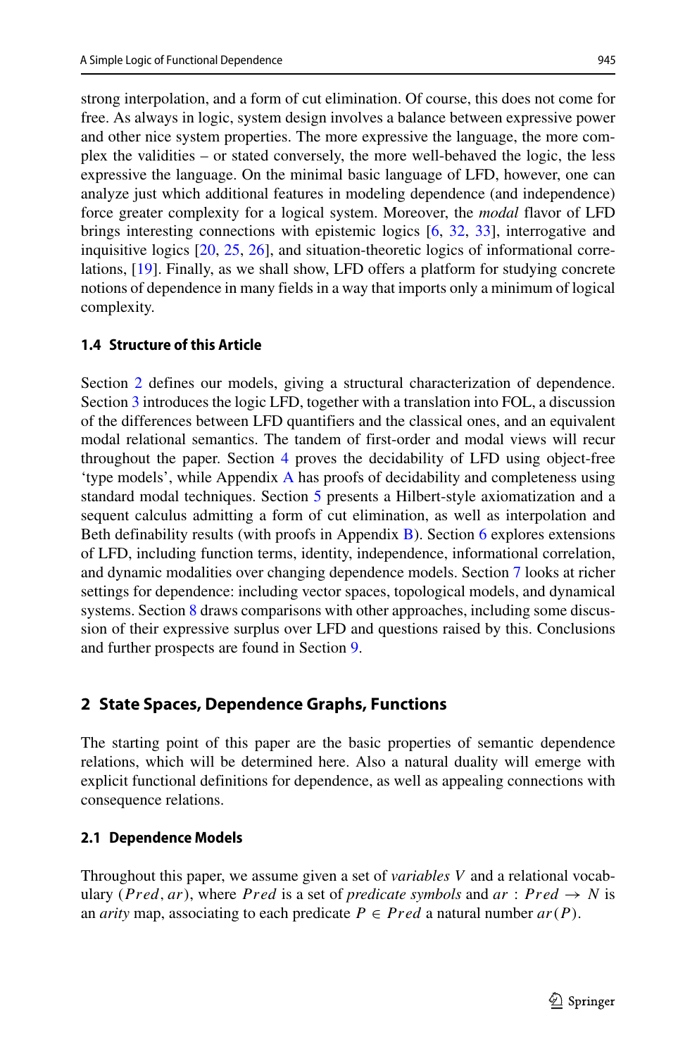strong interpolation, and a form of cut elimination. Of course, this does not come for free. As always in logic, system design involves a balance between expressive power and other nice system properties. The more expressive the language, the more complex the validities – or stated conversely, the more well-behaved the logic, the less expressive the language. On the minimal basic language of LFD, however, one can analyze just which additional features in modeling dependence (and independence) force greater complexity for a logical system. Moreover, the *modal* flavor of LFD brings interesting connections with epistemic logics [6, 32, 33], interrogative and inquisitive logics [20, 25, 26], and situation-theoretic logics of informational correlations, [19]. Finally, as we shall show, LFD offers a platform for studying concrete notions of dependence in many fields in a way that imports only a minimum of logical complexity.

### 1.4 Structure of this Article

Section 2 defines our models, giving a structural characterization of dependence. Section 3 introduces the logic LFD, together with a translation into FOL, a discussion of the differences between LFD quantifiers and the classical ones, and an equivalent modal relational semantics. The tandem of first-order and modal views will recur throughout the paper. Section 4 proves the decidability of LFD using object-free 'type models', while Appendix A has proofs of decidability and completeness using standard modal techniques. Section 5 presents a Hilbert-style axiomatization and a sequent calculus admitting a form of cut elimination, as well as interpolation and Beth definability results (with proofs in Appendix B). Section 6 explores extensions of LFD, including function terms, identity, independence, informational correlation, and dynamic modalities over changing dependence models. Section 7 looks at richer settings for dependence: including vector spaces, topological models, and dynamical systems. Section 8 draws comparisons with other approaches, including some discussion of their expressive surplus over LFD and questions raised by this. Conclusions and further prospects are found in Section 9.

## 2 State Spaces, Dependence Graphs, Functions

The starting point of this paper are the basic properties of semantic dependence relations, which will be determined here. Also a natural duality will emerge with explicit functional definitions for dependence, as well as appealing connections with consequence relations.

### 2.1 Dependence Models

Throughout this paper, we assume given a set of *variables* $V$ and a relational vocabulary $(Pred, ar)$, where $Pred$ is a set of *predicate symbols* and $ar : Pred \to N$ is an *arity* map, associating to each predicate $P \in Pred$ a natural number $ar(P)$.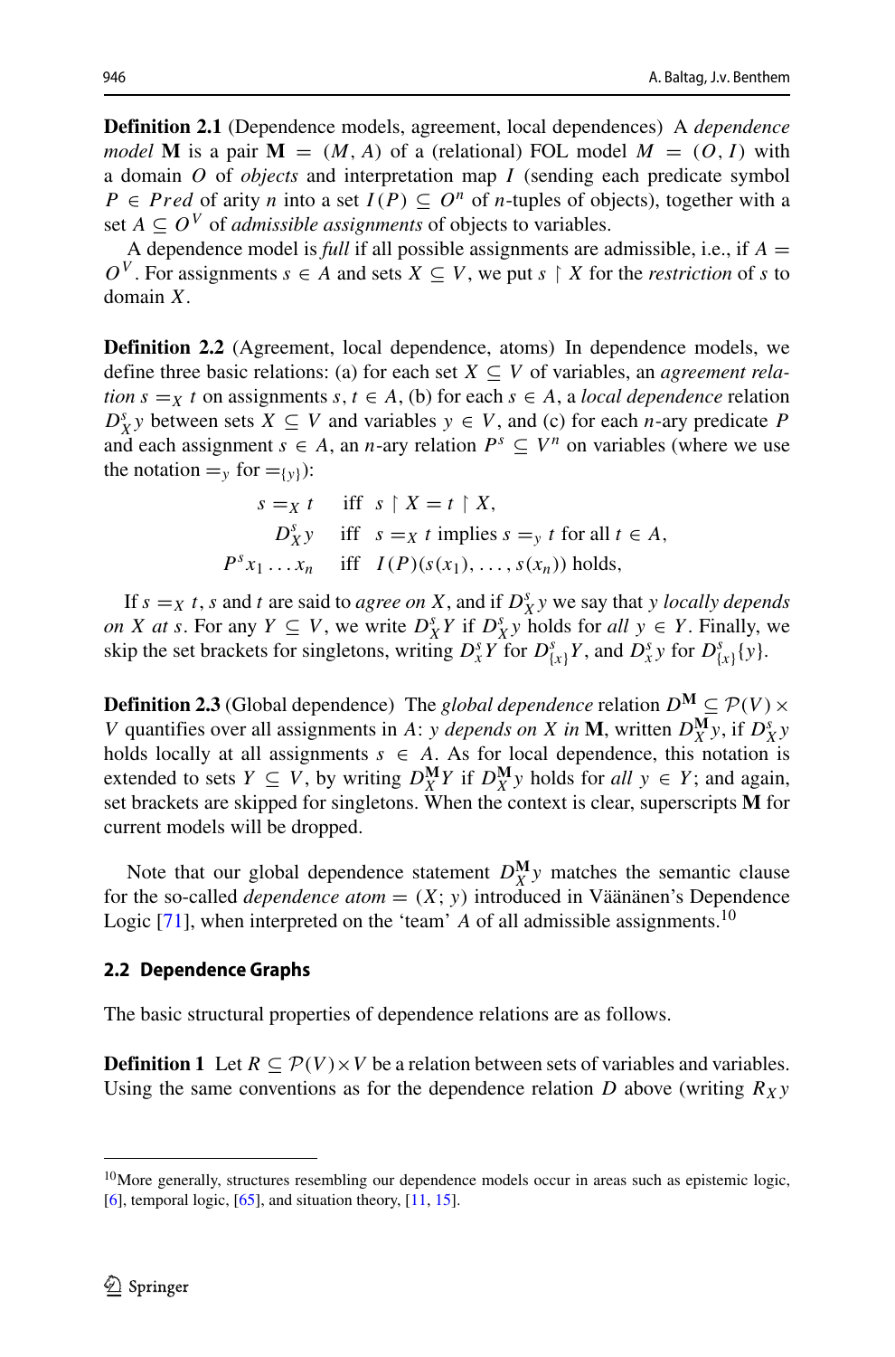**Definition 2.1** (Dependence models, agreement, local dependences) A *dependence model* $\mathbf{M}$ is a pair $\mathbf{M} = (M, A)$ of a (relational) FOL model $M = (O, I)$ with a domain $O$ of *objects* and interpretation map $I$ (sending each predicate symbol $P \in Pred$ of arity $n$ into a set $I(P) \subseteq O^n$ of $n$-tuples of objects), together with a set $A \subseteq O^V$ of *admissible assignments* of objects to variables.

A dependence model is *full* if all possible assignments are admissible, i.e., if $A = O^V$. For assignments $s \in A$ and sets $X \subseteq V$, we put $s \restriction X$ for the *restriction* of $s$ to domain $X$.

**Definition 2.2** (Agreement, local dependence, atoms) In dependence models, we define three basic relations: (a) for each set $X \subseteq V$ of variables, an *agreement relation* $s =_X t$ on assignments $s, t \in A$, (b) for each $s \in A$, a *local dependence* relation $D^s_X y$ between sets $X \subseteq V$ and variables $y \in V$, and (c) for each $n$-ary predicate $P$ and each assignment $s \in A$, an $n$-ary relation $P^s \subseteq V^n$ on variables (where we use the notation $=_y$ for $=_{\{y\}}$):

$$
\begin{aligned}
s =_X t \quad & \text{iff} \quad s \restriction X = t \restriction X, \\
D^s_X y \quad & \text{iff} \quad s =_X t \text{ implies } s =_y t \text{ for all } t \in A, \\
P^s x_1 \ldots x_n \quad & \text{iff} \quad I(P)(s(x_1), \ldots, s(x_n)) \text{ holds},
\end{aligned}
$$

If $s =_X t$, $s$ and $t$ are said to *agree on* $X$, and if $D^s_X y$ we say that $y$ *locally depends on* $X$ *at* $s$. For any $Y \subseteq V$, we write $D^s_X Y$ if $D^s_X y$ holds for *all* $y \in Y$. Finally, we skip the set brackets for singletons, writing $D^s_x Y$ for $D^s_{\{x\}} Y$, and $D^s_x y$ for $D^s_{\{x\}} \{y\}$.

**Definition 2.3** (Global dependence) The *global dependence* relation $D^{\mathbf{M}} \subseteq \mathcal{P}(V) \times V$ quantifies over all assignments in $A$: $y$ *depends on* $X$ *in* $\mathbf{M}$, written $D^{\mathbf{M}}_X y$, if $D^s_X y$ holds locally at all assignments $s \in A$. As for local dependence, this notation is extended to sets $Y \subseteq V$, by writing $D^{\mathbf{M}}_X Y$ if $D^{\mathbf{M}}_X y$ holds for *all* $y \in Y$; and again, set brackets are skipped for singletons. When the context is clear, superscripts $\mathbf{M}$ for current models will be dropped.

Note that our global dependence statement $D^{\mathbf{M}}_X y$ matches the semantic clause for the so-called *dependence atom* $= (X; y)$ introduced in Väänänen's Dependence Logic [71], when interpreted on the 'team' $A$ of all admissible assignments.[10]

### 2.2 Dependence Graphs

The basic structural properties of dependence relations are as follows.

**Definition 1** Let $R \subseteq \mathcal{P}(V) \times V$ be a relation between sets of variables and variables. Using the same conventions as for the dependence relation $D$ above (writing $R_X y$

[10] More generally, structures resembling our dependence models occur in areas such as epistemic logic, [6], temporal logic, [65], and situation theory, [11, 15].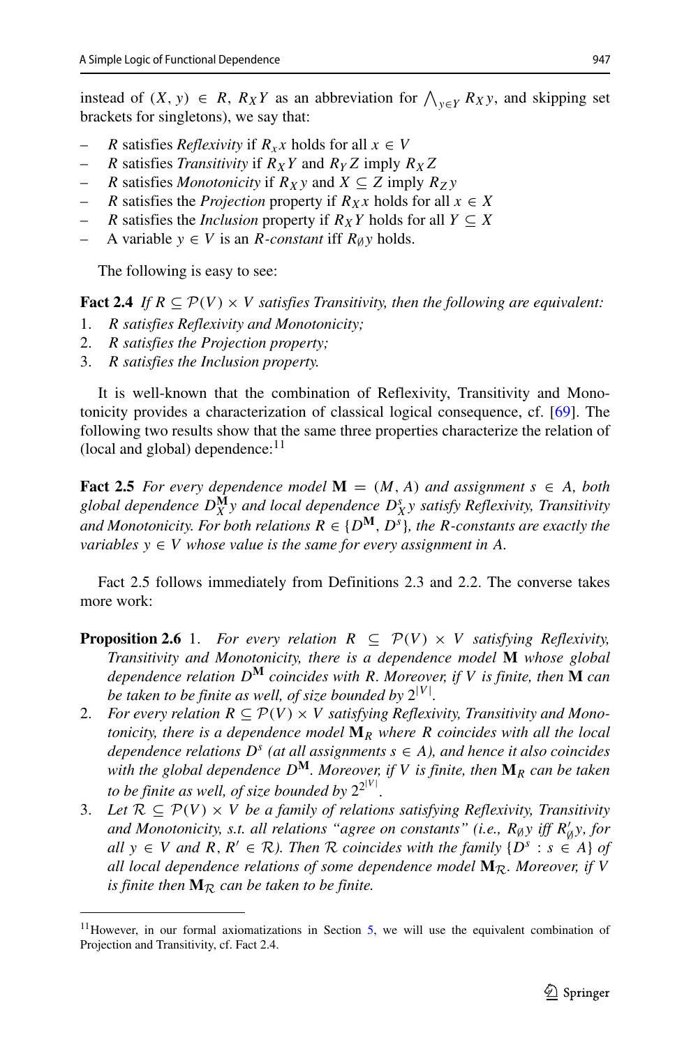instead of $(X, y) \in R$, $R_X Y$ as an abbreviation for $\bigwedge_{y \in Y} R_X y$, and skipping set brackets for singletons), we say that:

- $R$ satisfies *Reflexivity* if $R_x x$ holds for all $x \in V$
- $R$ satisfies *Transitivity* if $R_X Y$ and $R_Y Z$ imply $R_X Z$
- $R$ satisfies *Monotonicity* if $R_X y$ and $X \subseteq Z$ imply $R_Z y$
- $R$ satisfies the *Projection* property if $R_X x$ holds for all $x \in X$
- $R$ satisfies the *Inclusion* property if $R_X Y$ holds for all $Y \subseteq X$
- A variable $y \in V$ is an $R$*-constant* iff $R_\emptyset y$ holds.

The following is easy to see:

**Fact 2.4** *If $R \subseteq \mathcal{P}(V) \times V$ satisfies Transitivity, then the following are equivalent:*

1. *$R$ satisfies Reflexivity and Monotonicity;*
2. *$R$ satisfies the Projection property;*
3. *$R$ satisfies the Inclusion property.*

It is well-known that the combination of Reflexivity, Transitivity and Monotonicity provides a characterization of classical logical consequence, cf. [69]. The following two results show that the same three properties characterize the relation of (local and global) dependence:[11]

**Fact 2.5** *For every dependence model $\mathbf{M} = (M, A)$ and assignment $s \in A$, both global dependence $D^{\mathbf{M}}_X y$ and local dependence $D^s_X y$ satisfy Reflexivity, Transitivity and Monotonicity. For both relations $R \in \{D^{\mathbf{M}}, D^s\}$, the $R$-constants are exactly the variables $y \in V$ whose value is the same for every assignment in $A$.*

Fact 2.5 follows immediately from Definitions 2.3 and 2.2. The converse takes more work:

**Proposition 2.6**
1. *For every relation $R \subseteq \mathcal{P}(V) \times V$ satisfying Reflexivity, Transitivity and Monotonicity, there is a dependence model $\mathbf{M}$ whose global dependence relation $D^{\mathbf{M}}$ coincides with $R$. Moreover, if $V$ is finite, then $\mathbf{M}$ can be taken to be finite as well, of size bounded by $2^{|V|}$.*
2. *For every relation $R \subseteq \mathcal{P}(V) \times V$ satisfying Reflexivity, Transitivity and Monotonicity, there is a dependence model $\mathbf{M}_R$ where $R$ coincides with all the local dependence relations $D^s$ (at all assignments $s \in A$), and hence it also coincides with the global dependence $D^{\mathbf{M}}$. Moreover, if $V$ is finite, then $\mathbf{M}_R$ can be taken to be finite as well, of size bounded by $2^{2^{|V|}}$.*
3. *Let $\mathcal{R} \subseteq \mathcal{P}(V) \times V$ be a family of relations satisfying Reflexivity, Transitivity and Monotonicity, s.t. all relations "agree on constants" (i.e., $R_\emptyset y$ iff $R'_\emptyset y$, for all $y \in V$ and $R, R' \in \mathcal{R}$). Then $\mathcal{R}$ coincides with the family $\{D^s : s \in A\}$ of all local dependence relations of some dependence model $\mathbf{M}_{\mathcal{R}}$. Moreover, if $V$ is finite then $\mathbf{M}_{\mathcal{R}}$ can be taken to be finite.*

[11] However, in our formal axiomatizations in Section 5, we will use the equivalent combination of Projection and Transitivity, cf. Fact 2.4.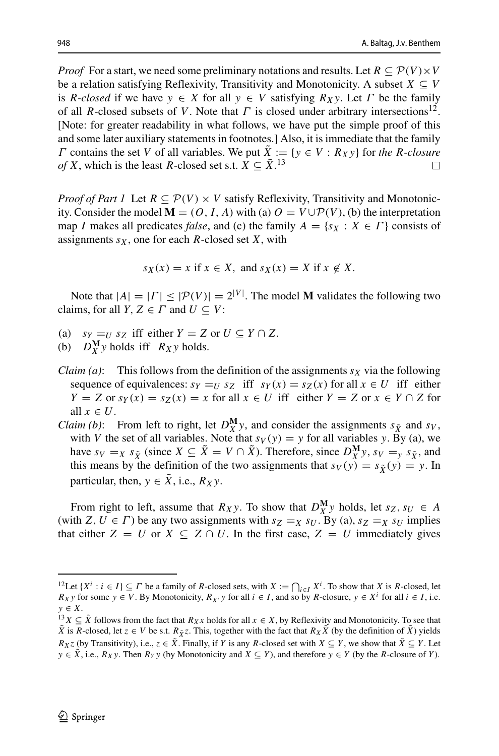*Proof* For a start, we need some preliminary notations and results. Let $R \subseteq \mathcal{P}(V) \times V$ be a relation satisfying Reflexivity, Transitivity and Monotonicity. A subset $X \subseteq V$ is *R-closed* if we have $y \in X$ for all $y \in V$ satisfying $R_X y$. Let $\Gamma$ be the family of all $R$-closed subsets of $V$. Note that $\Gamma$ is closed under arbitrary intersections[12]. [Note: for greater readability in what follows, we have put the simple proof of this and some later auxiliary statements in footnotes.] Also, it is immediate that the family $\Gamma$ contains the set $V$ of all variables. We put $\tilde{X} := \{y \in V : R_X y\}$ for *the R-closure of X*, which is the least $R$-closed set s.t. $X \subseteq \tilde{X}$.[13] $\square$

*Proof of Part 1* Let $R \subseteq \mathcal{P}(V) \times V$ satisfy Reflexivity, Transitivity and Monotonicity. Consider the model $\mathbf{M} = (O, I, A)$ with (a) $O = V \cup \mathcal{P}(V)$, (b) the interpretation map $I$ makes all predicates *false*, and (c) the family $A = \{s_X : X \in \Gamma\}$ consists of assignments $s_X$, one for each $R$-closed set $X$, with

$$s_X(x) = x \text{ if } x \in X, \text{ and } s_X(x) = X \text{ if } x \notin X.$$

Note that $|A| = |\Gamma| \leq |\mathcal{P}(V)| = 2^{|V|}$. The model $\mathbf{M}$ validates the following two claims, for all $Y, Z \in \Gamma$ and $U \subseteq V$:

(a) $s_Y =_U s_Z$ iff either $Y = Z$ or $U \subseteq Y \cap Z$.
(b) $D_X^{\mathbf{M}} y$ holds iff $R_X y$ holds.

*Claim (a)*: This follows from the definition of the assignments $s_X$ via the following sequence of equivalences: $s_Y =_U s_Z$ iff $s_Y(x) = s_Z(x)$ for all $x \in U$ iff either $Y = Z$ or $s_Y(x) = s_Z(x) = x$ for all $x \in U$ iff either $Y = Z$ or $x \in Y \cap Z$ for all $x \in U$.

*Claim (b)*: From left to right, let $D_X^{\mathbf{M}} y$, and consider the assignments $s_{\tilde{X}}$ and $s_V$, with $V$ the set of all variables. Note that $s_V(y) = y$ for all variables $y$. By (a), we have $s_V =_X s_{\tilde{X}}$ (since $X \subseteq \tilde{X} = V \cap \tilde{X}$). Therefore, since $D_X^{\mathbf{M}} y$, $s_V =_y s_{\tilde{X}}$, and this means by the definition of the two assignments that $s_V(y) = s_{\tilde{X}}(y) = y$. In particular, then, $y \in \tilde{X}$, i.e., $R_X y$.

From right to left, assume that $R_X y$. To show that $D_X^{\mathbf{M}} y$ holds, let $s_Z, s_U \in A$ (with $Z, U \in \Gamma$) be any two assignments with $s_Z =_X s_U$. By (a), $s_Z =_X s_U$ implies that either $Z = U$ or $X \subseteq Z \cap U$. In the first case, $Z = U$ immediately gives

---

[12] Let $\{X^i : i \in I\} \subseteq \Gamma$ be a family of $R$-closed sets, with $X := \bigcap_{i \in I} X^i$. To show that $X$ is $R$-closed, let $R_X y$ for some $y \in V$. By Monotonicity, $R_{X^i} y$ for all $i \in I$, and so by $R$-closure, $y \in X^i$ for all $i \in I$, i.e. $y \in X$.

[13] $X \subseteq \tilde{X}$ follows from the fact that $R_X x$ holds for all $x \in X$, by Reflexivity and Monotonicity. To see that $\tilde{X}$ is $R$-closed, let $z \in V$ be s.t. $R_{\tilde{X}} z$. This, together with the fact that $R_X \tilde{X}$ (by the definition of $\tilde{X}$) yields $R_X z$ (by Transitivity), i.e., $z \in \tilde{X}$. Finally, if $Y$ is any $R$-closed set with $X \subseteq Y$, we show that $\tilde{X} \subseteq Y$. Let $y \in \tilde{X}$, i.e., $R_X y$. Then $R_Y y$ (by Monotonicity and $X \subseteq Y$), and therefore $y \in Y$ (by the $R$-closure of $Y$).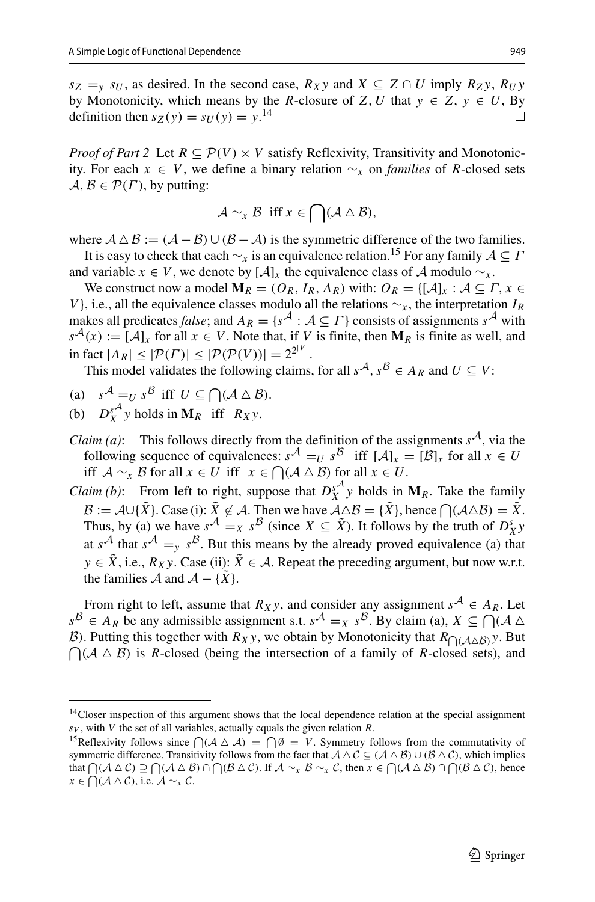$s_Z =_y s_U$, as desired. In the second case, $R_X y$ and $X \subseteq Z \cap U$ imply $R_Z y$, $R_U y$ by Monotonicity, which means by the $R$-closure of $Z, U$ that $y \in Z$, $y \in U$, By definition then $s_Z(y) = s_U(y) = y$.[14] □

*Proof of Part 2* Let $R \subseteq \mathcal{P}(V) \times V$ satisfy Reflexivity, Transitivity and Monotonicity. For each $x \in V$, we define a binary relation $\sim_x$ on *families* of $R$-closed sets $\mathcal{A}, \mathcal{B} \in \mathcal{P}(\Gamma)$, by putting:

$$\mathcal{A} \sim_x \mathcal{B} \text{ iff } x \in \bigcap(\mathcal{A} \triangle \mathcal{B}),$$

where $\mathcal{A} \triangle \mathcal{B} := (\mathcal{A} - \mathcal{B}) \cup (\mathcal{B} - \mathcal{A})$ is the symmetric difference of the two families.

It is easy to check that each $\sim_x$ is an equivalence relation.[15] For any family $\mathcal{A} \subseteq \Gamma$ and variable $x \in V$, we denote by $[\mathcal{A}]_x$ the equivalence class of $\mathcal{A}$ modulo $\sim_x$.

We construct now a model $\mathbf{M}_R = (O_R, I_R, A_R)$ with: $O_R = \{[\mathcal{A}]_x : \mathcal{A} \subseteq \Gamma, x \in V\}$, i.e., all the equivalence classes modulo all the relations $\sim_x$, the interpretation $I_R$ makes all predicates *false*; and $A_R = \{s^{\mathcal{A}} : \mathcal{A} \subseteq \Gamma\}$ consists of assignments $s^{\mathcal{A}}$ with $s^{\mathcal{A}}(x) := [\mathcal{A}]_x$ for all $x \in V$. Note that, if $V$ is finite, then $\mathbf{M}_R$ is finite as well, and in fact $|A_R| \leq |\mathcal{P}(\Gamma)| \leq |\mathcal{P}(\mathcal{P}(V))| = 2^{2^{|V|}}$.

This model validates the following claims, for all $s^{\mathcal{A}}, s^{\mathcal{B}} \in A_R$ and $U \subseteq V$:

(a) $s^{\mathcal{A}} =_U s^{\mathcal{B}}$ iff $U \subseteq \bigcap(\mathcal{A} \triangle \mathcal{B})$.

(b) $D_X^{s^{\mathcal{A}}} y$ holds in $\mathbf{M}_R$ iff $R_X y$.

*Claim (a)*: This follows directly from the definition of the assignments $s^{\mathcal{A}}$, via the following sequence of equivalences: $s^{\mathcal{A}} =_U s^{\mathcal{B}}$ iff $[\mathcal{A}]_x = [\mathcal{B}]_x$ for all $x \in U$ iff $\mathcal{A} \sim_x \mathcal{B}$ for all $x \in U$ iff $x \in \bigcap(\mathcal{A} \triangle \mathcal{B})$ for all $x \in U$.

*Claim (b)*: From left to right, suppose that $D_X^{s^{\mathcal{A}}} y$ holds in $\mathbf{M}_R$. Take the family $\mathcal{B} := \mathcal{A} \cup \{\tilde{X}\}$. Case (i): $\tilde{X} \notin \mathcal{A}$. Then we have $\mathcal{A} \triangle \mathcal{B} = \{\tilde{X}\}$, hence $\bigcap(\mathcal{A} \triangle \mathcal{B}) = \tilde{X}$. Thus, by (a) we have $s^{\mathcal{A}} =_X s^{\mathcal{B}}$ (since $X \subseteq \tilde{X}$). It follows by the truth of $D_X^s y$ at $s^{\mathcal{A}}$ that $s^{\mathcal{A}} =_y s^{\mathcal{B}}$. But this means by the already proved equivalence (a) that $y \in \tilde{X}$, i.e., $R_X y$. Case (ii): $\tilde{X} \in \mathcal{A}$. Repeat the preceding argument, but now w.r.t. the families $\mathcal{A}$ and $\mathcal{A} - \{\tilde{X}\}$.

From right to left, assume that $R_X y$, and consider any assignment $s^{\mathcal{A}} \in A_R$. Let $s^{\mathcal{B}} \in A_R$ be any admissible assignment s.t. $s^{\mathcal{A}} =_X s^{\mathcal{B}}$. By claim (a), $X \subseteq \bigcap(\mathcal{A} \triangle \mathcal{B})$. Putting this together with $R_X y$, we obtain by Monotonicity that $R_{\bigcap(\mathcal{A} \triangle \mathcal{B})} y$. But $\bigcap(\mathcal{A} \triangle \mathcal{B})$ is $R$-closed (being the intersection of a family of $R$-closed sets), and

[14] Closer inspection of this argument shows that the local dependence relation at the special assignment $s_V$, with $V$ the set of all variables, actually equals the given relation $R$.

[15] Reflexivity follows since $\bigcap(\mathcal{A} \triangle \mathcal{A}) = \bigcap \emptyset = V$. Symmetry follows from the commutativity of symmetric difference. Transitivity follows from the fact that $\mathcal{A} \triangle \mathcal{C} \subseteq (\mathcal{A} \triangle \mathcal{B}) \cup (\mathcal{B} \triangle \mathcal{C})$, which implies that $\bigcap(\mathcal{A} \triangle \mathcal{C}) \supseteq \bigcap(\mathcal{A} \triangle \mathcal{B}) \cap \bigcap(\mathcal{B} \triangle \mathcal{C})$. If $\mathcal{A} \sim_x \mathcal{B} \sim_x \mathcal{C}$, then $x \in \bigcap(\mathcal{A} \triangle \mathcal{B}) \cap \bigcap(\mathcal{B} \triangle \mathcal{C})$, hence $x \in \bigcap(\mathcal{A} \triangle \mathcal{C})$, i.e. $\mathcal{A} \sim_x \mathcal{C}$.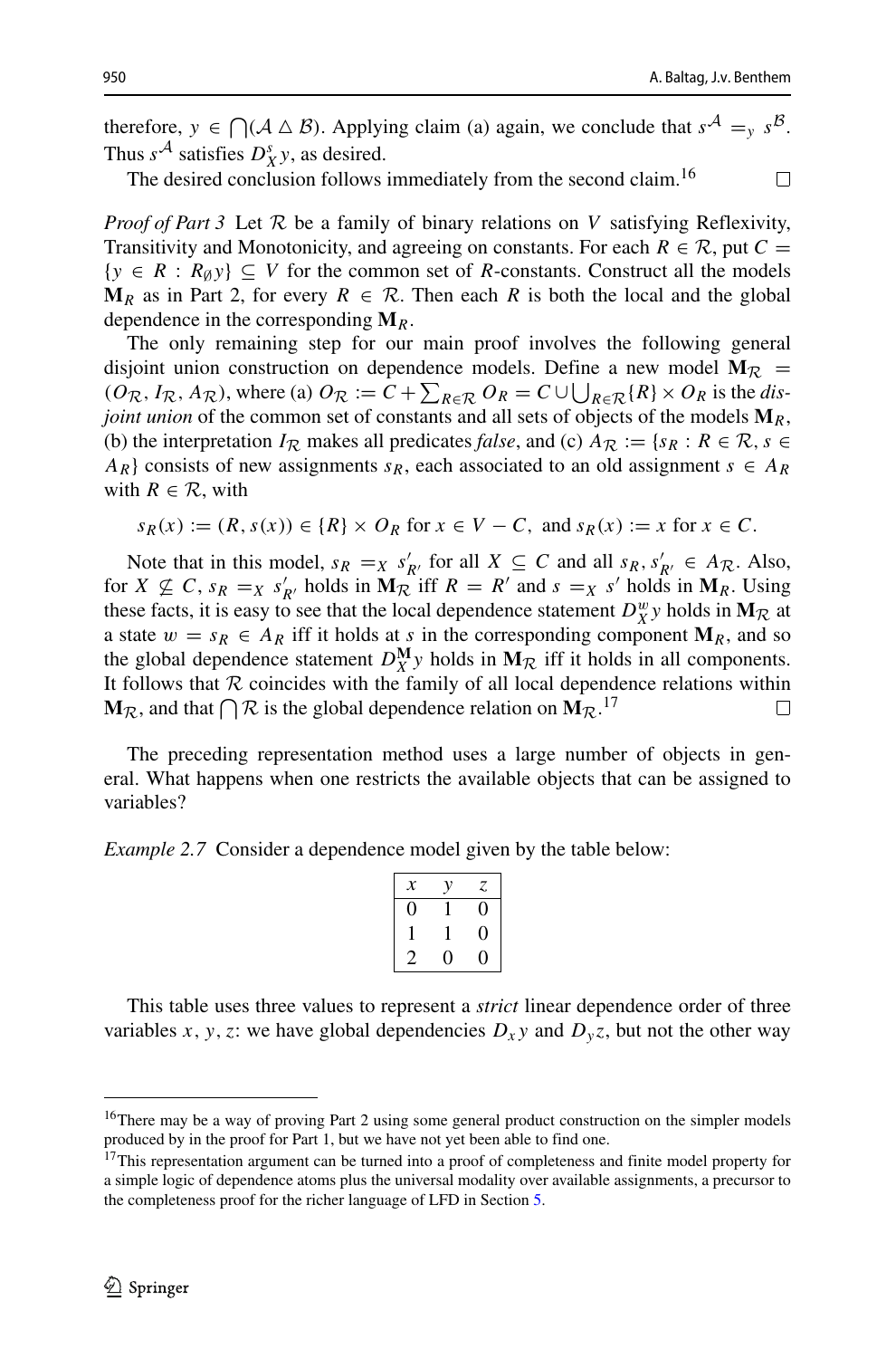therefore, $y \in \bigcap(\mathcal{A} \triangle \mathcal{B})$. Applying claim (a) again, we conclude that $s^{\mathcal{A}} =_y s^{\mathcal{B}}$. Thus $s^{\mathcal{A}}$ satisfies $D^s_X y$, as desired.

The desired conclusion follows immediately from the second claim.[16] □

*Proof of Part 3* Let $\mathcal{R}$ be a family of binary relations on $V$ satisfying Reflexivity, Transitivity and Monotonicity, and agreeing on constants. For each $R \in \mathcal{R}$, put $C = \{y \in R : R_{\emptyset} y\} \subseteq V$ for the common set of $R$-constants. Construct all the models $\mathbf{M}_R$ as in Part 2, for every $R \in \mathcal{R}$. Then each $R$ is both the local and the global dependence in the corresponding $\mathbf{M}_R$.

The only remaining step for our main proof involves the following general disjoint union construction on dependence models. Define a new model $\mathbf{M}_{\mathcal{R}} = (O_{\mathcal{R}}, I_{\mathcal{R}}, A_{\mathcal{R}})$, where (a) $O_{\mathcal{R}} := C + \sum_{R \in \mathcal{R}} O_R = C \cup \bigcup_{R \in \mathcal{R}} \{R\} \times O_R$ is the *disjoint union* of the common set of constants and all sets of objects of the models $\mathbf{M}_R$, (b) the interpretation $I_{\mathcal{R}}$ makes all predicates *false*, and (c) $A_{\mathcal{R}} := \{s_R : R \in \mathcal{R}, s \in A_R\}$ consists of new assignments $s_R$, each associated to an old assignment $s \in A_R$ with $R \in \mathcal{R}$, with

$$s_R(x) := (R, s(x)) \in \{R\} \times O_R \text{ for } x \in V - C, \text{ and } s_R(x) := x \text{ for } x \in C.$$

Note that in this model, $s_R =_X s'_{R'}$ for all $X \subseteq C$ and all $s_R, s'_{R'} \in A_{\mathcal{R}}$. Also, for $X \not\subseteq C$, $s_R =_X s'_{R'}$ holds in $\mathbf{M}_{\mathcal{R}}$ iff $R = R'$ and $s =_X s'$ holds in $\mathbf{M}_R$. Using these facts, it is easy to see that the local dependence statement $D^w_X y$ holds in $\mathbf{M}_{\mathcal{R}}$ at a state $w = s_R \in A_R$ iff it holds at $s$ in the corresponding component $\mathbf{M}_R$, and so the global dependence statement $D^{\mathbf{M}}_X y$ holds in $\mathbf{M}_{\mathcal{R}}$ iff it holds in all components. It follows that $\mathcal{R}$ coincides with the family of all local dependence relations within $\mathbf{M}_{\mathcal{R}}$, and that $\bigcap \mathcal{R}$ is the global dependence relation on $\mathbf{M}_{\mathcal{R}}$.[17] □

The preceding representation method uses a large number of objects in general. What happens when one restricts the available objects that can be assigned to variables?

*Example 2.7* Consider a dependence model given by the table below:

| $x$ | $y$ | $z$ |
|---|---|---|
| 0 | 1 | 0 |
| 1 | 1 | 0 |
| 2 | 0 | 0 |

This table uses three values to represent a *strict* linear dependence order of three variables $x, y, z$: we have global dependencies $D_x y$ and $D_y z$, but not the other way

[16] There may be a way of proving Part 2 using some general product construction on the simpler models produced by in the proof for Part 1, but we have not yet been able to find one.

[17] This representation argument can be turned into a proof of completeness and finite model property for a simple logic of dependence atoms plus the universal modality over available assignments, a precursor to the completeness proof for the richer language of LFD in Section 5.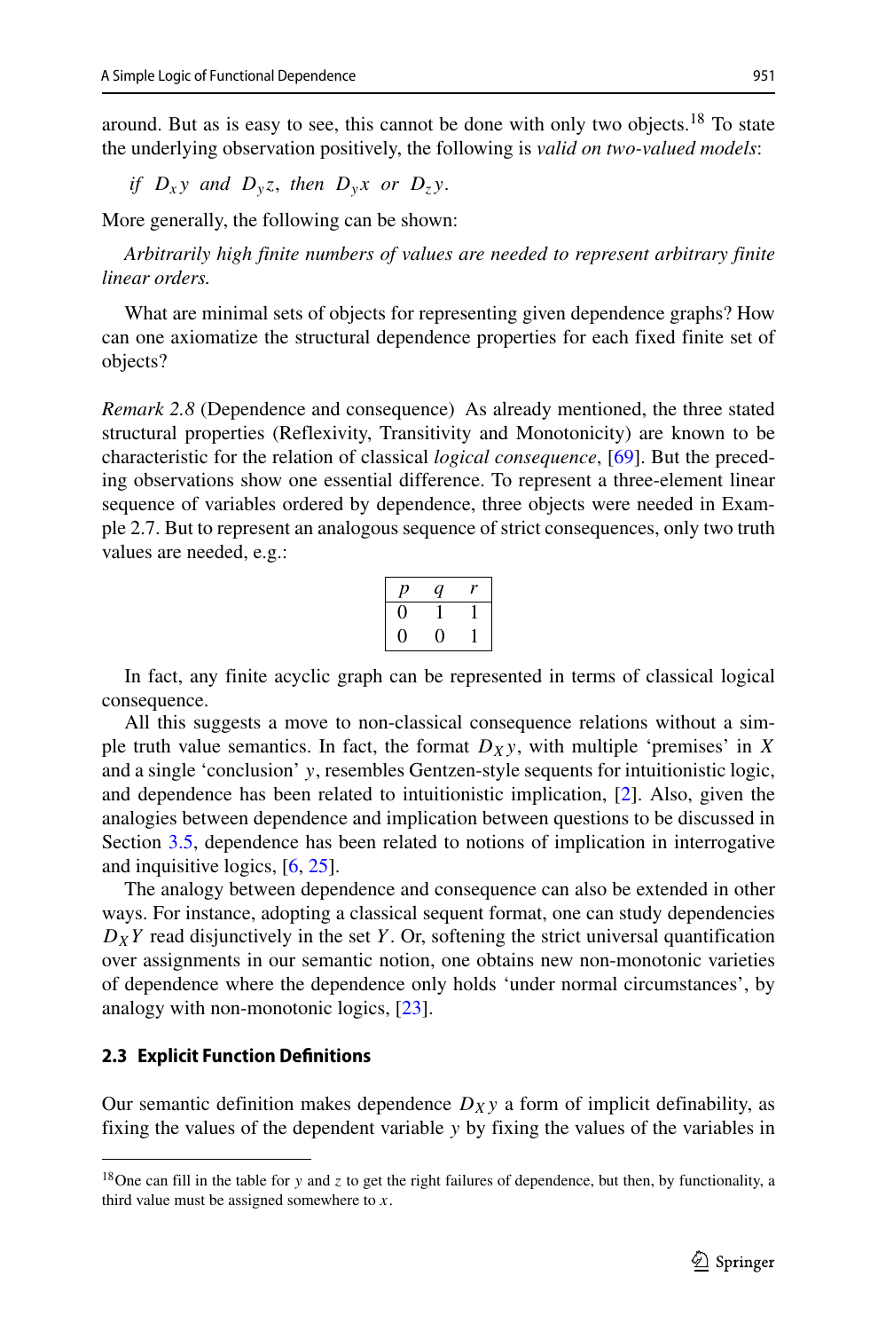around. But as is easy to see, this cannot be done with only two objects.[18] To state the underlying observation positively, the following is *valid on two-valued models*:

*if* $D_x y$ *and* $D_y z$, *then* $D_y x$ *or* $D_z y$.

More generally, the following can be shown:

*Arbitrarily high finite numbers of values are needed to represent arbitrary finite linear orders.*

What are minimal sets of objects for representing given dependence graphs? How can one axiomatize the structural dependence properties for each fixed finite set of objects?

*Remark 2.8* (Dependence and consequence) As already mentioned, the three stated structural properties (Reflexivity, Transitivity and Monotonicity) are known to be characteristic for the relation of classical *logical consequence*, [69]. But the preceding observations show one essential difference. To represent a three-element linear sequence of variables ordered by dependence, three objects were needed in Example 2.7. But to represent an analogous sequence of strict consequences, only two truth values are needed, e.g.:

| $p$ | $q$ | $r$ |
|---|---|---|
| 0 | 1 | 1 |
| 0 | 0 | 1 |

In fact, any finite acyclic graph can be represented in terms of classical logical consequence.

All this suggests a move to non-classical consequence relations without a simple truth value semantics. In fact, the format $D_X y$, with multiple 'premises' in $X$ and a single 'conclusion' $y$, resembles Gentzen-style sequents for intuitionistic logic, and dependence has been related to intuitionistic implication, [2]. Also, given the analogies between dependence and implication between questions to be discussed in Section 3.5, dependence has been related to notions of implication in interrogative and inquisitive logics, [6, 25].

The analogy between dependence and consequence can also be extended in other ways. For instance, adopting a classical sequent format, one can study dependencies $D_X Y$ read disjunctively in the set $Y$. Or, softening the strict universal quantification over assignments in our semantic notion, one obtains new non-monotonic varieties of dependence where the dependence only holds 'under normal circumstances', by analogy with non-monotonic logics, [23].

### 2.3 Explicit Function Definitions

Our semantic definition makes dependence $D_X y$ a form of implicit definability, as fixing the values of the dependent variable $y$ by fixing the values of the variables in

---

[18] One can fill in the table for $y$ and $z$ to get the right failures of dependence, but then, by functionality, a third value must be assigned somewhere to $x$.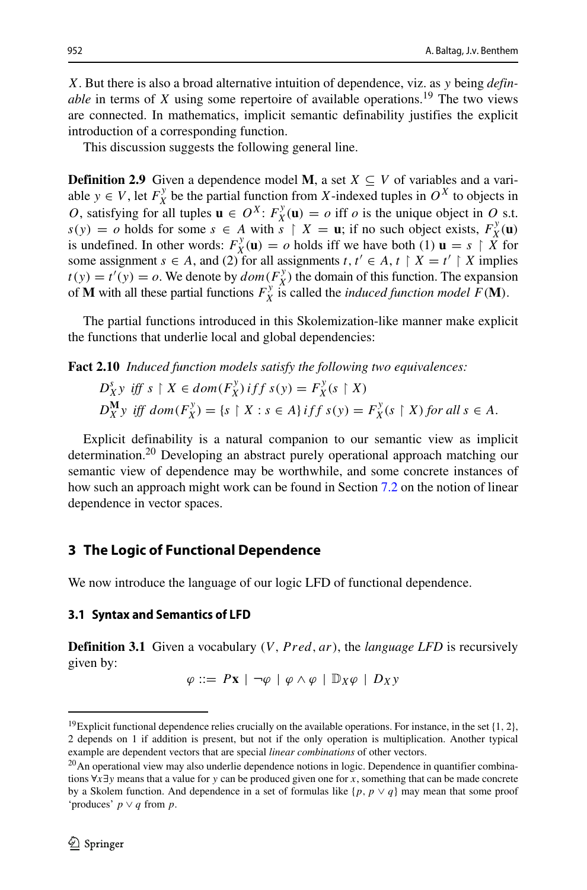$X$. But there is also a broad alternative intuition of dependence, viz. as $y$ being *definable* in terms of $X$ using some repertoire of available operations.[19] The two views are connected. In mathematics, implicit semantic definability justifies the explicit introduction of a corresponding function.

This discussion suggests the following general line.

**Definition 2.9** Given a dependence model $\mathbf{M}$, a set $X \subseteq V$ of variables and a variable $y \in V$, let $F^y_X$ be the partial function from $X$-indexed tuples in $O^X$ to objects in $O$, satisfying for all tuples $\mathbf{u} \in O^X$: $F^y_X(\mathbf{u}) = o$ iff $o$ is the unique object in $O$ s.t. $s(y) = o$ holds for some $s \in A$ with $s \restriction X = \mathbf{u}$; if no such object exists, $F^y_X(\mathbf{u})$ is undefined. In other words: $F^y_X(\mathbf{u}) = o$ holds iff we have both (1) $\mathbf{u} = s \restriction X$ for some assignment $s \in A$, and (2) for all assignments $t, t' \in A$, $t \restriction X = t' \restriction X$ implies $t(y) = t'(y) = o$. We denote by $dom(F^y_X)$ the domain of this function. The expansion of $\mathbf{M}$ with all these partial functions $F^y_X$ is called the *induced function model* $F(\mathbf{M})$.

The partial functions introduced in this Skolemization-like manner make explicit the functions that underlie local and global dependencies:

**Fact 2.10** *Induced function models satisfy the following two equivalences:*

$$D^s_X y \text{ iff } s \restriction X \in dom(F^y_X) \text{ iff } s(y) = F^y_X(s \restriction X)$$

$$D^{\mathbf{M}}_X y \text{ iff } dom(F^y_X) = \{s \restriction X : s \in A\} \text{ iff } s(y) = F^y_X(s \restriction X) \text{ for all } s \in A.$$

Explicit definability is a natural companion to our semantic view as implicit determination.[20] Developing an abstract purely operational approach matching our semantic view of dependence may be worthwhile, and some concrete instances of how such an approach might work can be found in Section 7.2 on the notion of linear dependence in vector spaces.

## 3 The Logic of Functional Dependence

We now introduce the language of our logic LFD of functional dependence.

### 3.1 Syntax and Semantics of LFD

**Definition 3.1** Given a vocabulary $(V, Pred, ar)$, the *language LFD* is recursively given by:

$$\varphi ::= P\mathbf{x} \mid \neg\varphi \mid \varphi \wedge \varphi \mid \mathbb{D}_X \varphi \mid D_X y$$

---

[19] Explicit functional dependence relies crucially on the available operations. For instance, in the set $\{1, 2\}$, 2 depends on 1 if addition is present, but not if the only operation is multiplication. Another typical example are dependent vectors that are special *linear combinations* of other vectors.

[20] An operational view may also underlie dependence notions in logic. Dependence in quantifier combinations $\forall x \exists y$ means that a value for $y$ can be produced given one for $x$, something that can be made concrete by a Skolem function. And dependence in a set of formulas like $\{p, p \vee q\}$ may mean that some proof 'produces' $p \vee q$ from $p$.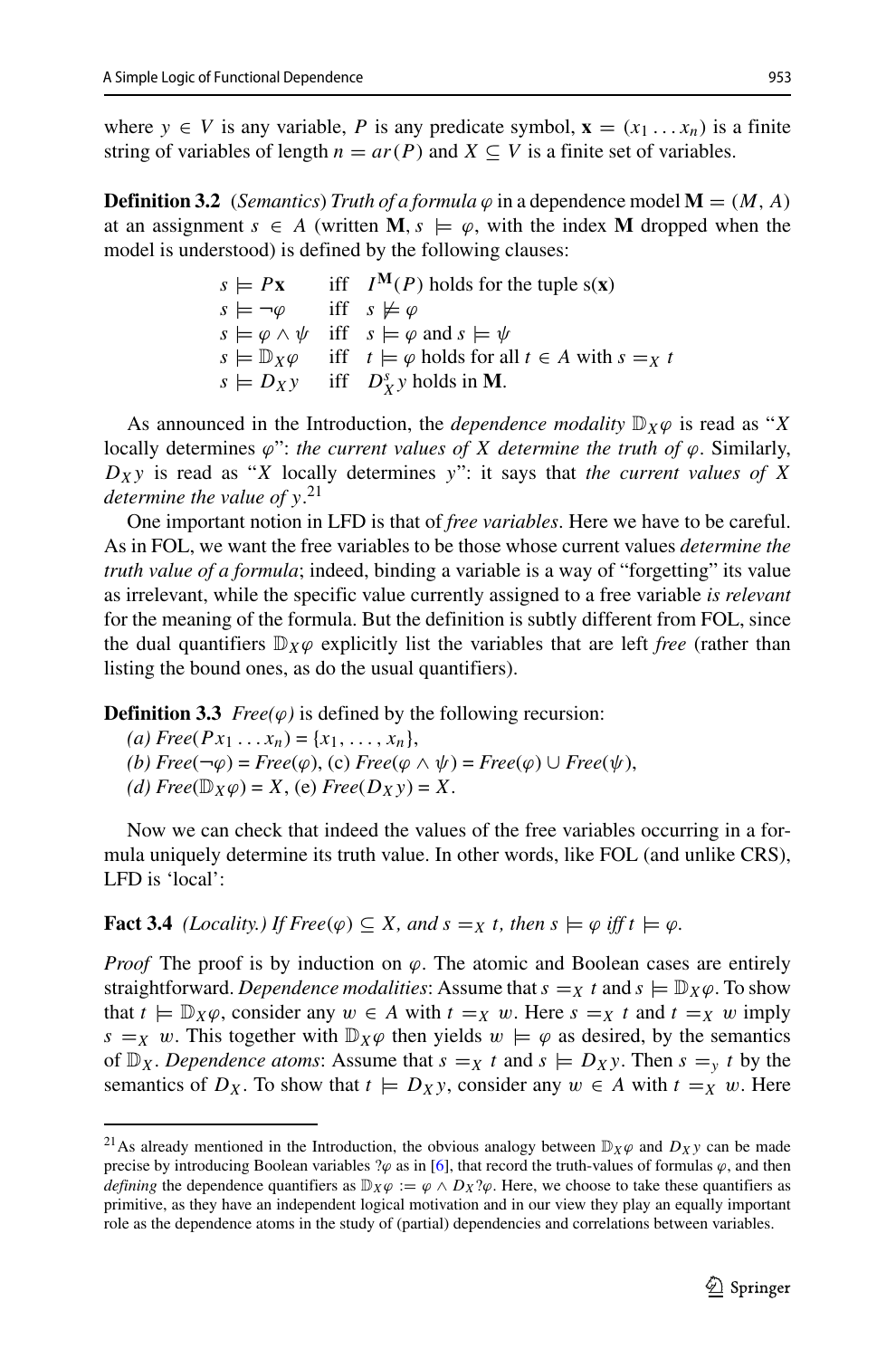where $y \in V$ is any variable, $P$ is any predicate symbol, $\mathbf{x} = (x_1 \dots x_n)$ is a finite string of variables of length $n = ar(P)$ and $X \subseteq V$ is a finite set of variables.

**Definition 3.2** (*Semantics*) *Truth of a formula* $\varphi$ in a dependence model $\mathbf{M} = (M, A)$ at an assignment $s \in A$ (written $\mathbf{M}, s \models \varphi$, with the index $\mathbf{M}$ dropped when the model is understood) is defined by the following clauses:

$$
\begin{array}{lll}
s \models P\mathbf{x} & \text{iff} & I^{\mathbf{M}}(P) \text{ holds for the tuple s}(\mathbf{x}) \\
s \models \neg\varphi & \text{iff} & s \not\models \varphi \\
s \models \varphi \wedge \psi & \text{iff} & s \models \varphi \text{ and } s \models \psi \\
s \models \mathbb{D}_X \varphi & \text{iff} & t \models \varphi \text{ holds for all } t \in A \text{ with } s =_X t \\
s \models D_X y & \text{iff} & D^s_X y \text{ holds in } \mathbf{M}.
\end{array}
$$

As announced in the Introduction, the *dependence modality* $\mathbb{D}_X \varphi$ is read as "$X$ locally determines $\varphi$": *the current values of $X$ determine the truth of $\varphi$*. Similarly, $D_X y$ is read as "$X$ locally determines $y$": it says that *the current values of $X$ determine the value of $y$*.[21]

One important notion in LFD is that of *free variables*. Here we have to be careful. As in FOL, we want the free variables to be those whose current values *determine the truth value of a formula*; indeed, binding a variable is a way of "forgetting" its value as irrelevant, while the specific value currently assigned to a free variable *is relevant* for the meaning of the formula. But the definition is subtly different from FOL, since the dual quantifiers $\mathbb{D}_X \varphi$ explicitly list the variables that are left *free* (rather than listing the bound ones, as do the usual quantifiers).

**Definition 3.3** *Free($\varphi$)* is defined by the following recursion:
*(a) Free*$(Px_1 \dots x_n) = \{x_1, \dots, x_n\}$,
*(b) Free*$(\neg\varphi)$ = *Free*$(\varphi)$, (c) *Free*$(\varphi \wedge \psi)$ = *Free*$(\varphi) \cup$ *Free*$(\psi)$,
*(d) Free*$(\mathbb{D}_X \varphi) = X$, (e) *Free*$(D_X y) = X$.

Now we can check that indeed the values of the free variables occurring in a formula uniquely determine its truth value. In other words, like FOL (and unlike CRS), LFD is 'local':

**Fact 3.4** *(Locality.) If Free($\varphi$) $\subseteq X$, and $s =_X t$, then $s \models \varphi$ iff $t \models \varphi$.*

*Proof* The proof is by induction on $\varphi$. The atomic and Boolean cases are entirely straightforward. *Dependence modalities*: Assume that $s =_X t$ and $s \models \mathbb{D}_X \varphi$. To show that $t \models \mathbb{D}_X \varphi$, consider any $w \in A$ with $t =_X w$. Here $s =_X t$ and $t =_X w$ imply $s =_X w$. This together with $\mathbb{D}_X \varphi$ then yields $w \models \varphi$ as desired, by the semantics of $\mathbb{D}_X$. *Dependence atoms*: Assume that $s =_X t$ and $s \models D_X y$. Then $s =_y t$ by the semantics of $D_X$. To show that $t \models D_X y$, consider any $w \in A$ with $t =_X w$. Here

---

[21] As already mentioned in the Introduction, the obvious analogy between $\mathbb{D}_X \varphi$ and $D_X y$ can be made precise by introducing Boolean variables $?\varphi$ as in [6], that record the truth-values of formulas $\varphi$, and then *defining* the dependence quantifiers as $\mathbb{D}_X \varphi := \varphi \wedge D_X ?\varphi$. Here, we choose to take these quantifiers as primitive, as they have an independent logical motivation and in our view they play an equally important role as the dependence atoms in the study of (partial) dependencies and correlations between variables.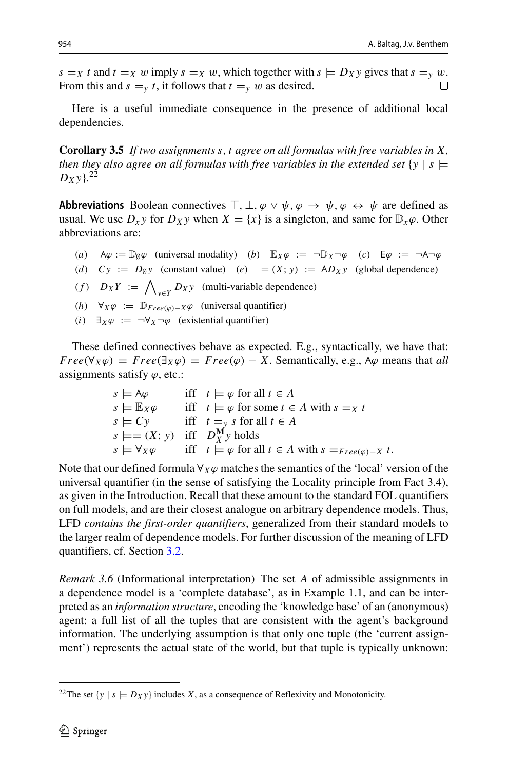$s =_X t$ and $t =_X w$ imply $s =_X w$, which together with $s \models D_X y$ gives that $s =_y w$. From this and $s =_y t$, it follows that $t =_y w$ as desired. $\square$

Here is a useful immediate consequence in the presence of additional local dependencies.

**Corollary 3.5** *If two assignments $s, t$ agree on all formulas with free variables in $X$, then they also agree on all formulas with free variables in the extended set $\{y \mid s \models D_X y\}$.*[22]

**Abbreviations** Boolean connectives $\top, \bot, \varphi \vee \psi, \varphi \rightarrow \psi, \varphi \leftrightarrow \psi$ are defined as usual. We use $D_x y$ for $D_X y$ when $X = \{x\}$ is a singleton, and same for $\mathbb{D}_x \varphi$. Other abbreviations are:

(*a*) $\mathsf{A}\varphi := \mathbb{D}_\emptyset \varphi$ (universal modality) (*b*) $\mathbb{E}_X \varphi := \neg \mathbb{D}_X \neg \varphi$ (*c*) $\mathsf{E}\varphi := \neg \mathsf{A} \neg \varphi$

(*d*) $Cy := D_\emptyset y$ (constant value) (*e*) $= (X; y) := \mathsf{A} D_X y$ (global dependence)

(*f*) $D_X Y := \bigwedge_{y \in Y} D_X y$ (multi-variable dependence)

(*h*) $\forall_X \varphi := \mathbb{D}_{Free(\varphi) - X} \varphi$ (universal quantifier)

(*i*) $\exists_X \varphi := \neg \forall_X \neg \varphi$ (existential quantifier)

These defined connectives behave as expected. E.g., syntactically, we have that: $Free(\forall_X \varphi) = Free(\exists_X \varphi) = Free(\varphi) - X$. Semantically, e.g., $\mathsf{A}\varphi$ means that *all* assignments satisfy $\varphi$, etc.:

$$
\begin{array}{lll}
s \models \mathsf{A}\varphi & \text{iff} & t \models \varphi \text{ for all } t \in A \\
s \models \mathbb{E}_X \varphi & \text{iff} & t \models \varphi \text{ for some } t \in A \text{ with } s =_X t \\
s \models Cy & \text{iff} & t =_y s \text{ for all } t \in A \\
s \models = (X; y) & \text{iff} & D_X^{\mathbf{M}} y \text{ holds} \\
s \models \forall_X \varphi & \text{iff} & t \models \varphi \text{ for all } t \in A \text{ with } s =_{Free(\varphi) - X} t.
\end{array}
$$

Note that our defined formula $\forall_X \varphi$ matches the semantics of the 'local' version of the universal quantifier (in the sense of satisfying the Locality principle from Fact 3.4), as given in the Introduction. Recall that these amount to the standard FOL quantifiers on full models, and are their closest analogue on arbitrary dependence models. Thus, LFD *contains the first-order quantifiers*, generalized from their standard models to the larger realm of dependence models. For further discussion of the meaning of LFD quantifiers, cf. Section 3.2.

*Remark 3.6* (Informational interpretation) The set $A$ of admissible assignments in a dependence model is a 'complete database', as in Example 1.1, and can be interpreted as an *information structure*, encoding the 'knowledge base' of an (anonymous) agent: a full list of all the tuples that are consistent with the agent's background information. The underlying assumption is that only one tuple (the 'current assignment') represents the actual state of the world, but that tuple is typically unknown:

[22] The set $\{y \mid s \models D_X y\}$ includes $X$, as a consequence of Reflexivity and Monotonicity.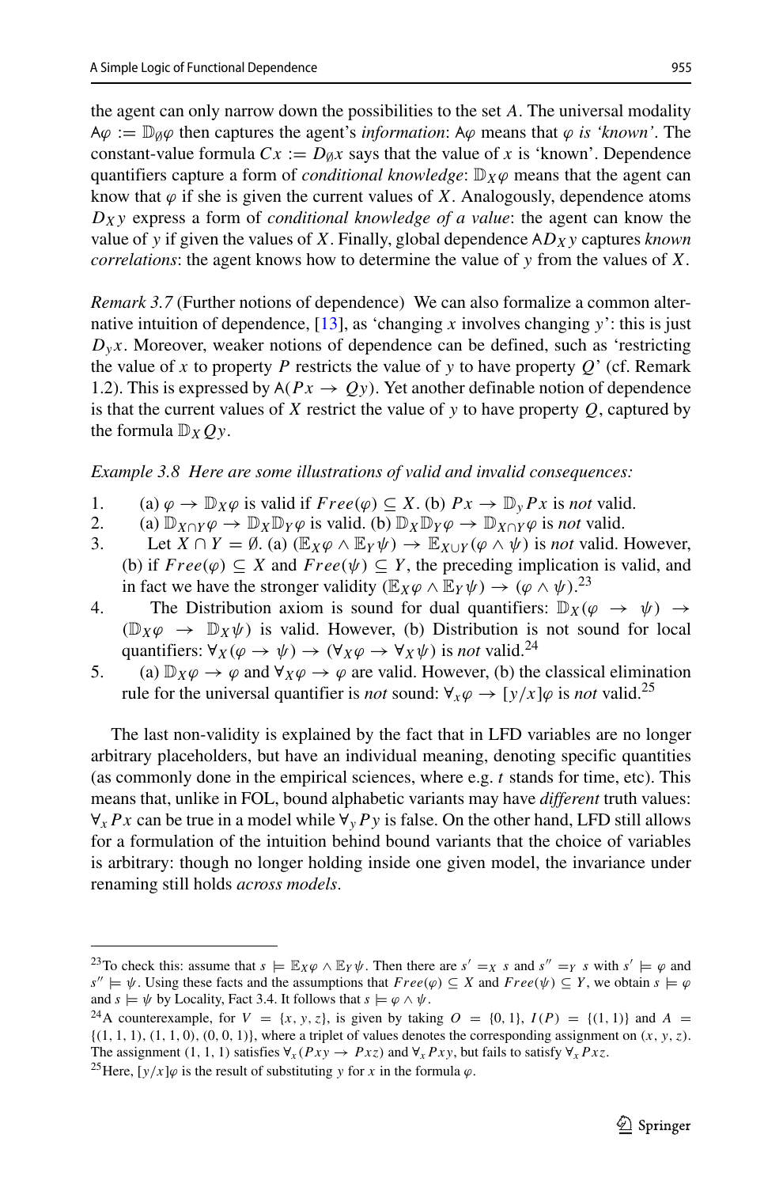the agent can only narrow down the possibilities to the set $A$. The universal modality $\mathsf{A}\varphi := \mathbb{D}_{\emptyset}\varphi$ then captures the agent's *information*: $\mathsf{A}\varphi$ means that $\varphi$ *is 'known'*. The constant-value formula $Cx := D_{\emptyset}x$ says that the value of $x$ is 'known'. Dependence quantifiers capture a form of *conditional knowledge*: $\mathbb{D}_X\varphi$ means that the agent can know that $\varphi$ if she is given the current values of $X$. Analogously, dependence atoms $D_X y$ express a form of *conditional knowledge of a value*: the agent can know the value of $y$ if given the values of $X$. Finally, global dependence $\mathsf{A}D_X y$ captures *known correlations*: the agent knows how to determine the value of $y$ from the values of $X$.

*Remark 3.7* (Further notions of dependence) We can also formalize a common alternative intuition of dependence, [13], as 'changing $x$ involves changing $y$': this is just $D_y x$. Moreover, weaker notions of dependence can be defined, such as 'restricting the value of $x$ to property $P$ restricts the value of $y$ to have property $Q$' (cf. Remark 1.2). This is expressed by $\mathsf{A}(Px \to Qy)$. Yet another definable notion of dependence is that the current values of $X$ restrict the value of $y$ to have property $Q$, captured by the formula $\mathbb{D}_X Qy$.

*Example 3.8 Here are some illustrations of valid and invalid consequences:*

1. (a) $\varphi \to \mathbb{D}_X\varphi$ is valid if $Free(\varphi) \subseteq X$. (b) $Px \to \mathbb{D}_y Px$ is *not* valid.
2. (a) $\mathbb{D}_{X\cap Y}\varphi \to \mathbb{D}_X\mathbb{D}_Y\varphi$ is valid. (b) $\mathbb{D}_X\mathbb{D}_Y\varphi \to \mathbb{D}_{X\cap Y}\varphi$ is *not* valid.
3. Let $X \cap Y = \emptyset$. (a) $(\mathbb{E}_X\varphi \wedge \mathbb{E}_Y\psi) \to \mathbb{E}_{X\cup Y}(\varphi \wedge \psi)$ is *not* valid. However, (b) if $Free(\varphi) \subseteq X$ and $Free(\psi) \subseteq Y$, the preceding implication is valid, and in fact we have the stronger validity $(\mathbb{E}_X\varphi \wedge \mathbb{E}_Y\psi) \to (\varphi \wedge \psi)$.[23]
4. The Distribution axiom is sound for dual quantifiers: $\mathbb{D}_X(\varphi \to \psi) \to (\mathbb{D}_X\varphi \to \mathbb{D}_X\psi)$ is valid. However, (b) Distribution is not sound for local quantifiers: $\forall_X(\varphi \to \psi) \to (\forall_X\varphi \to \forall_X\psi)$ is *not* valid.[24]
5. (a) $\mathbb{D}_X\varphi \to \varphi$ and $\forall_X\varphi \to \varphi$ are valid. However, (b) the classical elimination rule for the universal quantifier is *not* sound: $\forall_x\varphi \to [y/x]\varphi$ is *not* valid.[25]

The last non-validity is explained by the fact that in LFD variables are no longer arbitrary placeholders, but have an individual meaning, denoting specific quantities (as commonly done in the empirical sciences, where e.g. $t$ stands for time, etc). This means that, unlike in FOL, bound alphabetic variants may have *different* truth values: $\forall_x Px$ can be true in a model while $\forall_y Py$ is false. On the other hand, LFD still allows for a formulation of the intuition behind bound variants that the choice of variables is arbitrary: though no longer holding inside one given model, the invariance under renaming still holds *across models*.

---

[23] To check this: assume that $s \models \mathbb{E}_X\varphi \wedge \mathbb{E}_Y\psi$. Then there are $s' =_X s$ and $s'' =_Y s$ with $s' \models \varphi$ and $s'' \models \psi$. Using these facts and the assumptions that $Free(\varphi) \subseteq X$ and $Free(\psi) \subseteq Y$, we obtain $s \models \varphi$ and $s \models \psi$ by Locality, Fact 3.4. It follows that $s \models \varphi \wedge \psi$.

[24] A counterexample, for $V = \{x, y, z\}$, is given by taking $O = \{0, 1\}$, $I(P) = \{(1, 1)\}$ and $A = \{(1, 1, 1), (1, 1, 0), (0, 0, 1)\}$, where a triplet of values denotes the corresponding assignment on $(x, y, z)$. The assignment $(1, 1, 1)$ satisfies $\forall_x(Pxy \to Pxz)$ and $\forall_x Pxy$, but fails to satisfy $\forall_x Pxz$.

[25] Here, $[y/x]\varphi$ is the result of substituting $y$ for $x$ in the formula $\varphi$.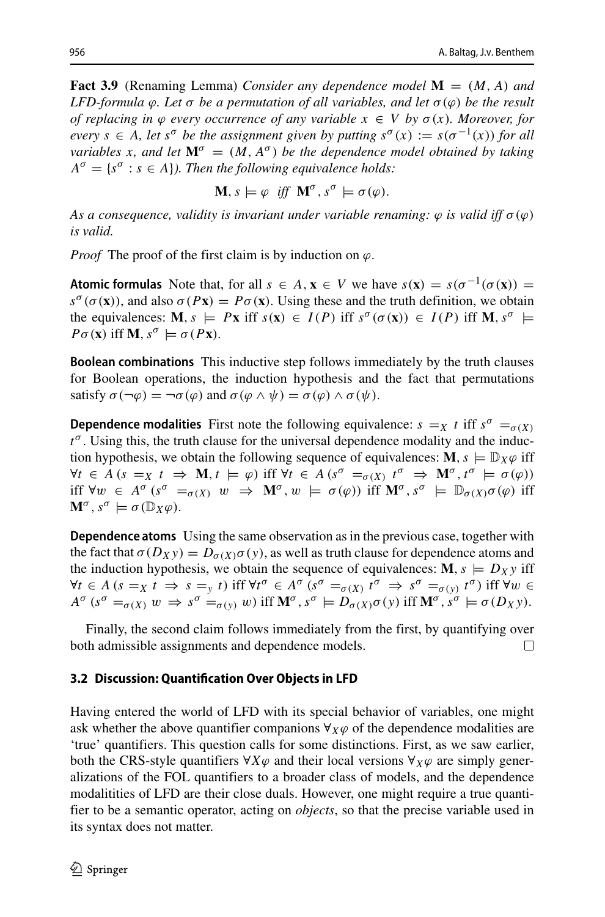**Fact 3.9** (Renaming Lemma) *Consider any dependence model* $\mathbf{M} = (M, A)$ *and LFD-formula* $\varphi$. *Let* $\sigma$ *be a permutation of all variables, and let* $\sigma(\varphi)$ *be the result of replacing in* $\varphi$ *every occurrence of any variable* $x \in V$ *by* $\sigma(x)$. *Moreover, for every* $s \in A$, *let* $s^\sigma$ *be the assignment given by putting* $s^\sigma(x) := s(\sigma^{-1}(x))$ *for all variables* $x$, *and let* $\mathbf{M}^\sigma = (M, A^\sigma)$ *be the dependence model obtained by taking* $A^\sigma = \{s^\sigma : s \in A\}$). *Then the following equivalence holds:*

$$\mathbf{M}, s \models \varphi \text{ iff } \mathbf{M}^\sigma, s^\sigma \models \sigma(\varphi).$$

*As a consequence, validity is invariant under variable renaming:* $\varphi$ *is valid iff* $\sigma(\varphi)$ *is valid.*

*Proof* The proof of the first claim is by induction on $\varphi$.

**Atomic formulas** Note that, for all $s \in A, \mathbf{x} \in V$ we have $s(\mathbf{x}) = s(\sigma^{-1}(\sigma(\mathbf{x})) = s^\sigma(\sigma(\mathbf{x}))$, and also $\sigma(P\mathbf{x}) = P\sigma(\mathbf{x})$. Using these and the truth definition, we obtain the equivalences: $\mathbf{M}, s \models P\mathbf{x}$ iff $s(\mathbf{x}) \in I(P)$ iff $s^\sigma(\sigma(\mathbf{x})) \in I(P)$ iff $\mathbf{M}, s^\sigma \models P\sigma(\mathbf{x})$ iff $\mathbf{M}, s^\sigma \models \sigma(P\mathbf{x})$.

**Boolean combinations** This inductive step follows immediately by the truth clauses for Boolean operations, the induction hypothesis and the fact that permutations satisfy $\sigma(\neg\varphi) = \neg\sigma(\varphi)$ and $\sigma(\varphi \wedge \psi) = \sigma(\varphi) \wedge \sigma(\psi)$.

**Dependence modalities** First note the following equivalence: $s =_X t$ iff $s^\sigma =_{\sigma(X)} t^\sigma$. Using this, the truth clause for the universal dependence modality and the induction hypothesis, we obtain the following sequence of equivalences: $\mathbf{M}, s \models \mathbb{D}_X\varphi$ iff $\forall t \in A\, (s =_X t \Rightarrow \mathbf{M}, t \models \varphi)$ iff $\forall t \in A\, (s^\sigma =_{\sigma(X)} t^\sigma \Rightarrow \mathbf{M}^\sigma, t^\sigma \models \sigma(\varphi))$ iff $\forall w \in A^\sigma\, (s^\sigma =_{\sigma(X)} w \Rightarrow \mathbf{M}^\sigma, w \models \sigma(\varphi))$ iff $\mathbf{M}^\sigma, s^\sigma \models \mathbb{D}_{\sigma(X)}\sigma(\varphi)$ iff $\mathbf{M}^\sigma, s^\sigma \models \sigma(\mathbb{D}_X\varphi)$.

**Dependence atoms** Using the same observation as in the previous case, together with the fact that $\sigma(D_X y) = D_{\sigma(X)}\sigma(y)$, as well as truth clause for dependence atoms and the induction hypothesis, we obtain the sequence of equivalences: $\mathbf{M}, s \models D_X y$ iff $\forall t \in A\, (s =_X t \Rightarrow s =_y t)$ iff $\forall t^\sigma \in A^\sigma\, (s^\sigma =_{\sigma(X)} t^\sigma \Rightarrow s^\sigma =_{\sigma(y)} t^\sigma)$ iff $\forall w \in A^\sigma\, (s^\sigma =_{\sigma(X)} w \Rightarrow s^\sigma =_{\sigma(y)} w)$ iff $\mathbf{M}^\sigma, s^\sigma \models D_{\sigma(X)}\sigma(y)$ iff $\mathbf{M}^\sigma, s^\sigma \models \sigma(D_X y)$.

Finally, the second claim follows immediately from the first, by quantifying over both admissible assignments and dependence models. □

### 3.2 Discussion: Quantification Over Objects in LFD

Having entered the world of LFD with its special behavior of variables, one might ask whether the above quantifier companions $\forall_X\varphi$ of the dependence modalities are 'true' quantifiers. This question calls for some distinctions. First, as we saw earlier, both the CRS-style quantifiers $\forall X\varphi$ and their local versions $\forall_X\varphi$ are simply generalizations of the FOL quantifiers to a broader class of models, and the dependence modalitities of LFD are their close duals. However, one might require a true quantifier to be a semantic operator, acting on *objects*, so that the precise variable used in its syntax does not matter.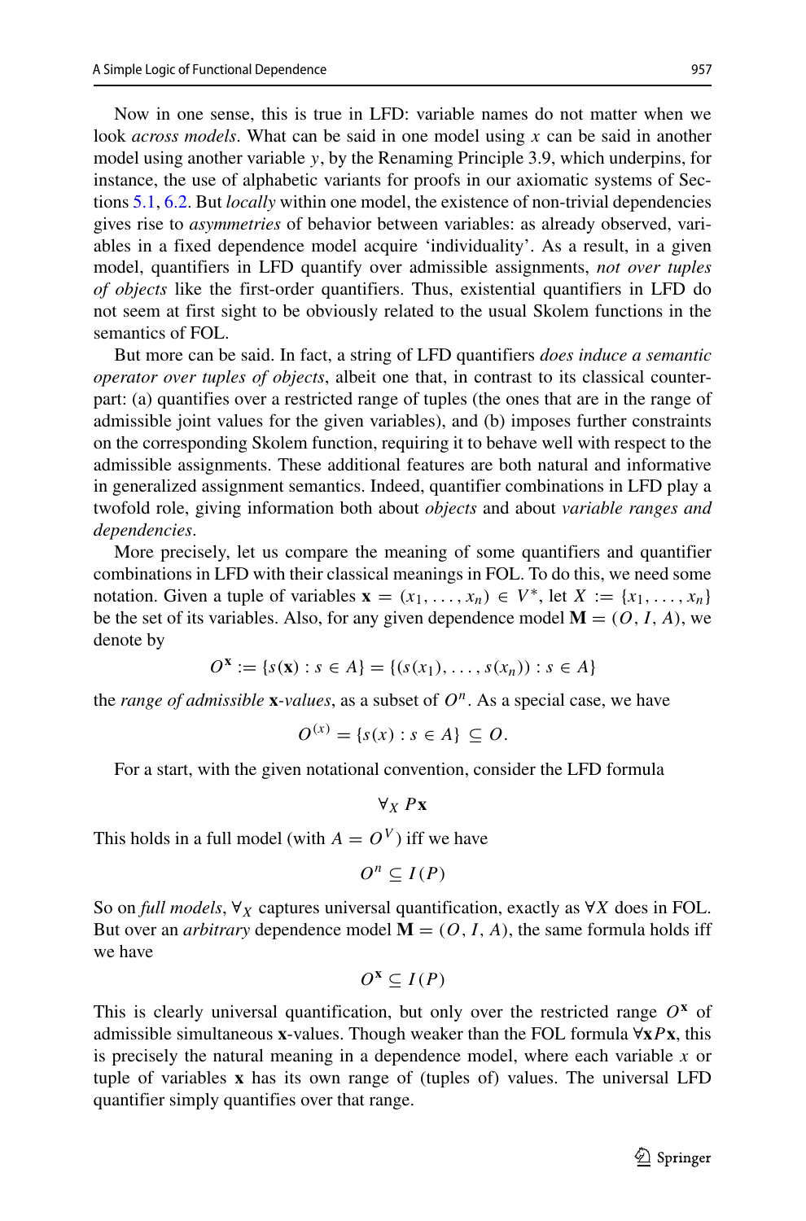Now in one sense, this is true in LFD: variable names do not matter when we look *across models*. What can be said in one model using $x$ can be said in another model using another variable $y$, by the Renaming Principle 3.9, which underpins, for instance, the use of alphabetic variants for proofs in our axiomatic systems of Sections 5.1, 6.2. But *locally* within one model, the existence of non-trivial dependencies gives rise to *asymmetries* of behavior between variables: as already observed, variables in a fixed dependence model acquire 'individuality'. As a result, in a given model, quantifiers in LFD quantify over admissible assignments, *not over tuples of objects* like the first-order quantifiers. Thus, existential quantifiers in LFD do not seem at first sight to be obviously related to the usual Skolem functions in the semantics of FOL.

But more can be said. In fact, a string of LFD quantifiers *does induce a semantic operator over tuples of objects*, albeit one that, in contrast to its classical counterpart: (a) quantifies over a restricted range of tuples (the ones that are in the range of admissible joint values for the given variables), and (b) imposes further constraints on the corresponding Skolem function, requiring it to behave well with respect to the admissible assignments. These additional features are both natural and informative in generalized assignment semantics. Indeed, quantifier combinations in LFD play a twofold role, giving information both about *objects* and about *variable ranges and dependencies*.

More precisely, let us compare the meaning of some quantifiers and quantifier combinations in LFD with their classical meanings in FOL. To do this, we need some notation. Given a tuple of variables $\mathbf{x} = (x_1, \ldots, x_n) \in V^*$, let $X := \{x_1, \ldots, x_n\}$ be the set of its variables. Also, for any given dependence model $\mathbf{M} = (O, I, A)$, we denote by

$$O^{\mathbf{x}} := \{s(\mathbf{x}) : s \in A\} = \{(s(x_1), \ldots, s(x_n)) : s \in A\}$$

the *range of admissible* $\mathbf{x}$*-values*, as a subset of $O^n$. As a special case, we have

$$O^{(x)} = \{s(x) : s \in A\} \subseteq O.$$

For a start, with the given notational convention, consider the LFD formula

$$\forall_X \, P\mathbf{x}$$

This holds in a full model (with $A = O^V$) iff we have

$$O^n \subseteq I(P)$$

So on *full models*, $\forall_X$ captures universal quantification, exactly as $\forall X$ does in FOL. But over an *arbitrary* dependence model $\mathbf{M} = (O, I, A)$, the same formula holds iff we have

$$O^{\mathbf{x}} \subseteq I(P)$$

This is clearly universal quantification, but only over the restricted range $O^{\mathbf{x}}$ of admissible simultaneous $\mathbf{x}$-values. Though weaker than the FOL formula $\forall \mathbf{x} P\mathbf{x}$, this is precisely the natural meaning in a dependence model, where each variable $x$ or tuple of variables $\mathbf{x}$ has its own range of (tuples of) values. The universal LFD quantifier simply quantifies over that range.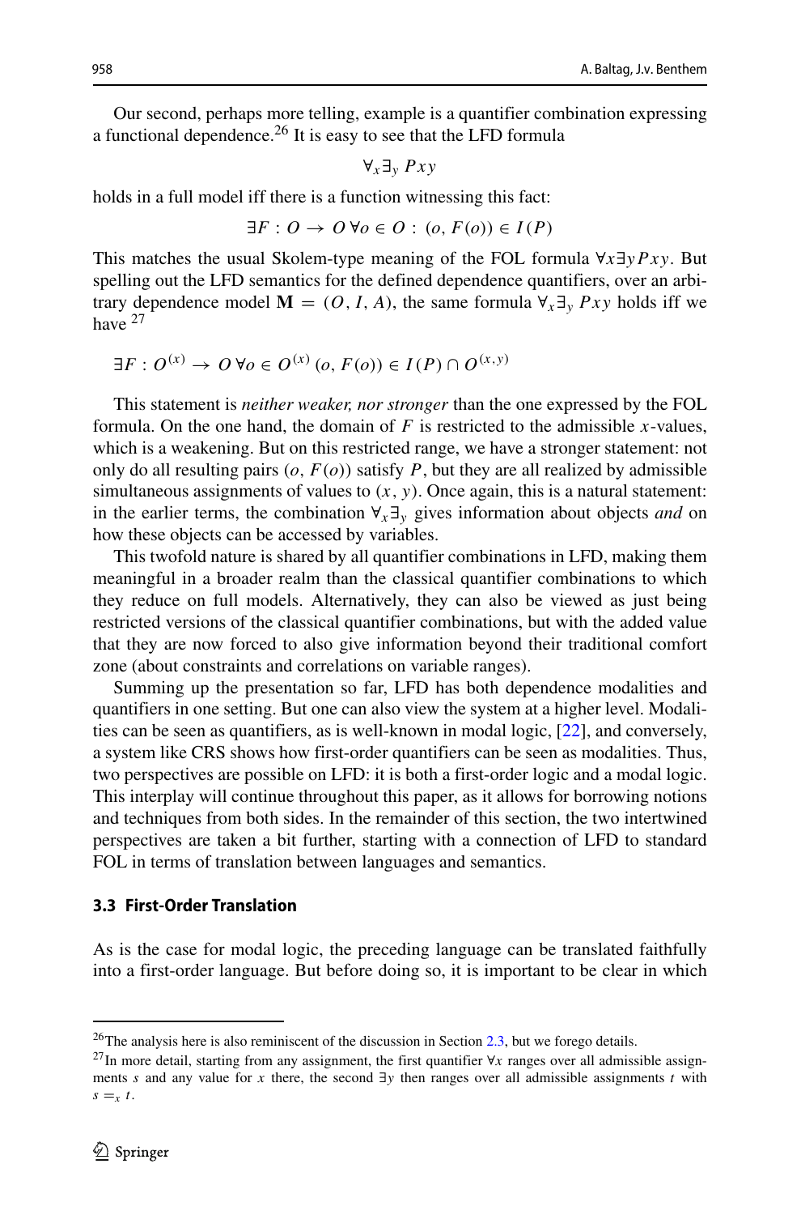Our second, perhaps more telling, example is a quantifier combination expressing a functional dependence.[26] It is easy to see that the LFD formula

$$\forall_x \exists_y \, Pxy$$

holds in a full model iff there is a function witnessing this fact:

$$\exists F : O \to O \, \forall o \in O : (o, F(o)) \in I(P)$$

This matches the usual Skolem-type meaning of the FOL formula $\forall x \exists y Pxy$. But spelling out the LFD semantics for the defined dependence quantifiers, over an arbitrary dependence model $\mathbf{M} = (O, I, A)$, the same formula $\forall_x \exists_y \, Pxy$ holds iff we have [27]

$$\exists F : O^{(x)} \to O \, \forall o \in O^{(x)} \, (o, F(o)) \in I(P) \cap O^{(x,y)}$$

This statement is *neither weaker, nor stronger* than the one expressed by the FOL formula. On the one hand, the domain of $F$ is restricted to the admissible $x$-values, which is a weakening. But on this restricted range, we have a stronger statement: not only do all resulting pairs $(o, F(o))$ satisfy $P$, but they are all realized by admissible simultaneous assignments of values to $(x, y)$. Once again, this is a natural statement: in the earlier terms, the combination $\forall_x \exists_y$ gives information about objects *and* on how these objects can be accessed by variables.

This twofold nature is shared by all quantifier combinations in LFD, making them meaningful in a broader realm than the classical quantifier combinations to which they reduce on full models. Alternatively, they can also be viewed as just being restricted versions of the classical quantifier combinations, but with the added value that they are now forced to also give information beyond their traditional comfort zone (about constraints and correlations on variable ranges).

Summing up the presentation so far, LFD has both dependence modalities and quantifiers in one setting. But one can also view the system at a higher level. Modalities can be seen as quantifiers, as is well-known in modal logic, [22], and conversely, a system like CRS shows how first-order quantifiers can be seen as modalities. Thus, two perspectives are possible on LFD: it is both a first-order logic and a modal logic. This interplay will continue throughout this paper, as it allows for borrowing notions and techniques from both sides. In the remainder of this section, the two intertwined perspectives are taken a bit further, starting with a connection of LFD to standard FOL in terms of translation between languages and semantics.

### 3.3 First-Order Translation

As is the case for modal logic, the preceding language can be translated faithfully into a first-order language. But before doing so, it is important to be clear in which

---

[26] The analysis here is also reminiscent of the discussion in Section 2.3, but we forego details.

[27] In more detail, starting from any assignment, the first quantifier $\forall x$ ranges over all admissible assignments $s$ and any value for $x$ there, the second $\exists y$ then ranges over all admissible assignments $t$ with $s =_x t$.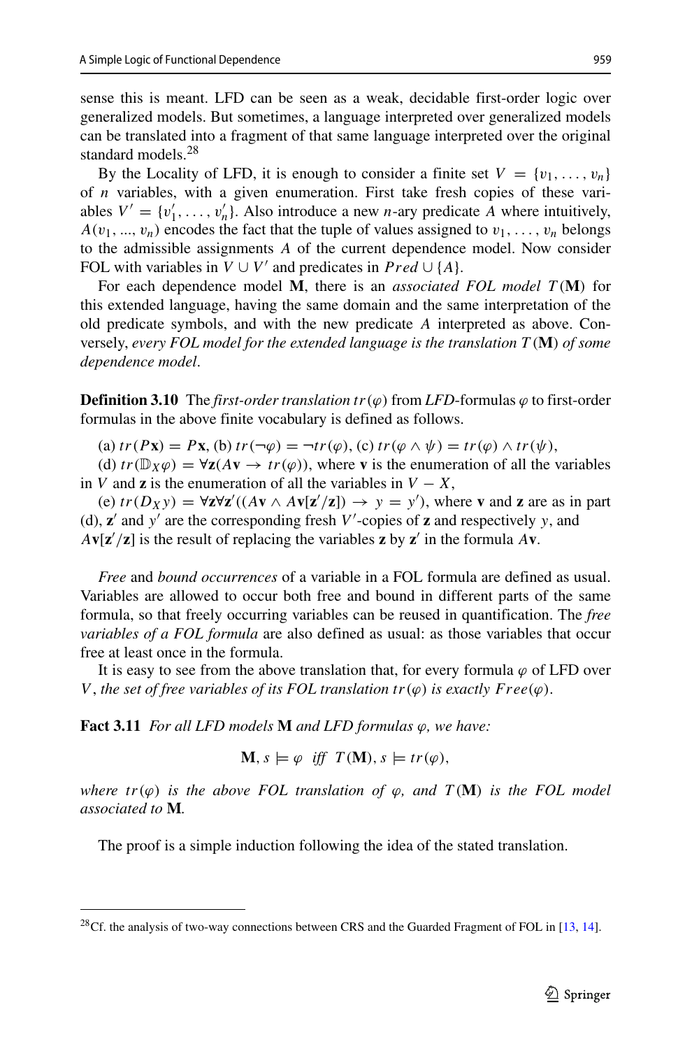sense this is meant. LFD can be seen as a weak, decidable first-order logic over generalized models. But sometimes, a language interpreted over generalized models can be translated into a fragment of that same language interpreted over the original standard models.[28]

By the Locality of LFD, it is enough to consider a finite set $V = \{v_1, \ldots, v_n\}$ of $n$ variables, with a given enumeration. First take fresh copies of these variables $V' = \{v'_1, \ldots, v'_n\}$. Also introduce a new $n$-ary predicate $A$ where intuitively, $A(v_1, ..., v_n)$ encodes the fact that the tuple of values assigned to $v_1, \ldots, v_n$ belongs to the admissible assignments $A$ of the current dependence model. Now consider FOL with variables in $V \cup V'$ and predicates in $Pred \cup \{A\}$.

For each dependence model $\mathbf{M}$, there is an *associated FOL model* $T(\mathbf{M})$ for this extended language, having the same domain and the same interpretation of the old predicate symbols, and with the new predicate $A$ interpreted as above. Conversely, *every FOL model for the extended language is the translation* $T(\mathbf{M})$ *of some dependence model*.

**Definition 3.10** The *first-order translation* $tr(\varphi)$ from *LFD*-formulas $\varphi$ to first-order formulas in the above finite vocabulary is defined as follows.

(a) $tr(P\mathbf{x}) = P\mathbf{x}$, (b) $tr(\neg\varphi) = \neg tr(\varphi)$, (c) $tr(\varphi \wedge \psi) = tr(\varphi) \wedge tr(\psi)$,

(d) $tr(\mathbb{D}_X\varphi) = \forall \mathbf{z}(A\mathbf{v} \rightarrow tr(\varphi))$, where $\mathbf{v}$ is the enumeration of all the variables in $V$ and $\mathbf{z}$ is the enumeration of all the variables in $V - X$,

(e) $tr(D_X y) = \forall \mathbf{z} \forall \mathbf{z}'((A\mathbf{v} \wedge A\mathbf{v}[\mathbf{z}'/\mathbf{z}]) \rightarrow y = y')$, where $\mathbf{v}$ and $\mathbf{z}$ are as in part (d), $\mathbf{z}'$ and $y'$ are the corresponding fresh $V'$-copies of $\mathbf{z}$ and respectively $y$, and $A\mathbf{v}[\mathbf{z}'/\mathbf{z}]$ is the result of replacing the variables $\mathbf{z}$ by $\mathbf{z}'$ in the formula $A\mathbf{v}$.

*Free* and *bound occurrences* of a variable in a FOL formula are defined as usual. Variables are allowed to occur both free and bound in different parts of the same formula, so that freely occurring variables can be reused in quantification. The *free variables of a FOL formula* are also defined as usual: as those variables that occur free at least once in the formula.

It is easy to see from the above translation that, for every formula $\varphi$ of LFD over $V$, *the set of free variables of its FOL translation* $tr(\varphi)$ *is exactly* $Free(\varphi)$.

**Fact 3.11** *For all LFD models* $\mathbf{M}$ *and LFD formulas* $\varphi$, *we have:*

$$\mathbf{M}, s \models \varphi \ \text{ iff } \ T(\mathbf{M}), s \models tr(\varphi),$$

*where* $tr(\varphi)$ *is the above FOL translation of* $\varphi$, *and* $T(\mathbf{M})$ *is the FOL model associated to* $\mathbf{M}$.

The proof is a simple induction following the idea of the stated translation.

[28] Cf. the analysis of two-way connections between CRS and the Guarded Fragment of FOL in [13, 14].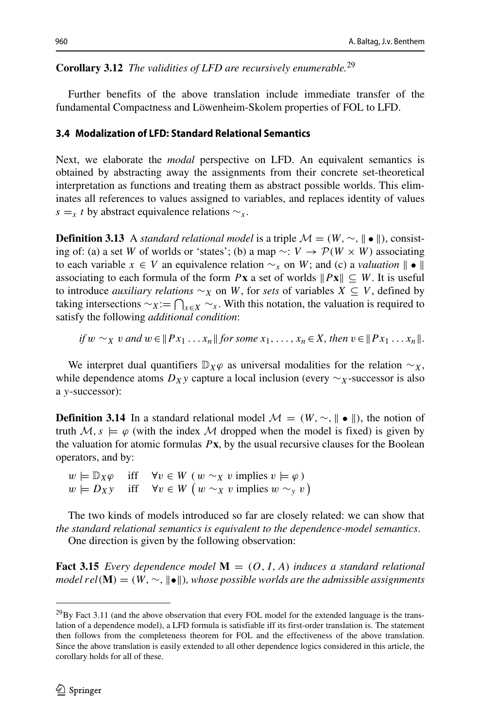**Corollary 3.12** *The validities of LFD are recursively enumerable.*[29]

Further benefits of the above translation include immediate transfer of the fundamental Compactness and Löwenheim-Skolem properties of FOL to LFD.

### 3.4 Modalization of LFD: Standard Relational Semantics

Next, we elaborate the *modal* perspective on LFD. An equivalent semantics is obtained by abstracting away the assignments from their concrete set-theoretical interpretation as functions and treating them as abstract possible worlds. This eliminates all references to values assigned to variables, and replaces identity of values $s =_x t$ by abstract equivalence relations $\sim_x$.

**Definition 3.13** A *standard relational model* is a triple $\mathcal{M} = (W, \sim, \| \bullet \|)$, consisting of: (a) a set $W$ of worlds or 'states'; (b) a map $\sim: V \to \mathcal{P}(W \times W)$ associating to each variable $x \in V$ an equivalence relation $\sim_x$ on $W$; and (c) a *valuation* $\| \bullet \|$ associating to each formula of the form $P\mathbf{x}$ a set of worlds $\|P\mathbf{x}\| \subseteq W$. It is useful to introduce *auxiliary relations* $\sim_X$ on $W$, for *sets* of variables $X \subseteq V$, defined by taking intersections $\sim_X := \bigcap_{x \in X} \sim_x$. With this notation, the valuation is required to satisfy the following *additional condition*:

*if* $w \sim_X v$ *and* $w \in \|Px_1 \dots x_n\|$ *for some* $x_1, \dots, x_n \in X$*, then* $v \in \|Px_1 \dots x_n\|$.

We interpret dual quantifiers $\mathbb{D}_X \varphi$ as universal modalities for the relation $\sim_X$, while dependence atoms $D_X y$ capture a local inclusion (every $\sim_X$-successor is also a $y$-successor):

**Definition 3.14** In a standard relational model $\mathcal{M} = (W, \sim, \| \bullet \|)$, the notion of truth $\mathcal{M}, s \models \varphi$ (with the index $\mathcal{M}$ dropped when the model is fixed) is given by the valuation for atomic formulas $P\mathbf{x}$, by the usual recursive clauses for the Boolean operators, and by:

$$w \models \mathbb{D}_X \varphi \quad \text{iff} \quad \forall v \in W \; ( w \sim_X v \text{ implies } v \models \varphi )$$
$$w \models D_X y \quad \text{iff} \quad \forall v \in W \; \big( w \sim_X v \text{ implies } w \sim_y v \big)$$

The two kinds of models introduced so far are closely related: we can show that *the standard relational semantics is equivalent to the dependence-model semantics*.

One direction is given by the following observation:

**Fact 3.15** *Every dependence model* $\mathbf{M} = (O, I, A)$ *induces a standard relational model* $rel(\mathbf{M}) = (W, \sim, \|\bullet\|)$*, whose possible worlds are the admissible assignments*

---

[29] By Fact 3.11 (and the above observation that every FOL model for the extended language is the translation of a dependence model), a LFD formula is satisfiable iff its first-order translation is. The statement then follows from the completeness theorem for FOL and the effectiveness of the above translation. Since the above translation is easily extended to all other dependence logics considered in this article, the corollary holds for all of these.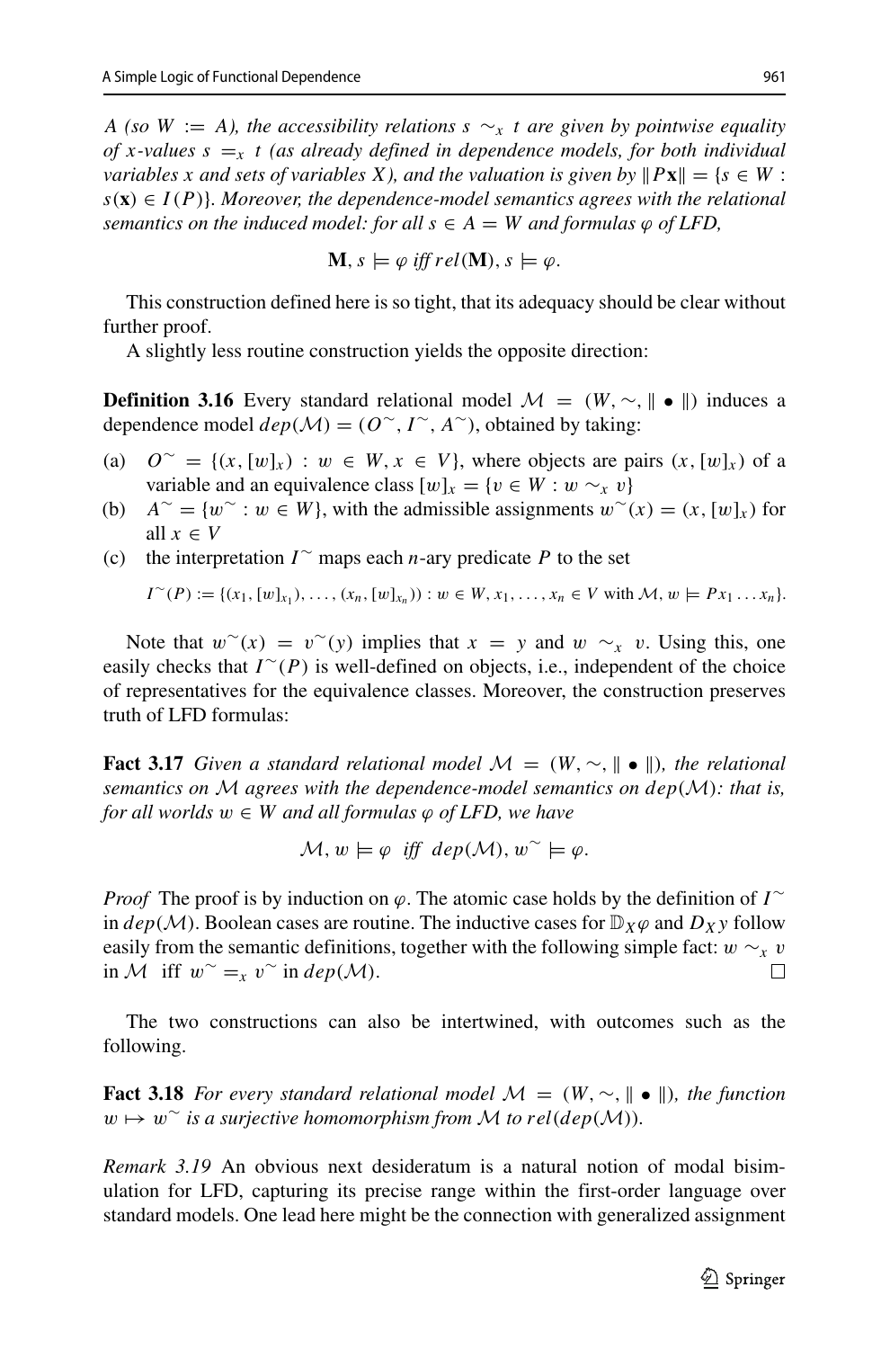*A (so $W := A$), the accessibility relations $s \sim_x t$ are given by pointwise equality of x-values $s =_x t$ (as already defined in dependence models, for both individual variables x and sets of variables X), and the valuation is given by $\|P\mathbf{x}\| = \{s \in W : s(\mathbf{x}) \in I(P)\}$. Moreover, the dependence-model semantics agrees with the relational semantics on the induced model: for all $s \in A = W$ and formulas $\varphi$ of LFD,*

$$\mathbf{M}, s \models \varphi \textit{ iff } rel(\mathbf{M}), s \models \varphi.$$

This construction defined here is so tight, that its adequacy should be clear without further proof.

A slightly less routine construction yields the opposite direction:

**Definition 3.16** Every standard relational model $\mathcal{M} = (W, \sim, \| \bullet \|)$ induces a dependence model $dep(\mathcal{M}) = (O^{\sim}, I^{\sim}, A^{\sim})$, obtained by taking:

(a) $O^{\sim} = \{(x, [w]_x) : w \in W, x \in V\}$, where objects are pairs $(x, [w]_x)$ of a variable and an equivalence class $[w]_x = \{v \in W : w \sim_x v\}$

(b) $A^{\sim} = \{w^{\sim} : w \in W\}$, with the admissible assignments $w^{\sim}(x) = (x, [w]_x)$ for all $x \in V$

(c) the interpretation $I^{\sim}$ maps each $n$-ary predicate $P$ to the set

$$I^{\sim}(P) := \{(x_1, [w]_{x_1}), \ldots, (x_n, [w]_{x_n})) : w \in W, x_1, \ldots, x_n \in V \text{ with } \mathcal{M}, w \models Px_1 \ldots x_n\}.$$

Note that $w^{\sim}(x) = v^{\sim}(y)$ implies that $x = y$ and $w \sim_x v$. Using this, one easily checks that $I^{\sim}(P)$ is well-defined on objects, i.e., independent of the choice of representatives for the equivalence classes. Moreover, the construction preserves truth of LFD formulas:

**Fact 3.17** *Given a standard relational model $\mathcal{M} = (W, \sim, \| \bullet \|)$, the relational semantics on $\mathcal{M}$ agrees with the dependence-model semantics on $dep(\mathcal{M})$: that is, for all worlds $w \in W$ and all formulas $\varphi$ of LFD, we have*

$$\mathcal{M}, w \models \varphi \;\; \textit{iff} \;\; dep(\mathcal{M}), w^{\sim} \models \varphi.$$

*Proof* The proof is by induction on $\varphi$. The atomic case holds by the definition of $I^{\sim}$ in $dep(\mathcal{M})$. Boolean cases are routine. The inductive cases for $\mathbb{D}_X\varphi$ and $D_X y$ follow easily from the semantic definitions, together with the following simple fact: $w \sim_x v$ in $\mathcal{M}$ iff $w^{\sim} =_x v^{\sim}$ in $dep(\mathcal{M})$. □

The two constructions can also be intertwined, with outcomes such as the following.

**Fact 3.18** *For every standard relational model $\mathcal{M} = (W, \sim, \| \bullet \|)$, the function $w \mapsto w^{\sim}$ is a surjective homomorphism from $\mathcal{M}$ to $rel(dep(\mathcal{M}))$.*

*Remark 3.19* An obvious next desideratum is a natural notion of modal bisimulation for LFD, capturing its precise range within the first-order language over standard models. One lead here might be the connection with generalized assignment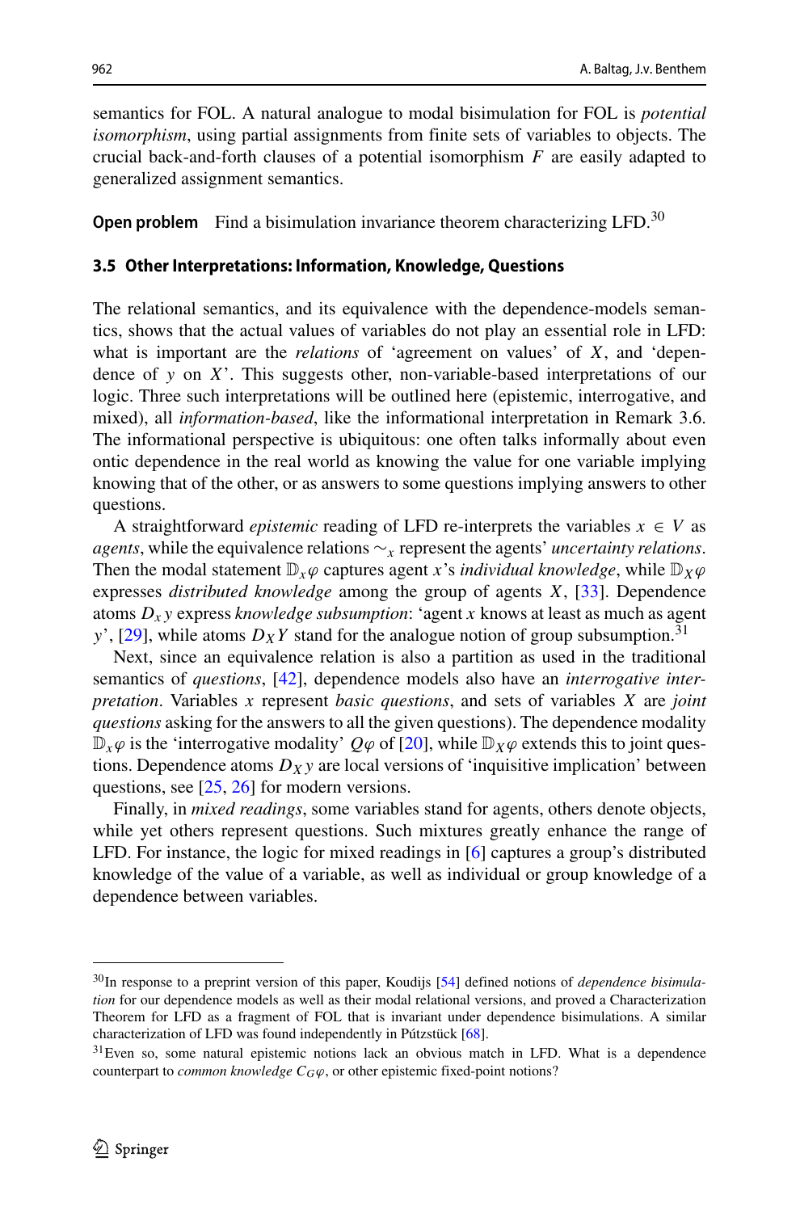semantics for FOL. A natural analogue to modal bisimulation for FOL is *potential isomorphism*, using partial assignments from finite sets of variables to objects. The crucial back-and-forth clauses of a potential isomorphism $F$ are easily adapted to generalized assignment semantics.

**Open problem** Find a bisimulation invariance theorem characterizing LFD.[30]

### 3.5 Other Interpretations: Information, Knowledge, Questions

The relational semantics, and its equivalence with the dependence-models semantics, shows that the actual values of variables do not play an essential role in LFD: what is important are the *relations* of 'agreement on values' of $X$, and 'dependence of $y$ on $X$'. This suggests other, non-variable-based interpretations of our logic. Three such interpretations will be outlined here (epistemic, interrogative, and mixed), all *information-based*, like the informational interpretation in Remark 3.6. The informational perspective is ubiquitous: one often talks informally about even ontic dependence in the real world as knowing the value for one variable implying knowing that of the other, or as answers to some questions implying answers to other questions.

A straightforward *epistemic* reading of LFD re-interprets the variables $x \in V$ as *agents*, while the equivalence relations $\sim_x$ represent the agents' *uncertainty relations*. Then the modal statement $\mathbb{D}_x\varphi$ captures agent $x$'s *individual knowledge*, while $\mathbb{D}_X\varphi$ expresses *distributed knowledge* among the group of agents $X$, [33]. Dependence atoms $D_x y$ express *knowledge subsumption*: 'agent $x$ knows at least as much as agent $y$', [29], while atoms $D_X Y$ stand for the analogue notion of group subsumption.[31]

Next, since an equivalence relation is also a partition as used in the traditional semantics of *questions*, [42], dependence models also have an *interrogative interpretation*. Variables $x$ represent *basic questions*, and sets of variables $X$ are *joint questions* asking for the answers to all the given questions). The dependence modality $\mathbb{D}_x\varphi$ is the 'interrogative modality' $Q\varphi$ of [20], while $\mathbb{D}_X\varphi$ extends this to joint questions. Dependence atoms $D_X y$ are local versions of 'inquisitive implication' between questions, see [25, 26] for modern versions.

Finally, in *mixed readings*, some variables stand for agents, others denote objects, while yet others represent questions. Such mixtures greatly enhance the range of LFD. For instance, the logic for mixed readings in [6] captures a group's distributed knowledge of the value of a variable, as well as individual or group knowledge of a dependence between variables.

---

[30] In response to a preprint version of this paper, Koudijs [54] defined notions of *dependence bisimulation* for our dependence models as well as their modal relational versions, and proved a Characterization Theorem for LFD as a fragment of FOL that is invariant under dependence bisimulations. A similar characterization of LFD was found independently in Pútzstück [68].

[31] Even so, some natural epistemic notions lack an obvious match in LFD. What is a dependence counterpart to *common knowledge* $C_G\varphi$, or other epistemic fixed-point notions?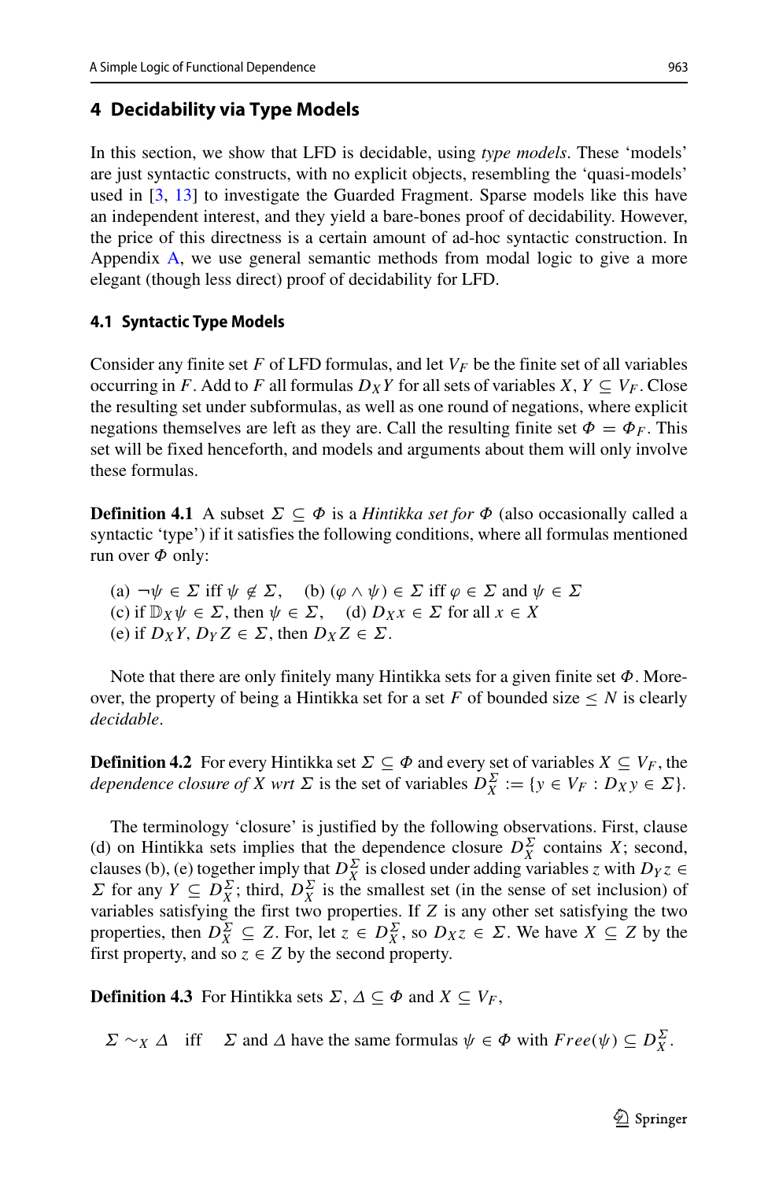## 4 Decidability via Type Models

In this section, we show that LFD is decidable, using *type models*. These 'models' are just syntactic constructs, with no explicit objects, resembling the 'quasi-models' used in [3, 13] to investigate the Guarded Fragment. Sparse models like this have an independent interest, and they yield a bare-bones proof of decidability. However, the price of this directness is a certain amount of ad-hoc syntactic construction. In Appendix A, we use general semantic methods from modal logic to give a more elegant (though less direct) proof of decidability for LFD.

### 4.1 Syntactic Type Models

Consider any finite set $F$ of LFD formulas, and let $V_F$ be the finite set of all variables occurring in $F$. Add to $F$ all formulas $D_X Y$ for all sets of variables $X, Y \subseteq V_F$. Close the resulting set under subformulas, as well as one round of negations, where explicit negations themselves are left as they are. Call the resulting finite set $\Phi = \Phi_F$. This set will be fixed henceforth, and models and arguments about them will only involve these formulas.

**Definition 4.1** A subset $\Sigma \subseteq \Phi$ is a *Hintikka set for* $\Phi$ (also occasionally called a syntactic 'type') if it satisfies the following conditions, where all formulas mentioned run over $\Phi$ only:

(a) $\neg\psi \in \Sigma$ iff $\psi \notin \Sigma$, (b) $(\varphi \wedge \psi) \in \Sigma$ iff $\varphi \in \Sigma$ and $\psi \in \Sigma$
(c) if $\mathbb{D}_X \psi \in \Sigma$, then $\psi \in \Sigma$, (d) $D_X x \in \Sigma$ for all $x \in X$
(e) if $D_X Y, D_Y Z \in \Sigma$, then $D_X Z \in \Sigma$.

Note that there are only finitely many Hintikka sets for a given finite set $\Phi$. Moreover, the property of being a Hintikka set for a set $F$ of bounded size $\leq N$ is clearly *decidable*.

**Definition 4.2** For every Hintikka set $\Sigma \subseteq \Phi$ and every set of variables $X \subseteq V_F$, the *dependence closure of* $X$ *wrt* $\Sigma$ is the set of variables $D_X^\Sigma := \{y \in V_F : D_X y \in \Sigma\}$.

The terminology 'closure' is justified by the following observations. First, clause (d) on Hintikka sets implies that the dependence closure $D_X^\Sigma$ contains $X$; second, clauses (b), (e) together imply that $D_X^\Sigma$ is closed under adding variables $z$ with $D_Y z \in \Sigma$ for any $Y \subseteq D_X^\Sigma$; third, $D_X^\Sigma$ is the smallest set (in the sense of set inclusion) of variables satisfying the first two properties. If $Z$ is any other set satisfying the two properties, then $D_X^\Sigma \subseteq Z$. For, let $z \in D_X^\Sigma$, so $D_X z \in \Sigma$. We have $X \subseteq Z$ by the first property, and so $z \in Z$ by the second property.

**Definition 4.3** For Hintikka sets $\Sigma, \Delta \subseteq \Phi$ and $X \subseteq V_F$,

$$\Sigma \sim_X \Delta \quad \text{iff} \quad \Sigma \text{ and } \Delta \text{ have the same formulas } \psi \in \Phi \text{ with } Free(\psi) \subseteq D_X^\Sigma.$$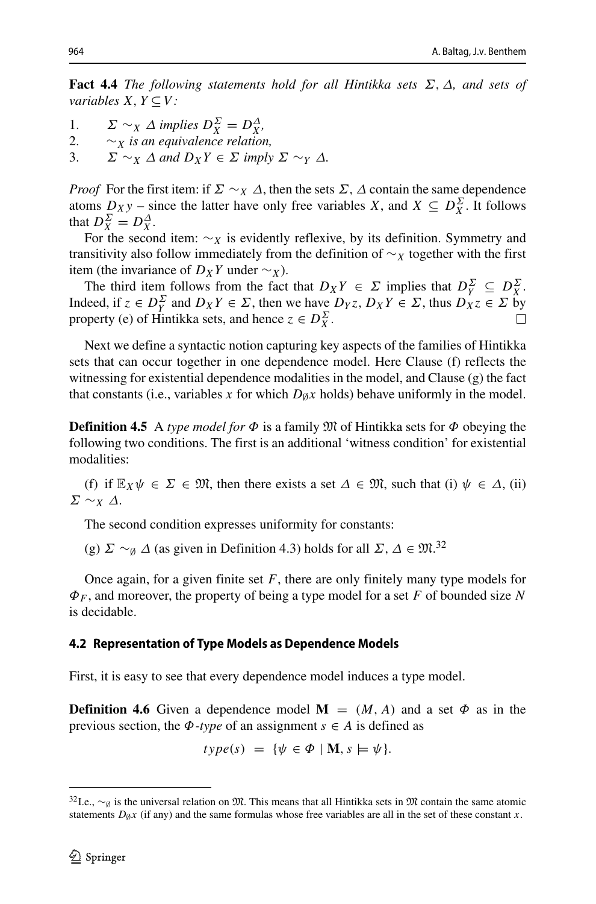**Fact 4.4** *The following statements hold for all Hintikka sets $\Sigma, \Delta$, and sets of variables $X, Y \subseteq V$:*

1. $\Sigma \sim_X \Delta$ *implies* $D_X^\Sigma = D_X^\Delta$,
2. $\sim_X$ *is an equivalence relation,*
3. $\Sigma \sim_X \Delta$ *and* $D_X Y \in \Sigma$ *imply* $\Sigma \sim_Y \Delta$.

*Proof* For the first item: if $\Sigma \sim_X \Delta$, then the sets $\Sigma, \Delta$ contain the same dependence atoms $D_X y$ – since the latter have only free variables $X$, and $X \subseteq D_X^\Sigma$. It follows that $D_X^\Sigma = D_X^\Delta$.

For the second item: $\sim_X$ is evidently reflexive, by its definition. Symmetry and transitivity also follow immediately from the definition of $\sim_X$ together with the first item (the invariance of $D_X Y$ under $\sim_X$).

The third item follows from the fact that $D_X Y \in \Sigma$ implies that $D_Y^\Sigma \subseteq D_X^\Sigma$. Indeed, if $z \in D_Y^\Sigma$ and $D_X Y \in \Sigma$, then we have $D_Y z, D_X Y \in \Sigma$, thus $D_X z \in \Sigma$ by property (e) of Hintikka sets, and hence $z \in D_X^\Sigma$. □

Next we define a syntactic notion capturing key aspects of the families of Hintikka sets that can occur together in one dependence model. Here Clause (f) reflects the witnessing for existential dependence modalities in the model, and Clause (g) the fact that constants (i.e., variables $x$ for which $D_\emptyset x$ holds) behave uniformly in the model.

**Definition 4.5** A *type model for $\Phi$* is a family $\mathfrak{M}$ of Hintikka sets for $\Phi$ obeying the following two conditions. The first is an additional 'witness condition' for existential modalities:

(f) if $\mathbb{E}_X \psi \in \Sigma \in \mathfrak{M}$, then there exists a set $\Delta \in \mathfrak{M}$, such that (i) $\psi \in \Delta$, (ii) $\Sigma \sim_X \Delta$.

The second condition expresses uniformity for constants:

(g) $\Sigma \sim_\emptyset \Delta$ (as given in Definition 4.3) holds for all $\Sigma, \Delta \in \mathfrak{M}$.[32]

Once again, for a given finite set $F$, there are only finitely many type models for $\Phi_F$, and moreover, the property of being a type model for a set $F$ of bounded size $N$ is decidable.

### 4.2 Representation of Type Models as Dependence Models

First, it is easy to see that every dependence model induces a type model.

**Definition 4.6** Given a dependence model $\mathbf{M} = (M, A)$ and a set $\Phi$ as in the previous section, the *$\Phi$-type* of an assignment $s \in A$ is defined as

$$type(s) \;=\; \{\psi \in \Phi \mid \mathbf{M}, s \models \psi\}.$$

[32] I.e., $\sim_\emptyset$ is the universal relation on $\mathfrak{M}$. This means that all Hintikka sets in $\mathfrak{M}$ contain the same atomic statements $D_\emptyset x$ (if any) and the same formulas whose free variables are all in the set of these constant $x$.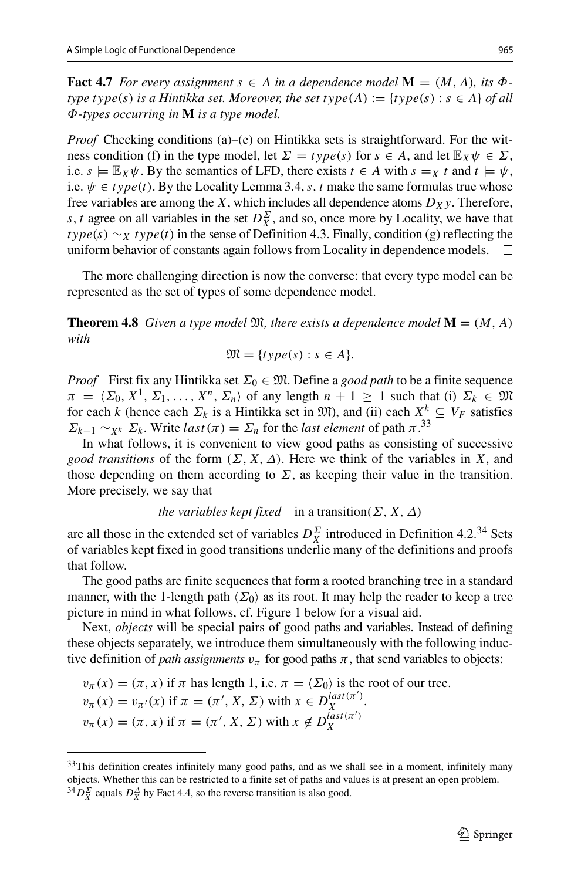**Fact 4.7** *For every assignment $s \in A$ in a dependence model $\mathbf{M} = (M, A)$, its $\Phi$-type $type(s)$ is a Hintikka set. Moreover, the set $type(A) := \{type(s) : s \in A\}$ of all $\Phi$-types occurring in $\mathbf{M}$ is a type model.*

*Proof* Checking conditions (a)–(e) on Hintikka sets is straightforward. For the witness condition (f) in the type model, let $\Sigma = type(s)$ for $s \in A$, and let $\mathbb{E}_X \psi \in \Sigma$, i.e. $s \models \mathbb{E}_X \psi$. By the semantics of LFD, there exists $t \in A$ with $s =_X t$ and $t \models \psi$, i.e. $\psi \in type(t)$. By the Locality Lemma 3.4, $s, t$ make the same formulas true whose free variables are among the $X$, which includes all dependence atoms $D_X y$. Therefore, $s, t$ agree on all variables in the set $D_X^\Sigma$, and so, once more by Locality, we have that $type(s) \sim_X type(t)$ in the sense of Definition 4.3. Finally, condition (g) reflecting the uniform behavior of constants again follows from Locality in dependence models. $\square$

The more challenging direction is now the converse: that every type model can be represented as the set of types of some dependence model.

**Theorem 4.8** *Given a type model $\mathfrak{M}$, there exists a dependence model $\mathbf{M} = (M, A)$ with*

$$\mathfrak{M} = \{type(s) : s \in A\}.$$

*Proof* First fix any Hintikka set $\Sigma_0 \in \mathfrak{M}$. Define a *good path* to be a finite sequence $\pi = \langle \Sigma_0, X^1, \Sigma_1, \ldots, X^n, \Sigma_n \rangle$ of any length $n + 1 \geq 1$ such that (i) $\Sigma_k \in \mathfrak{M}$ for each $k$ (hence each $\Sigma_k$ is a Hintikka set in $\mathfrak{M}$), and (ii) each $X^k \subseteq V_F$ satisfies $\Sigma_{k-1} \sim_{X^k} \Sigma_k$. Write $last(\pi) = \Sigma_n$ for the *last element* of path $\pi$.[33]

In what follows, it is convenient to view good paths as consisting of successive *good transitions* of the form $(\Sigma, X, \Delta)$. Here we think of the variables in $X$, and those depending on them according to $\Sigma$, as keeping their value in the transition. More precisely, we say that

$$\textit{the variables kept fixed} \quad \text{in a transition}(\Sigma, X, \Delta)$$

are all those in the extended set of variables $D_X^\Sigma$ introduced in Definition 4.2.[34] Sets of variables kept fixed in good transitions underlie many of the definitions and proofs that follow.

The good paths are finite sequences that form a rooted branching tree in a standard manner, with the 1-length path $\langle \Sigma_0 \rangle$ as its root. It may help the reader to keep a tree picture in mind in what follows, cf. Figure 1 below for a visual aid.

Next, *objects* will be special pairs of good paths and variables. Instead of defining these objects separately, we introduce them simultaneously with the following inductive definition of *path assignments* $v_\pi$ for good paths $\pi$, that send variables to objects:

$v_\pi(x) = (\pi, x)$ if $\pi$ has length 1, i.e. $\pi = \langle \Sigma_0 \rangle$ is the root of our tree.
$v_\pi(x) = v_{\pi'}(x)$ if $\pi = (\pi', X, \Sigma)$ with $x \in D_X^{last(\pi')}$.
$v_\pi(x) = (\pi, x)$ if $\pi = (\pi', X, \Sigma)$ with $x \notin D_X^{last(\pi')}$

[33] This definition creates infinitely many good paths, and as we shall see in a moment, infinitely many objects. Whether this can be restricted to a finite set of paths and values is at present an open problem.

[34] $D_X^\Sigma$ equals $D_X^\Delta$ by Fact 4.4, so the reverse transition is also good.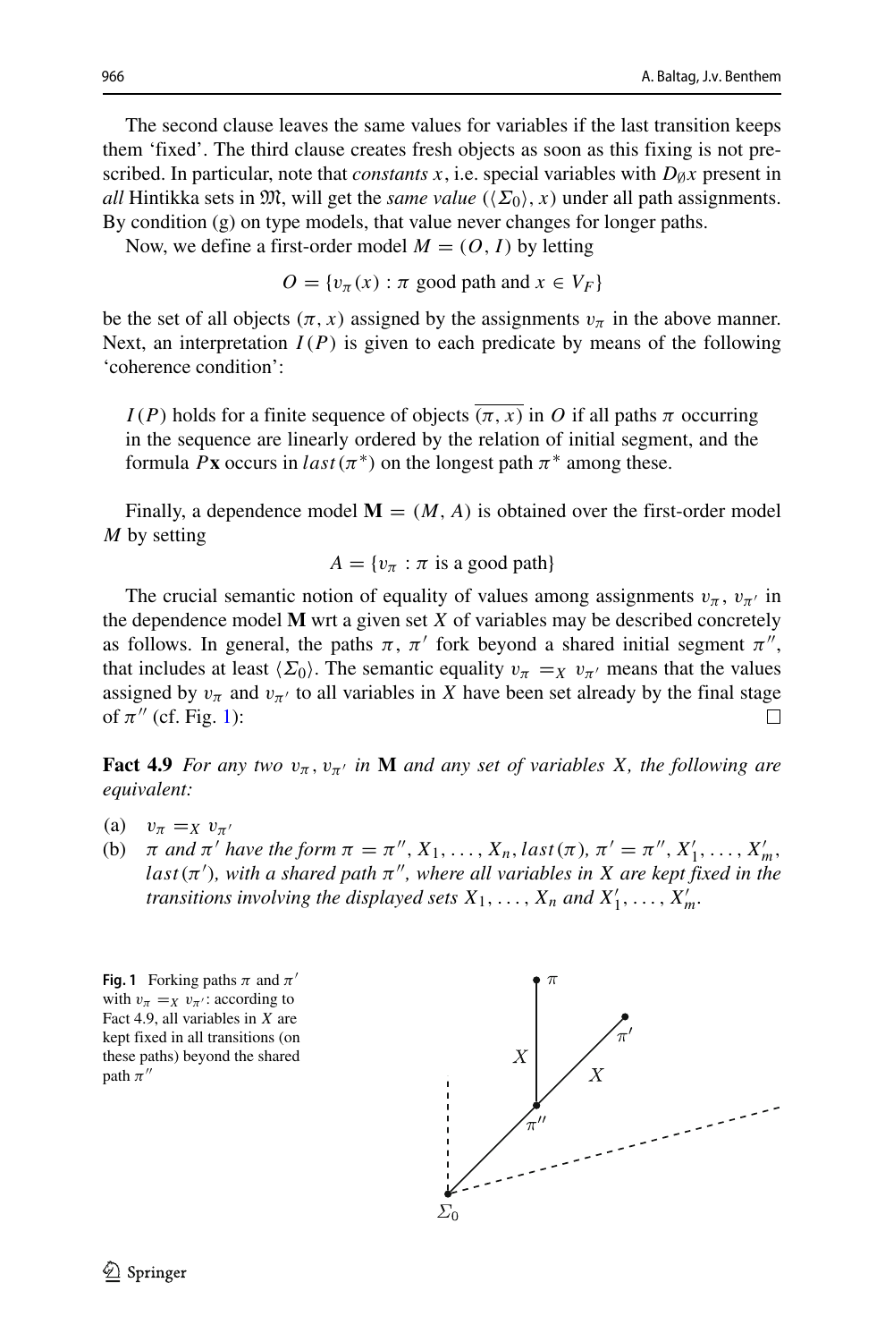The second clause leaves the same values for variables if the last transition keeps them 'fixed'. The third clause creates fresh objects as soon as this fixing is not prescribed. In particular, note that *constants* $x$, i.e. special variables with $D_{\emptyset}x$ present in *all* Hintikka sets in $\mathfrak{M}$, will get the *same value* $(\langle \Sigma_0 \rangle, x)$ under all path assignments. By condition (g) on type models, that value never changes for longer paths.

Now, we define a first-order model $M = (O, I)$ by letting

$$O = \{v_\pi(x) : \pi \text{ good path and } x \in V_F\}$$

be the set of all objects $(\pi, x)$ assigned by the assignments $v_\pi$ in the above manner. Next, an interpretation $I(P)$ is given to each predicate by means of the following 'coherence condition':

> $I(P)$ holds for a finite sequence of objects $\overline{(\pi, x)}$ in $O$ if all paths $\pi$ occurring in the sequence are linearly ordered by the relation of initial segment, and the formula $P\mathbf{x}$ occurs in $last(\pi^*)$ on the longest path $\pi^*$ among these.

Finally, a dependence model $\mathbf{M} = (M, A)$ is obtained over the first-order model $M$ by setting

$$A = \{v_\pi : \pi \text{ is a good path}\}$$

The crucial semantic notion of equality of values among assignments $v_\pi$, $v_{\pi'}$ in the dependence model $\mathbf{M}$ wrt a given set $X$ of variables may be described concretely as follows. In general, the paths $\pi$, $\pi'$ fork beyond a shared initial segment $\pi''$, that includes at least $\langle \Sigma_0 \rangle$. The semantic equality $v_\pi =_X v_{\pi'}$ means that the values assigned by $v_\pi$ and $v_{\pi'}$ to all variables in $X$ have been set already by the final stage of $\pi''$ (cf. Fig. 1): □

**Fact 4.9** *For any two $v_\pi$, $v_{\pi'}$ in $\mathbf{M}$ and any set of variables $X$, the following are equivalent:*

(a) $v_\pi =_X v_{\pi'}$

(b) *$\pi$ and $\pi'$ have the form $\pi = \pi'', X_1, \ldots, X_n, last(\pi)$, $\pi' = \pi'', X'_1, \ldots, X'_m$, $last(\pi')$, with a shared path $\pi''$, where all variables in $X$ are kept fixed in the transitions involving the displayed sets $X_1, \ldots, X_n$ and $X'_1, \ldots, X'_m$.*

**Fig. 1** Forking paths $\pi$ and $\pi'$ with $v_\pi =_X v_{\pi'}$: according to Fact 4.9, all variables in $X$ are kept fixed in all transitions (on these paths) beyond the shared path $\pi''$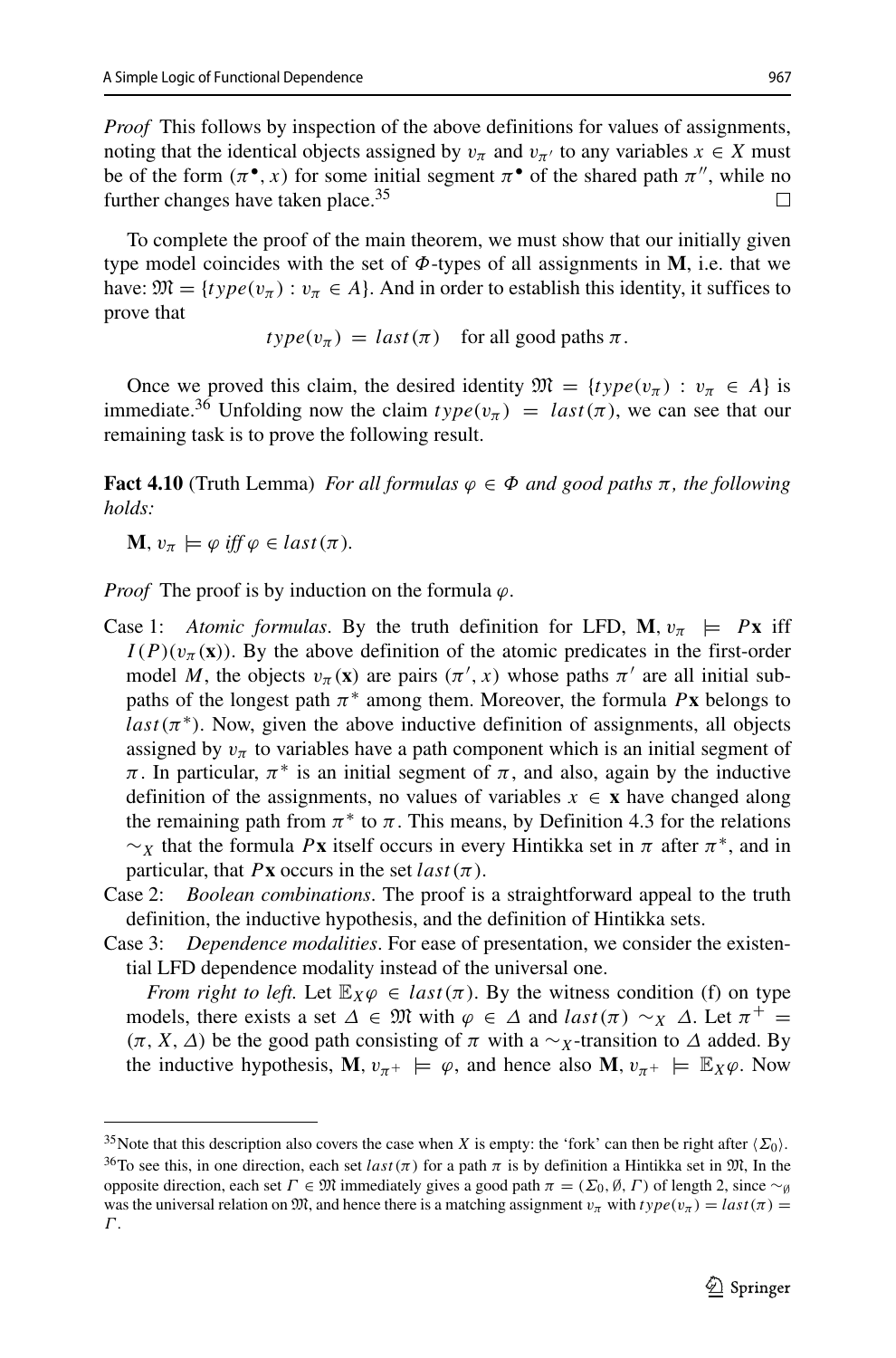*Proof* This follows by inspection of the above definitions for values of assignments, noting that the identical objects assigned by $v_\pi$ and $v_{\pi'}$ to any variables $x \in X$ must be of the form $(\pi^\bullet, x)$ for some initial segment $\pi^\bullet$ of the shared path $\pi''$, while no further changes have taken place.[35] □

To complete the proof of the main theorem, we must show that our initially given type model coincides with the set of $\Phi$-types of all assignments in $\mathbf{M}$, i.e. that we have: $\mathfrak{M} = \{type(v_\pi) : v_\pi \in A\}$. And in order to establish this identity, it suffices to prove that

$$type(v_\pi) = last(\pi) \quad \text{for all good paths } \pi.$$

Once we proved this claim, the desired identity $\mathfrak{M} = \{type(v_\pi) : v_\pi \in A\}$ is immediate.[36] Unfolding now the claim $type(v_\pi) = last(\pi)$, we can see that our remaining task is to prove the following result.

**Fact 4.10** (Truth Lemma) *For all formulas $\varphi \in \Phi$ and good paths $\pi$, the following holds:*

$\mathbf{M}, v_\pi \models \varphi$ *iff* $\varphi \in last(\pi)$.

*Proof* The proof is by induction on the formula $\varphi$.

- Case 1: *Atomic formulas*. By the truth definition for LFD, $\mathbf{M}, v_\pi \models P\mathbf{x}$ iff $I(P)(v_\pi(\mathbf{x}))$. By the above definition of the atomic predicates in the first-order model $M$, the objects $v_\pi(\mathbf{x})$ are pairs $(\pi', x)$ whose paths $\pi'$ are all initial subpaths of the longest path $\pi^*$ among them. Moreover, the formula $P\mathbf{x}$ belongs to $last(\pi^*)$. Now, given the above inductive definition of assignments, all objects assigned by $v_\pi$ to variables have a path component which is an initial segment of $\pi$. In particular, $\pi^*$ is an initial segment of $\pi$, and also, again by the inductive definition of the assignments, no values of variables $x \in \mathbf{x}$ have changed along the remaining path from $\pi^*$ to $\pi$. This means, by Definition 4.3 for the relations $\sim_X$ that the formula $P\mathbf{x}$ itself occurs in every Hintikka set in $\pi$ after $\pi^*$, and in particular, that $P\mathbf{x}$ occurs in the set $last(\pi)$.
- Case 2: *Boolean combinations*. The proof is a straightforward appeal to the truth definition, the inductive hypothesis, and the definition of Hintikka sets.
- Case 3: *Dependence modalities*. For ease of presentation, we consider the existential LFD dependence modality instead of the universal one.

  *From right to left.* Let $\mathbb{E}_X\varphi \in last(\pi)$. By the witness condition (f) on type models, there exists a set $\Delta \in \mathfrak{M}$ with $\varphi \in \Delta$ and $last(\pi) \sim_X \Delta$. Let $\pi^+ = (\pi, X, \Delta)$ be the good path consisting of $\pi$ with a $\sim_X$-transition to $\Delta$ added. By the inductive hypothesis, $\mathbf{M}, v_{\pi^+} \models \varphi$, and hence also $\mathbf{M}, v_{\pi^+} \models \mathbb{E}_X\varphi$. Now

[35] Note that this description also covers the case when $X$ is empty: the 'fork' can then be right after $\langle \Sigma_0 \rangle$.

[36] To see this, in one direction, each set $last(\pi)$ for a path $\pi$ is by definition a Hintikka set in $\mathfrak{M}$, In the opposite direction, each set $\Gamma \in \mathfrak{M}$ immediately gives a good path $\pi = (\Sigma_0, \emptyset, \Gamma)$ of length 2, since $\sim_\emptyset$ was the universal relation on $\mathfrak{M}$, and hence there is a matching assignment $v_\pi$ with $type(v_\pi) = last(\pi) = \Gamma$.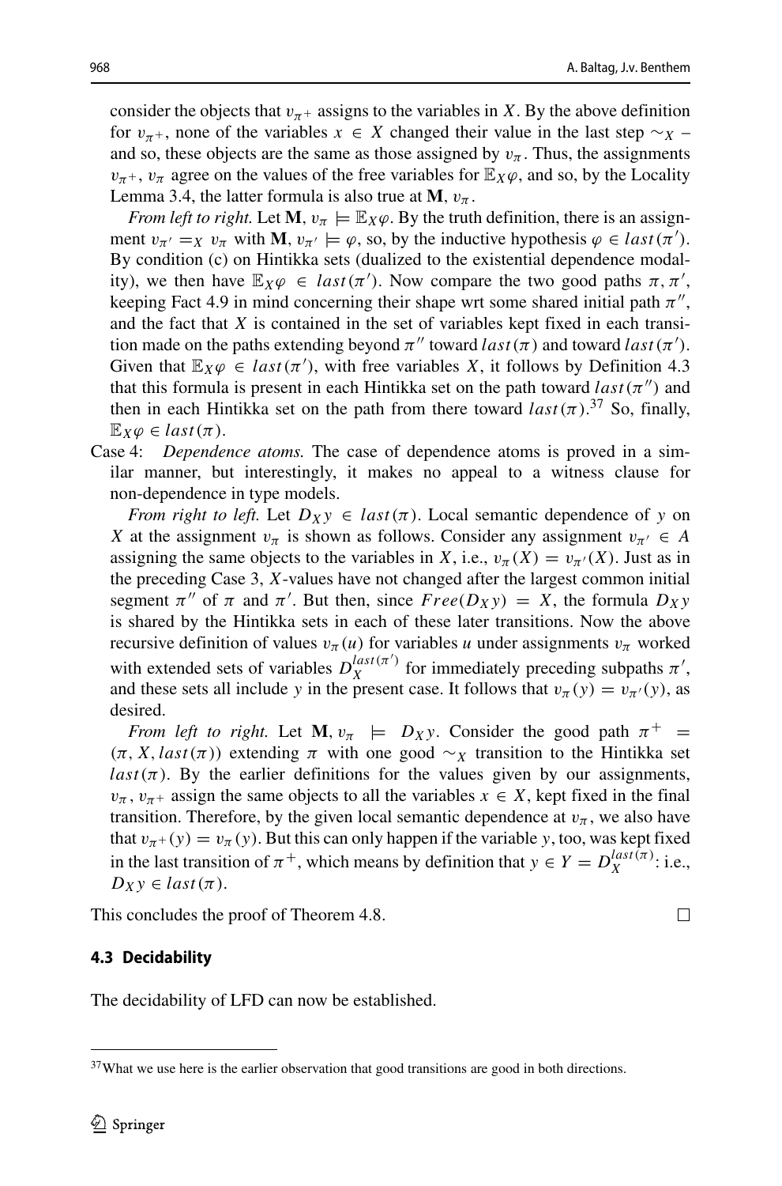consider the objects that $v_{\pi^+}$ assigns to the variables in $X$. By the above definition for $v_{\pi^+}$, none of the variables $x \in X$ changed their value in the last step $\sim_X$ – and so, these objects are the same as those assigned by $v_\pi$. Thus, the assignments $v_{\pi^+}$, $v_\pi$ agree on the values of the free variables for $\mathbb{E}_X\varphi$, and so, by the Locality Lemma 3.4, the latter formula is also true at $\mathbf{M}, v_\pi$.

*From left to right.* Let $\mathbf{M}, v_\pi \models \mathbb{E}_X\varphi$. By the truth definition, there is an assignment $v_{\pi'} =_X v_\pi$ with $\mathbf{M}, v_{\pi'} \models \varphi$, so, by the inductive hypothesis $\varphi \in last(\pi')$. By condition (c) on Hintikka sets (dualized to the existential dependence modality), we then have $\mathbb{E}_X\varphi \in last(\pi')$. Now compare the two good paths $\pi, \pi'$, keeping Fact 4.9 in mind concerning their shape wrt some shared initial path $\pi''$, and the fact that $X$ is contained in the set of variables kept fixed in each transition made on the paths extending beyond $\pi''$ toward $last(\pi)$ and toward $last(\pi')$. Given that $\mathbb{E}_X\varphi \in last(\pi')$, with free variables $X$, it follows by Definition 4.3 that this formula is present in each Hintikka set on the path toward $last(\pi'')$ and then in each Hintikka set on the path from there toward $last(\pi)$.[37] So, finally, $\mathbb{E}_X\varphi \in last(\pi)$.

Case 4: *Dependence atoms.* The case of dependence atoms is proved in a similar manner, but interestingly, it makes no appeal to a witness clause for non-dependence in type models.

*From right to left.* Let $D_X y \in last(\pi)$. Local semantic dependence of $y$ on $X$ at the assignment $v_\pi$ is shown as follows. Consider any assignment $v_{\pi'} \in A$ assigning the same objects to the variables in $X$, i.e., $v_\pi(X) = v_{\pi'}(X)$. Just as in the preceding Case 3, $X$-values have not changed after the largest common initial segment $\pi''$ of $\pi$ and $\pi'$. But then, since $Free(D_X y) = X$, the formula $D_X y$ is shared by the Hintikka sets in each of these later transitions. Now the above recursive definition of values $v_\pi(u)$ for variables $u$ under assignments $v_\pi$ worked with extended sets of variables $D_X^{last(\pi')}$ for immediately preceding subpaths $\pi'$, and these sets all include $y$ in the present case. It follows that $v_\pi(y) = v_{\pi'}(y)$, as desired.

*From left to right.* Let $\mathbf{M}, v_\pi \models D_X y$. Consider the good path $\pi^+ = (\pi, X, last(\pi))$ extending $\pi$ with one good $\sim_X$ transition to the Hintikka set $last(\pi)$. By the earlier definitions for the values given by our assignments, $v_\pi, v_{\pi^+}$ assign the same objects to all the variables $x \in X$, kept fixed in the final transition. Therefore, by the given local semantic dependence at $v_\pi$, we also have that $v_{\pi^+}(y) = v_\pi(y)$. But this can only happen if the variable $y$, too, was kept fixed in the last transition of $\pi^+$, which means by definition that $y \in Y = D_X^{last(\pi)}$: i.e., $D_X y \in last(\pi)$.

This concludes the proof of Theorem 4.8. □

### 4.3 Decidability

The decidability of LFD can now be established.

---

[37] What we use here is the earlier observation that good transitions are good in both directions.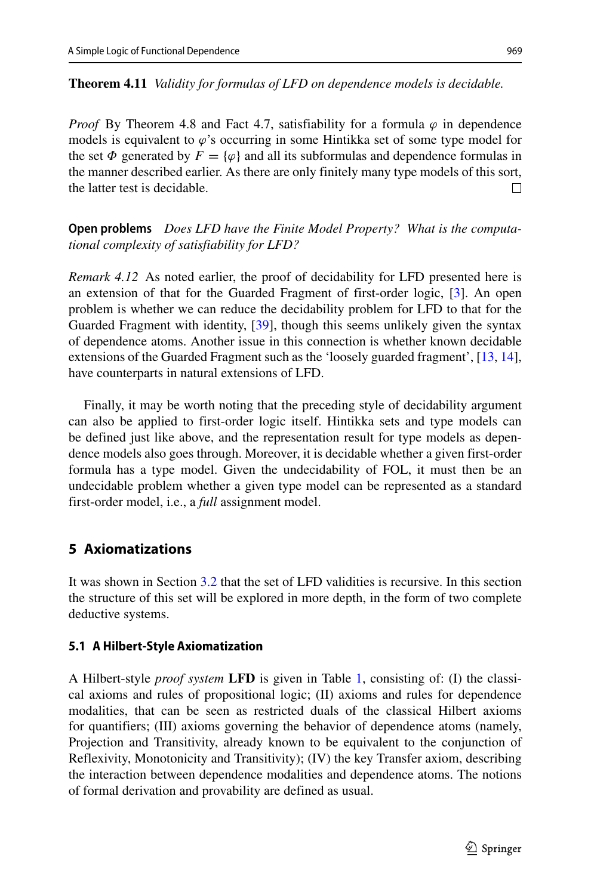**Theorem 4.11** *Validity for formulas of LFD on dependence models is decidable.*

*Proof* By Theorem 4.8 and Fact 4.7, satisfiability for a formula $\varphi$ in dependence models is equivalent to $\varphi$'s occurring in some Hintikka set of some type model for the set $\Phi$ generated by $F = \{\varphi\}$ and all its subformulas and dependence formulas in the manner described earlier. As there are only finitely many type models of this sort, the latter test is decidable. □

**Open problems** *Does LFD have the Finite Model Property? What is the computational complexity of satisfiability for LFD?*

*Remark 4.12* As noted earlier, the proof of decidability for LFD presented here is an extension of that for the Guarded Fragment of first-order logic, [3]. An open problem is whether we can reduce the decidability problem for LFD to that for the Guarded Fragment with identity, [39], though this seems unlikely given the syntax of dependence atoms. Another issue in this connection is whether known decidable extensions of the Guarded Fragment such as the 'loosely guarded fragment', [13, 14], have counterparts in natural extensions of LFD.

Finally, it may be worth noting that the preceding style of decidability argument can also be applied to first-order logic itself. Hintikka sets and type models can be defined just like above, and the representation result for type models as dependence models also goes through. Moreover, it is decidable whether a given first-order formula has a type model. Given the undecidability of FOL, it must then be an undecidable problem whether a given type model can be represented as a standard first-order model, i.e., a *full* assignment model.

## 5 Axiomatizations

It was shown in Section 3.2 that the set of LFD validities is recursive. In this section the structure of this set will be explored in more depth, in the form of two complete deductive systems.

### 5.1 A Hilbert-Style Axiomatization

A Hilbert-style *proof system* **LFD** is given in Table 1, consisting of: (I) the classical axioms and rules of propositional logic; (II) axioms and rules for dependence modalities, that can be seen as restricted duals of the classical Hilbert axioms for quantifiers; (III) axioms governing the behavior of dependence atoms (namely, Projection and Transitivity, already known to be equivalent to the conjunction of Reflexivity, Monotonicity and Transitivity); (IV) the key Transfer axiom, describing the interaction between dependence modalities and dependence atoms. The notions of formal derivation and provability are defined as usual.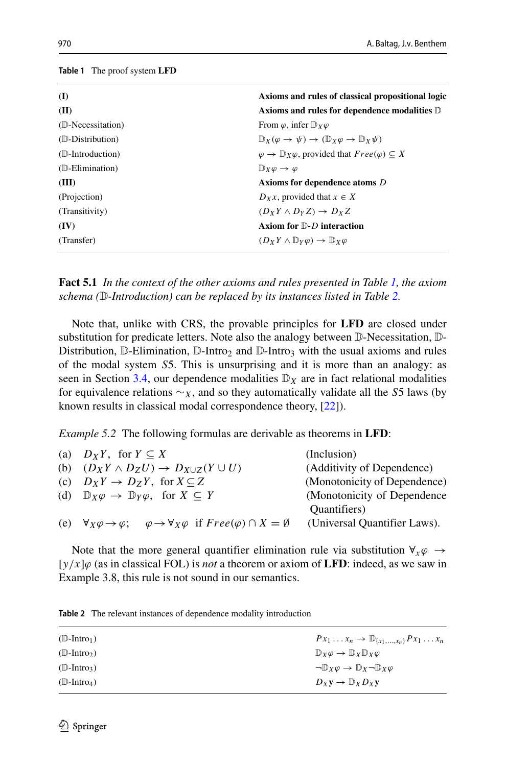**Table 1** The proof system **LFD**

| | |
|---|---|
| **(I)** | **Axioms and rules of classical propositional logic** |
| **(II)** | **Axioms and rules for dependence modalities $\mathbb{D}$** |
| ($\mathbb{D}$-Necessitation) | From $\varphi$, infer $\mathbb{D}_X\varphi$ |
| ($\mathbb{D}$-Distribution) | $\mathbb{D}_X(\varphi \to \psi) \to (\mathbb{D}_X\varphi \to \mathbb{D}_X\psi)$ |
| ($\mathbb{D}$-Introduction) | $\varphi \to \mathbb{D}_X\varphi$, provided that $Free(\varphi) \subseteq X$ |
| ($\mathbb{D}$-Elimination) | $\mathbb{D}_X\varphi \to \varphi$ |
| **(III)** | **Axioms for dependence atoms $D$** |
| (Projection) | $D_X x$, provided that $x \in X$ |
| (Transitivity) | $(D_X Y \wedge D_Y Z) \to D_X Z$ |
| **(IV)** | **Axiom for $\mathbb{D}$-$D$ interaction** |
| (Transfer) | $(D_X Y \wedge \mathbb{D}_Y\varphi) \to \mathbb{D}_X\varphi$ |

**Fact 5.1** *In the context of the other axioms and rules presented in Table 1, the axiom schema ($\mathbb{D}$-Introduction) can be replaced by its instances listed in Table 2.*

Note that, unlike with CRS, the provable principles for **LFD** are closed under substitution for predicate letters. Note also the analogy between $\mathbb{D}$-Necessitation, $\mathbb{D}$-Distribution, $\mathbb{D}$-Elimination, $\mathbb{D}$-Intro$_2$ and $\mathbb{D}$-Intro$_3$ with the usual axioms and rules of the modal system $S5$. This is unsurprising and it is more than an analogy: as seen in Section 3.4, our dependence modalities $\mathbb{D}_X$ are in fact relational modalities for equivalence relations $\sim_X$, and so they automatically validate all the $S5$ laws (by known results in classical modal correspondence theory, [22]).

*Example 5.2* The following formulas are derivable as theorems in **LFD**:

| | | |
|---|---|---|
| (a) | $D_X Y$, for $Y \subseteq X$ | (Inclusion) |
| (b) | $(D_X Y \wedge D_Z U) \to D_{X\cup Z}(Y \cup U)$ | (Additivity of Dependence) |
| (c) | $D_X Y \to D_Z Y$, for $X \subseteq Z$ | (Monotonicity of Dependence) |
| (d) | $\mathbb{D}_X\varphi \to \mathbb{D}_Y\varphi$, for $X \subseteq Y$ | (Monotonicity of Dependence Quantifiers) |
| (e) | $\forall_X\varphi \to \varphi$; $\varphi \to \forall_X\varphi$ if $Free(\varphi) \cap X = \emptyset$ | (Universal Quantifier Laws). |

Note that the more general quantifier elimination rule via substitution $\forall_x\varphi \to [y/x]\varphi$ (as in classical FOL) is *not* a theorem or axiom of **LFD**: indeed, as we saw in Example 3.8, this rule is not sound in our semantics.

**Table 2** The relevant instances of dependence modality introduction

| | |
|---|---|
| ($\mathbb{D}$-Intro$_1$) | $Px_1 \dots x_n \to \mathbb{D}_{\{x_1,\dots,x_n\}} Px_1 \dots x_n$ |
| ($\mathbb{D}$-Intro$_2$) | $\mathbb{D}_X\varphi \to \mathbb{D}_X\mathbb{D}_X\varphi$ |
| ($\mathbb{D}$-Intro$_3$) | $\neg\mathbb{D}_X\varphi \to \mathbb{D}_X\neg\mathbb{D}_X\varphi$ |
| ($\mathbb{D}$-Intro$_4$) | $D_X\mathbf{y} \to \mathbb{D}_X D_X\mathbf{y}$ |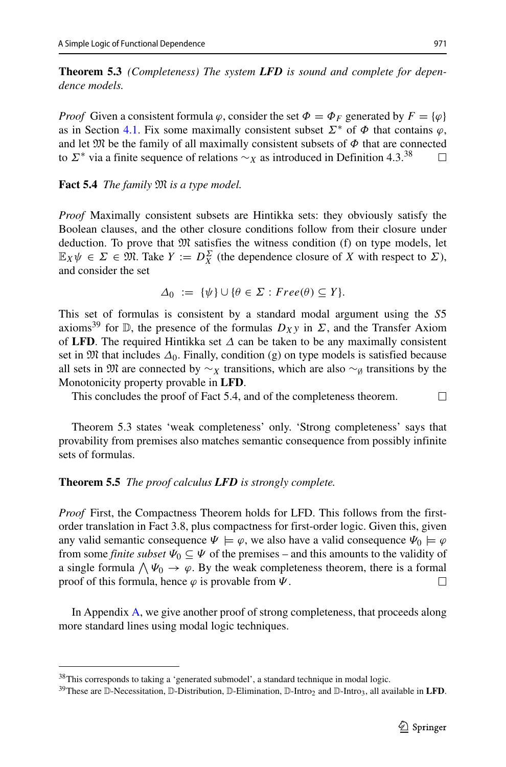**Theorem 5.3** *(Completeness) The system **LFD** is sound and complete for dependence models.*

*Proof* Given a consistent formula $\varphi$, consider the set $\Phi = \Phi_F$ generated by $F = \{\varphi\}$ as in Section 4.1. Fix some maximally consistent subset $\Sigma^*$ of $\Phi$ that contains $\varphi$, and let $\mathfrak{M}$ be the family of all maximally consistent subsets of $\Phi$ that are connected to $\Sigma^*$ via a finite sequence of relations $\sim_X$ as introduced in Definition 4.3.[38] □

**Fact 5.4** *The family $\mathfrak{M}$ is a type model.*

*Proof* Maximally consistent subsets are Hintikka sets: they obviously satisfy the Boolean clauses, and the other closure conditions follow from their closure under deduction. To prove that $\mathfrak{M}$ satisfies the witness condition (f) on type models, let $\mathbb{E}_X\psi \in \Sigma \in \mathfrak{M}$. Take $Y := D_X^\Sigma$ (the dependence closure of $X$ with respect to $\Sigma$), and consider the set

$$\Delta_0 \ := \ \{\psi\} \cup \{\theta \in \Sigma : Free(\theta) \subseteq Y\}.$$

This set of formulas is consistent by a standard modal argument using the $S5$ axioms[39] for $\mathbb{D}$, the presence of the formulas $D_X y$ in $\Sigma$, and the Transfer Axiom of **LFD**. The required Hintikka set $\Delta$ can be taken to be any maximally consistent set in $\mathfrak{M}$ that includes $\Delta_0$. Finally, condition (g) on type models is satisfied because all sets in $\mathfrak{M}$ are connected by $\sim_X$ transitions, which are also $\sim_\emptyset$ transitions by the Monotonicity property provable in **LFD**.

This concludes the proof of Fact 5.4, and of the completeness theorem. □

Theorem 5.3 states 'weak completeness' only. 'Strong completeness' says that provability from premises also matches semantic consequence from possibly infinite sets of formulas.

**Theorem 5.5** *The proof calculus **LFD** is strongly complete.*

*Proof* First, the Compactness Theorem holds for LFD. This follows from the first-order translation in Fact 3.8, plus compactness for first-order logic. Given this, given any valid semantic consequence $\Psi \models \varphi$, we also have a valid consequence $\Psi_0 \models \varphi$ from some *finite subset* $\Psi_0 \subseteq \Psi$ of the premises – and this amounts to the validity of a single formula $\bigwedge \Psi_0 \to \varphi$. By the weak completeness theorem, there is a formal proof of this formula, hence $\varphi$ is provable from $\Psi$. □

In Appendix A, we give another proof of strong completeness, that proceeds along more standard lines using modal logic techniques.

[38] This corresponds to taking a 'generated submodel', a standard technique in modal logic.

[39] These are $\mathbb{D}$-Necessitation, $\mathbb{D}$-Distribution, $\mathbb{D}$-Elimination, $\mathbb{D}$-Intro$_2$ and $\mathbb{D}$-Intro$_3$, all available in **LFD**.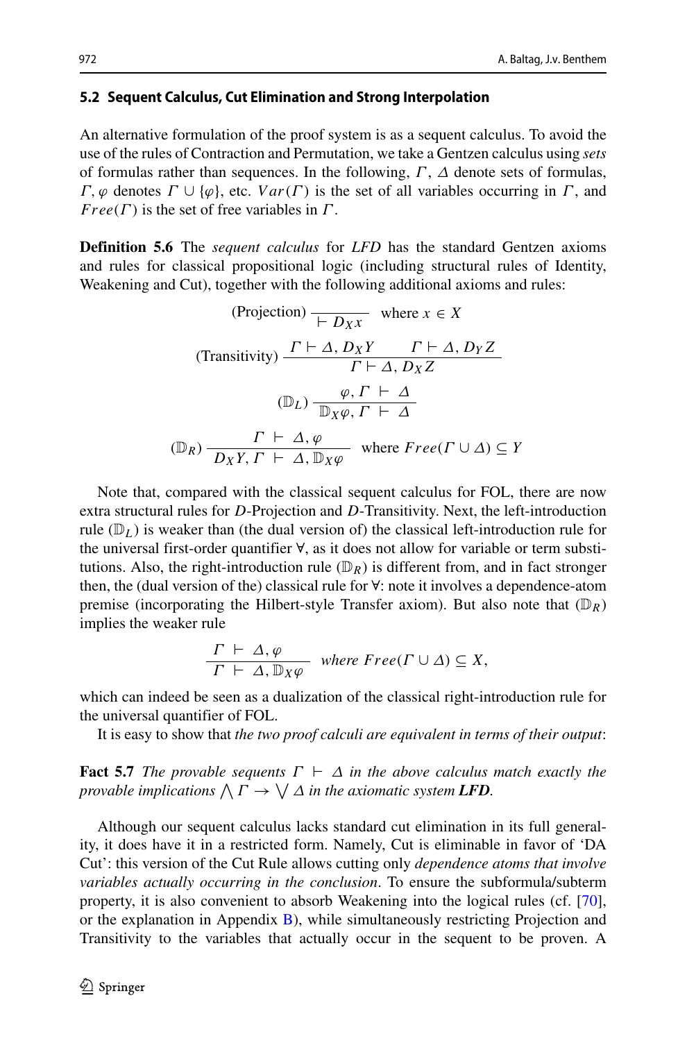### 5.2 Sequent Calculus, Cut Elimination and Strong Interpolation

An alternative formulation of the proof system is as a sequent calculus. To avoid the use of the rules of Contraction and Permutation, we take a Gentzen calculus using *sets* of formulas rather than sequences. In the following, $\Gamma$, $\Delta$ denote sets of formulas, $\Gamma, \varphi$ denotes $\Gamma \cup \{\varphi\}$, etc. $Var(\Gamma)$ is the set of all variables occurring in $\Gamma$, and $Free(\Gamma)$ is the set of free variables in $\Gamma$.

**Definition 5.6** The *sequent calculus* for *LFD* has the standard Gentzen axioms and rules for classical propositional logic (including structural rules of Identity, Weakening and Cut), together with the following additional axioms and rules:

$$\text{(Projection)}\ \frac{}{\vdash D_X x} \quad \text{where } x \in X$$

$$\text{(Transitivity)}\ \frac{\Gamma \vdash \Delta, D_X Y \qquad \Gamma \vdash \Delta, D_Y Z}{\Gamma \vdash \Delta, D_X Z}$$

$$(\mathbb{D}_L)\ \frac{\varphi, \Gamma\ \vdash\ \Delta}{\mathbb{D}_X \varphi, \Gamma\ \vdash\ \Delta}$$

$$(\mathbb{D}_R)\ \frac{\Gamma\ \vdash\ \Delta, \varphi}{D_X Y, \Gamma\ \vdash\ \Delta, \mathbb{D}_X \varphi} \quad \text{where } Free(\Gamma \cup \Delta) \subseteq Y$$

Note that, compared with the classical sequent calculus for FOL, there are now extra structural rules for $D$-Projection and $D$-Transitivity. Next, the left-introduction rule ($\mathbb{D}_L$) is weaker than (the dual version of) the classical left-introduction rule for the universal first-order quantifier $\forall$, as it does not allow for variable or term substitutions. Also, the right-introduction rule ($\mathbb{D}_R$) is different from, and in fact stronger then, the (dual version of the) classical rule for $\forall$: note it involves a dependence-atom premise (incorporating the Hilbert-style Transfer axiom). But also note that ($\mathbb{D}_R$) implies the weaker rule

$$\frac{\Gamma\ \vdash\ \Delta, \varphi}{\Gamma\ \vdash\ \Delta, \mathbb{D}_X \varphi} \quad \textit{where } Free(\Gamma \cup \Delta) \subseteq X,$$

which can indeed be seen as a dualization of the classical right-introduction rule for the universal quantifier of FOL.

It is easy to show that *the two proof calculi are equivalent in terms of their output*:

**Fact 5.7** *The provable sequents $\Gamma\ \vdash\ \Delta$ in the above calculus match exactly the provable implications $\bigwedge \Gamma \to \bigvee \Delta$ in the axiomatic system **LFD**.*

Although our sequent calculus lacks standard cut elimination in its full generality, it does have it in a restricted form. Namely, Cut is eliminable in favor of 'DA Cut': this version of the Cut Rule allows cutting only *dependence atoms that involve variables actually occurring in the conclusion*. To ensure the subformula/subterm property, it is also convenient to absorb Weakening into the logical rules (cf. [70], or the explanation in Appendix B), while simultaneously restricting Projection and Transitivity to the variables that actually occur in the sequent to be proven. A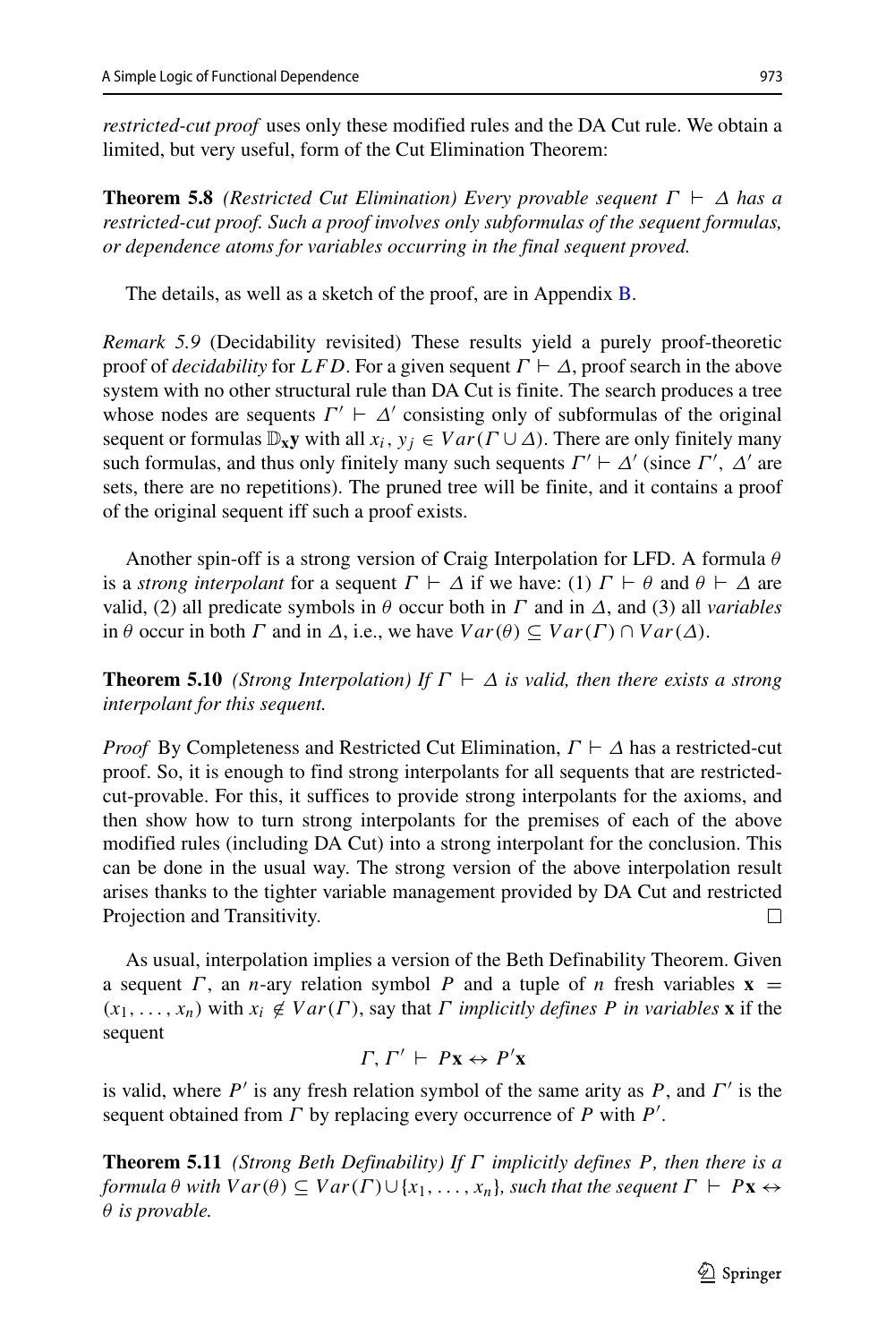*restricted-cut proof* uses only these modified rules and the DA Cut rule. We obtain a limited, but very useful, form of the Cut Elimination Theorem:

**Theorem 5.8** *(Restricted Cut Elimination) Every provable sequent $\Gamma \vdash \Delta$ has a restricted-cut proof. Such a proof involves only subformulas of the sequent formulas, or dependence atoms for variables occurring in the final sequent proved.*

The details, as well as a sketch of the proof, are in Appendix B.

*Remark 5.9* (Decidability revisited) These results yield a purely proof-theoretic proof of *decidability* for $LFD$. For a given sequent $\Gamma \vdash \Delta$, proof search in the above system with no other structural rule than DA Cut is finite. The search produces a tree whose nodes are sequents $\Gamma' \vdash \Delta'$ consisting only of subformulas of the original sequent or formulas $\mathbb{D}_{\mathbf{x}}\mathbf{y}$ with all $x_i, y_j \in Var(\Gamma \cup \Delta)$. There are only finitely many such formulas, and thus only finitely many such sequents $\Gamma' \vdash \Delta'$ (since $\Gamma'$, $\Delta'$ are sets, there are no repetitions). The pruned tree will be finite, and it contains a proof of the original sequent iff such a proof exists.

Another spin-off is a strong version of Craig Interpolation for LFD. A formula $\theta$ is a *strong interpolant* for a sequent $\Gamma \vdash \Delta$ if we have: (1) $\Gamma \vdash \theta$ and $\theta \vdash \Delta$ are valid, (2) all predicate symbols in $\theta$ occur both in $\Gamma$ and in $\Delta$, and (3) all *variables* in $\theta$ occur in both $\Gamma$ and in $\Delta$, i.e., we have $Var(\theta) \subseteq Var(\Gamma) \cap Var(\Delta)$.

**Theorem 5.10** *(Strong Interpolation) If $\Gamma \vdash \Delta$ is valid, then there exists a strong interpolant for this sequent.*

*Proof* By Completeness and Restricted Cut Elimination, $\Gamma \vdash \Delta$ has a restricted-cut proof. So, it is enough to find strong interpolants for all sequents that are restricted-cut-provable. For this, it suffices to provide strong interpolants for the axioms, and then show how to turn strong interpolants for the premises of each of the above modified rules (including DA Cut) into a strong interpolant for the conclusion. This can be done in the usual way. The strong version of the above interpolation result arises thanks to the tighter variable management provided by DA Cut and restricted Projection and Transitivity. □

As usual, interpolation implies a version of the Beth Definability Theorem. Given a sequent $\Gamma$, an $n$-ary relation symbol $P$ and a tuple of $n$ fresh variables $\mathbf{x} = (x_1, \ldots, x_n)$ with $x_i \notin Var(\Gamma)$, say that $\Gamma$ *implicitly defines $P$ in variables* $\mathbf{x}$ if the sequent

$$\Gamma, \Gamma' \vdash P\mathbf{x} \leftrightarrow P'\mathbf{x}$$

is valid, where $P'$ is any fresh relation symbol of the same arity as $P$, and $\Gamma'$ is the sequent obtained from $\Gamma$ by replacing every occurrence of $P$ with $P'$.

**Theorem 5.11** *(Strong Beth Definability) If $\Gamma$ implicitly defines $P$, then there is a formula $\theta$ with $Var(\theta) \subseteq Var(\Gamma) \cup \{x_1, \ldots, x_n\}$, such that the sequent $\Gamma \vdash P\mathbf{x} \leftrightarrow \theta$ is provable.*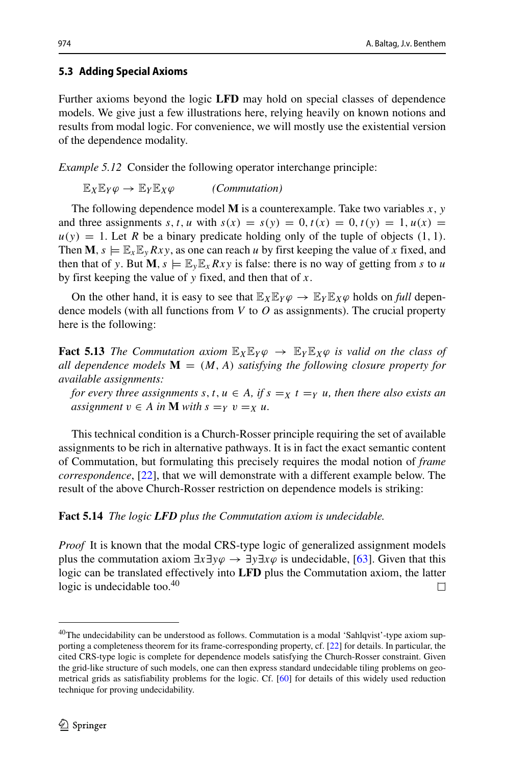### 5.3 Adding Special Axioms

Further axioms beyond the logic **LFD** may hold on special classes of dependence models. We give just a few illustrations here, relying heavily on known notions and results from modal logic. For convenience, we will mostly use the existential version of the dependence modality.

*Example 5.12* Consider the following operator interchange principle:

$$\mathbb{E}_X \mathbb{E}_Y \varphi \to \mathbb{E}_Y \mathbb{E}_X \varphi \qquad \textit{(Commutation)}$$

The following dependence model $\mathbf{M}$ is a counterexample. Take two variables $x$, $y$ and three assignments $s, t, u$ with $s(x) = s(y) = 0, t(x) = 0, t(y) = 1, u(x) = u(y) = 1$. Let $R$ be a binary predicate holding only of the tuple of objects $(1, 1)$. Then $\mathbf{M}, s \models \mathbb{E}_x \mathbb{E}_y Rxy$, as one can reach $u$ by first keeping the value of $x$ fixed, and then that of $y$. But $\mathbf{M}, s \models \mathbb{E}_y \mathbb{E}_x Rxy$ is false: there is no way of getting from $s$ to $u$ by first keeping the value of $y$ fixed, and then that of $x$.

On the other hand, it is easy to see that $\mathbb{E}_X \mathbb{E}_Y \varphi \to \mathbb{E}_Y \mathbb{E}_X \varphi$ holds on *full* dependence models (with all functions from $V$ to $O$ as assignments). The crucial property here is the following:

**Fact 5.13** *The Commutation axiom $\mathbb{E}_X \mathbb{E}_Y \varphi \to \mathbb{E}_Y \mathbb{E}_X \varphi$ is valid on the class of all dependence models $\mathbf{M} = (M, A)$ satisfying the following closure property for available assignments:*

*for every three assignments $s, t, u \in A$, if $s =_X t =_Y u$, then there also exists an assignment $v \in A$ in $\mathbf{M}$ with $s =_Y v =_X u$.*

This technical condition is a Church-Rosser principle requiring the set of available assignments to be rich in alternative pathways. It is in fact the exact semantic content of Commutation, but formulating this precisely requires the modal notion of *frame correspondence*, [22], that we will demonstrate with a different example below. The result of the above Church-Rosser restriction on dependence models is striking:

**Fact 5.14** *The logic **LFD** plus the Commutation axiom is undecidable.*

*Proof* It is known that the modal CRS-type logic of generalized assignment models plus the commutation axiom $\exists x \exists y \varphi \to \exists y \exists x \varphi$ is undecidable, [63]. Given that this logic can be translated effectively into **LFD** plus the Commutation axiom, the latter logic is undecidable too.[40] □

---

[40] The undecidability can be understood as follows. Commutation is a modal 'Sahlqvist'-type axiom supporting a completeness theorem for its frame-corresponding property, cf. [22] for details. In particular, the cited CRS-type logic is complete for dependence models satisfying the Church-Rosser constraint. Given the grid-like structure of such models, one can then express standard undecidable tiling problems on geometrical grids as satisfiability problems for the logic. Cf. [60] for details of this widely used reduction technique for proving undecidability.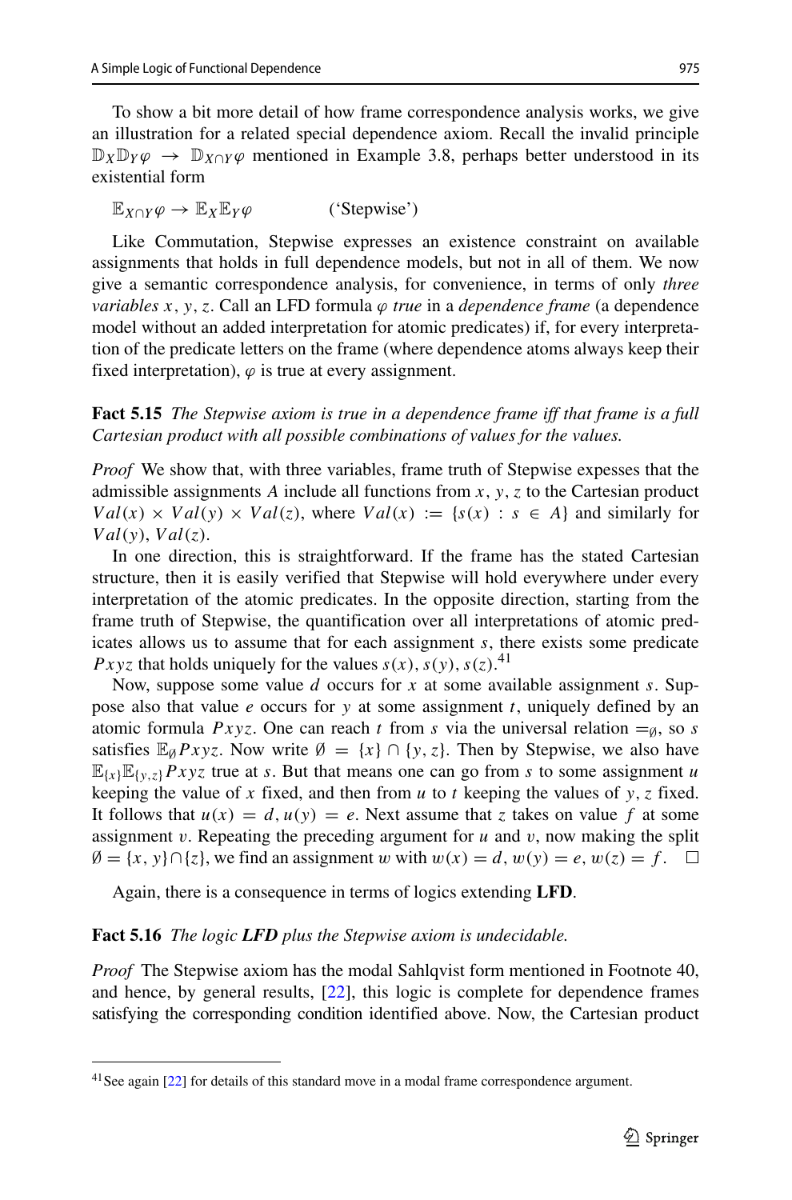To show a bit more detail of how frame correspondence analysis works, we give an illustration for a related special dependence axiom. Recall the invalid principle $\mathbb{D}_X\mathbb{D}_Y\varphi \to \mathbb{D}_{X\cap Y}\varphi$ mentioned in Example 3.8, perhaps better understood in its existential form

$$\mathbb{E}_{X\cap Y}\varphi \to \mathbb{E}_X\mathbb{E}_Y\varphi \qquad \text{('Stepwise')}$$

Like Commutation, Stepwise expresses an existence constraint on available assignments that holds in full dependence models, but not in all of them. We now give a semantic correspondence analysis, for convenience, in terms of only *three variables* $x, y, z$. Call an LFD formula $\varphi$ *true* in a *dependence frame* (a dependence model without an added interpretation for atomic predicates) if, for every interpretation of the predicate letters on the frame (where dependence atoms always keep their fixed interpretation), $\varphi$ is true at every assignment.

**Fact 5.15** *The Stepwise axiom is true in a dependence frame iff that frame is a full Cartesian product with all possible combinations of values for the values.*

*Proof* We show that, with three variables, frame truth of Stepwise expesses that the admissible assignments $A$ include all functions from $x, y, z$ to the Cartesian product $Val(x) \times Val(y) \times Val(z)$, where $Val(x) := \{s(x) : s \in A\}$ and similarly for $Val(y), Val(z)$.

In one direction, this is straightforward. If the frame has the stated Cartesian structure, then it is easily verified that Stepwise will hold everywhere under every interpretation of the atomic predicates. In the opposite direction, starting from the frame truth of Stepwise, the quantification over all interpretations of atomic predicates allows us to assume that for each assignment $s$, there exists some predicate $Pxyz$ that holds uniquely for the values $s(x), s(y), s(z)$.[41]

Now, suppose some value $d$ occurs for $x$ at some available assignment $s$. Suppose also that value $e$ occurs for $y$ at some assignment $t$, uniquely defined by an atomic formula $Pxyz$. One can reach $t$ from $s$ via the universal relation $=_\emptyset$, so $s$ satisfies $\mathbb{E}_\emptyset Pxyz$. Now write $\emptyset = \{x\} \cap \{y, z\}$. Then by Stepwise, we also have $\mathbb{E}_{\{x\}}\mathbb{E}_{\{y,z\}}Pxyz$ true at $s$. But that means one can go from $s$ to some assignment $u$ keeping the value of $x$ fixed, and then from $u$ to $t$ keeping the values of $y, z$ fixed. It follows that $u(x) = d, u(y) = e$. Next assume that $z$ takes on value $f$ at some assignment $v$. Repeating the preceding argument for $u$ and $v$, now making the split $\emptyset = \{x, y\} \cap \{z\}$, we find an assignment $w$ with $w(x) = d, w(y) = e, w(z) = f$. $\square$

Again, there is a consequence in terms of logics extending **LFD**.

**Fact 5.16** *The logic **LFD** plus the Stepwise axiom is undecidable.*

*Proof* The Stepwise axiom has the modal Sahlqvist form mentioned in Footnote 40, and hence, by general results, [22], this logic is complete for dependence frames satisfying the corresponding condition identified above. Now, the Cartesian product

[41] See again [22] for details of this standard move in a modal frame correspondence argument.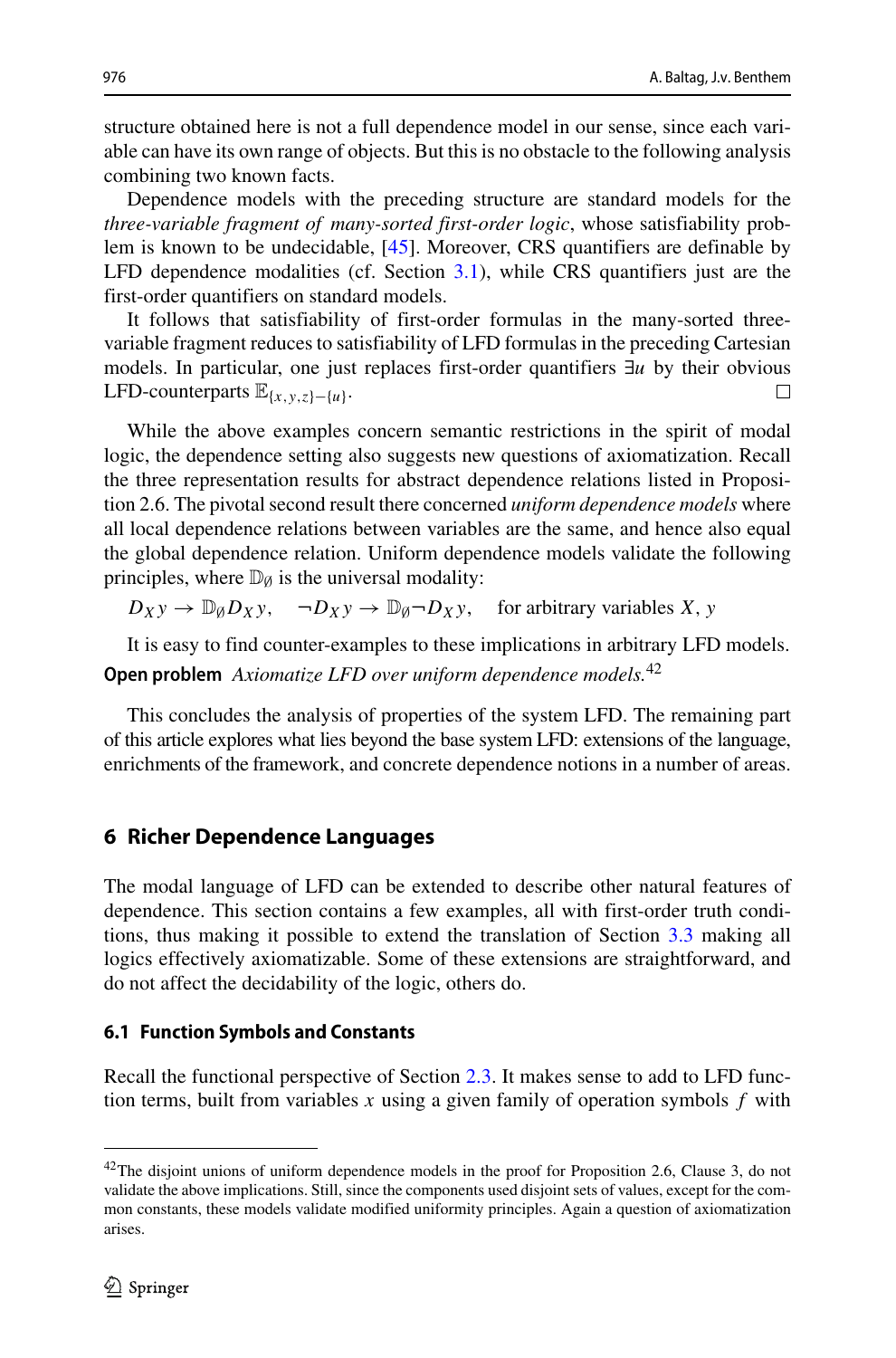structure obtained here is not a full dependence model in our sense, since each variable can have its own range of objects. But this is no obstacle to the following analysis combining two known facts.

Dependence models with the preceding structure are standard models for the *three-variable fragment of many-sorted first-order logic*, whose satisfiability problem is known to be undecidable, [45]. Moreover, CRS quantifiers are definable by LFD dependence modalities (cf. Section 3.1), while CRS quantifiers just are the first-order quantifiers on standard models.

It follows that satisfiability of first-order formulas in the many-sorted three-variable fragment reduces to satisfiability of LFD formulas in the preceding Cartesian models. In particular, one just replaces first-order quantifiers $\exists u$ by their obvious LFD-counterparts $\mathbb{E}_{\{x,y,z\}-\{u\}}$. □

While the above examples concern semantic restrictions in the spirit of modal logic, the dependence setting also suggests new questions of axiomatization. Recall the three representation results for abstract dependence relations listed in Proposition 2.6. The pivotal second result there concerned *uniform dependence models* where all local dependence relations between variables are the same, and hence also equal the global dependence relation. Uniform dependence models validate the following principles, where $\mathbb{D}_\emptyset$ is the universal modality:

$$D_X y \to \mathbb{D}_\emptyset D_X y, \quad \neg D_X y \to \mathbb{D}_\emptyset \neg D_X y, \quad \text{for arbitrary variables } X, y$$

It is easy to find counter-examples to these implications in arbitrary LFD models.

**Open problem** *Axiomatize LFD over uniform dependence models.*[42]

This concludes the analysis of properties of the system LFD. The remaining part of this article explores what lies beyond the base system LFD: extensions of the language, enrichments of the framework, and concrete dependence notions in a number of areas.

## 6 Richer Dependence Languages

The modal language of LFD can be extended to describe other natural features of dependence. This section contains a few examples, all with first-order truth conditions, thus making it possible to extend the translation of Section 3.3 making all logics effectively axiomatizable. Some of these extensions are straightforward, and do not affect the decidability of the logic, others do.

### 6.1 Function Symbols and Constants

Recall the functional perspective of Section 2.3. It makes sense to add to LFD function terms, built from variables $x$ using a given family of operation symbols $f$ with

---

[42] The disjoint unions of uniform dependence models in the proof for Proposition 2.6, Clause 3, do not validate the above implications. Still, since the components used disjoint sets of values, except for the common constants, these models validate modified uniformity principles. Again a question of axiomatization arises.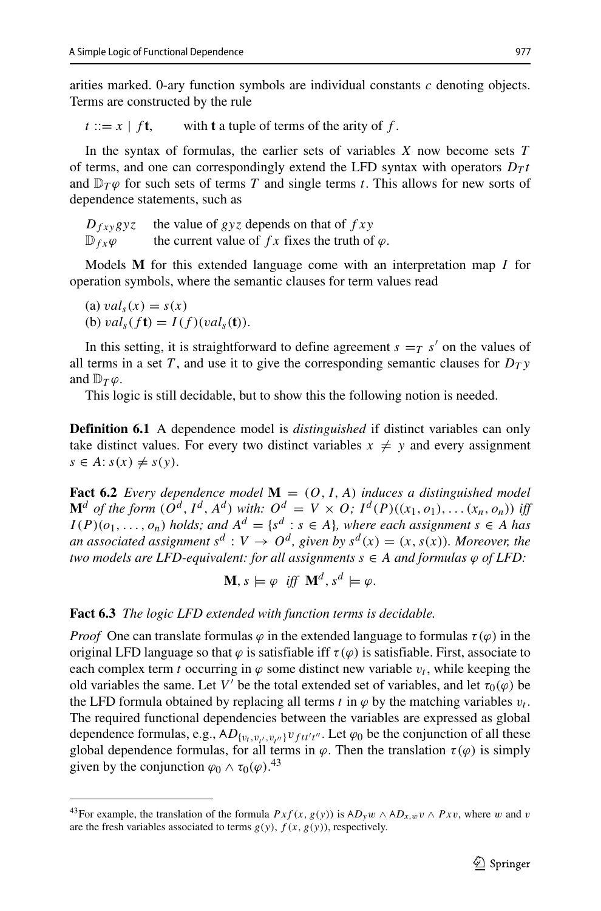arities marked. 0-ary function symbols are individual constants $c$ denoting objects. Terms are constructed by the rule

$t ::= x \mid f\mathbf{t}$, with $\mathbf{t}$ a tuple of terms of the arity of $f$.

In the syntax of formulas, the earlier sets of variables $X$ now become sets $T$ of terms, and one can correspondingly extend the LFD syntax with operators $D_T t$ and $\mathbb{D}_T \varphi$ for such sets of terms $T$ and single terms $t$. This allows for new sorts of dependence statements, such as

$D_{fxy} gyz$ the value of $gyz$ depends on that of $fxy$
$\mathbb{D}_{fx}\varphi$ the current value of $fx$ fixes the truth of $\varphi$.

Models $\mathbf{M}$ for this extended language come with an interpretation map $I$ for operation symbols, where the semantic clauses for term values read

(a) $val_s(x) = s(x)$
(b) $val_s(f\mathbf{t}) = I(f)(val_s(\mathbf{t}))$.

In this setting, it is straightforward to define agreement $s =_T s'$ on the values of all terms in a set $T$, and use it to give the corresponding semantic clauses for $D_T y$ and $\mathbb{D}_T \varphi$.

This logic is still decidable, but to show this the following notion is needed.

**Definition 6.1** A dependence model is *distinguished* if distinct variables can only take distinct values. For every two distinct variables $x \neq y$ and every assignment $s \in A$: $s(x) \neq s(y)$.

**Fact 6.2** *Every dependence model* $\mathbf{M} = (O, I, A)$ *induces a distinguished model* $\mathbf{M}^d$ *of the form* $(O^d, I^d, A^d)$ *with:* $O^d = V \times O$*;* $I^d(P)((x_1, o_1), \ldots (x_n, o_n))$ *iff* $I(P)(o_1, \ldots, o_n)$ *holds; and* $A^d = \{s^d : s \in A\}$*, where each assignment* $s \in A$ *has an associated assignment* $s^d : V \to O^d$*, given by* $s^d(x) = (x, s(x))$*. Moreover, the two models are LFD-equivalent: for all assignments* $s \in A$ *and formulas* $\varphi$ *of LFD:*

$$\mathbf{M}, s \models \varphi \;\; \textit{iff} \;\; \mathbf{M}^d, s^d \models \varphi.$$

**Fact 6.3** *The logic LFD extended with function terms is decidable.*

*Proof* One can translate formulas $\varphi$ in the extended language to formulas $\tau(\varphi)$ in the original LFD language so that $\varphi$ is satisfiable iff $\tau(\varphi)$ is satisfiable. First, associate to each complex term $t$ occurring in $\varphi$ some distinct new variable $v_t$, while keeping the old variables the same. Let $V'$ be the total extended set of variables, and let $\tau_0(\varphi)$ be the LFD formula obtained by replacing all terms $t$ in $\varphi$ by the matching variables $v_t$. The required functional dependencies between the variables are expressed as global dependence formulas, e.g., $\mathsf{A}D_{\{v_t, v_{t'}, v_{t''}\}} v_{ftt't''}$. Let $\varphi_0$ be the conjunction of all these global dependence formulas, for all terms in $\varphi$. Then the translation $\tau(\varphi)$ is simply given by the conjunction $\varphi_0 \wedge \tau_0(\varphi)$.[43]

[43] For example, the translation of the formula $Pxf(x, g(y))$ is $\mathsf{A}D_y w \wedge \mathsf{A}D_{x,w} v \wedge Pxv$, where $w$ and $v$ are the fresh variables associated to terms $g(y)$, $f(x, g(y))$, respectively.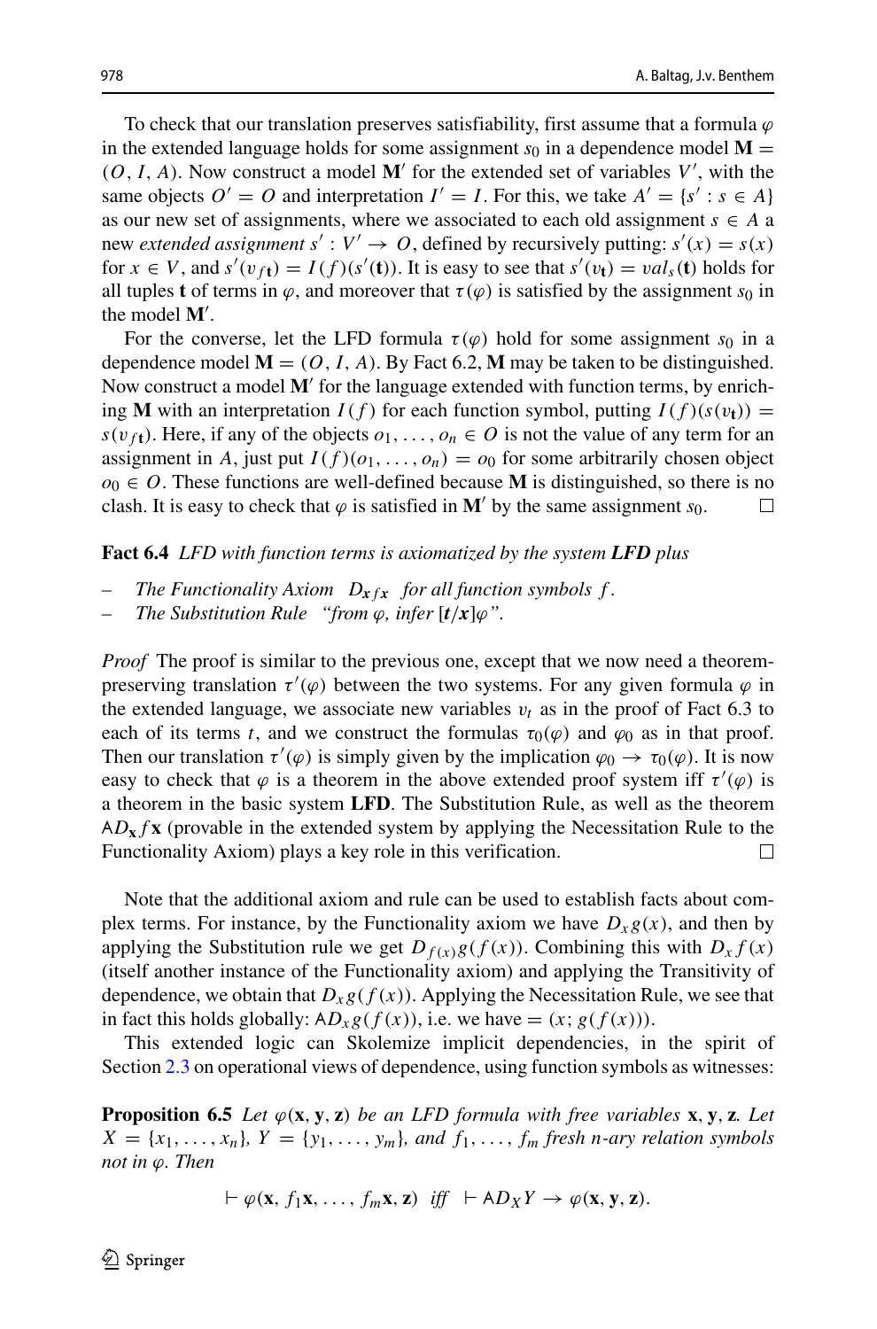To check that our translation preserves satisfiability, first assume that a formula $\varphi$ in the extended language holds for some assignment $s_0$ in a dependence model $\mathbf{M} = (O, I, A)$. Now construct a model $\mathbf{M}'$ for the extended set of variables $V'$, with the same objects $O' = O$ and interpretation $I' = I$. For this, we take $A' = \{s' : s \in A\}$ as our new set of assignments, where we associated to each old assignment $s \in A$ a new *extended assignment* $s' : V' \to O$, defined by recursively putting: $s'(x) = s(x)$ for $x \in V$, and $s'(v_{f\mathbf{t}}) = I(f)(s'(\mathbf{t}))$. It is easy to see that $s'(v_{\mathbf{t}}) = val_s(\mathbf{t})$ holds for all tuples $\mathbf{t}$ of terms in $\varphi$, and moreover that $\tau(\varphi)$ is satisfied by the assignment $s_0$ in the model $\mathbf{M}'$.

For the converse, let the LFD formula $\tau(\varphi)$ hold for some assignment $s_0$ in a dependence model $\mathbf{M} = (O, I, A)$. By Fact 6.2, $\mathbf{M}$ may be taken to be distinguished. Now construct a model $\mathbf{M}'$ for the language extended with function terms, by enriching $\mathbf{M}$ with an interpretation $I(f)$ for each function symbol, putting $I(f)(s(v_{\mathbf{t}})) = s(v_{f\mathbf{t}})$. Here, if any of the objects $o_1, \ldots, o_n \in O$ is not the value of any term for an assignment in $A$, just put $I(f)(o_1, \ldots, o_n) = o_0$ for some arbitrarily chosen object $o_0 \in O$. These functions are well-defined because $\mathbf{M}$ is distinguished, so there is no clash. It is easy to check that $\varphi$ is satisfied in $\mathbf{M}'$ by the same assignment $s_0$. □

**Fact 6.4** *LFD with function terms is axiomatized by the system **LFD** plus*

- *The Functionality Axiom* $\quad D_{\mathbf{x}} f\mathbf{x}$ $\quad$ *for all function symbols* $f$.
- *The Substitution Rule* $\quad$ *"from* $\varphi$*, infer* $[\mathbf{t}/\mathbf{x}]\varphi$*".*

*Proof* The proof is similar to the previous one, except that we now need a theorem-preserving translation $\tau'(\varphi)$ between the two systems. For any given formula $\varphi$ in the extended language, we associate new variables $v_t$ as in the proof of Fact 6.3 to each of its terms $t$, and we construct the formulas $\tau_0(\varphi)$ and $\varphi_0$ as in that proof. Then our translation $\tau'(\varphi)$ is simply given by the implication $\varphi_0 \to \tau_0(\varphi)$. It is now easy to check that $\varphi$ is a theorem in the above extended proof system iff $\tau'(\varphi)$ is a theorem in the basic system **LFD**. The Substitution Rule, as well as the theorem $\mathsf{A}D_{\mathbf{x}} f\mathbf{x}$ (provable in the extended system by applying the Necessitation Rule to the Functionality Axiom) plays a key role in this verification. □

Note that the additional axiom and rule can be used to establish facts about complex terms. For instance, by the Functionality axiom we have $D_x g(x)$, and then by applying the Substitution rule we get $D_{f(x)} g(f(x))$. Combining this with $D_x f(x)$ (itself another instance of the Functionality axiom) and applying the Transitivity of dependence, we obtain that $D_x g(f(x))$. Applying the Necessitation Rule, we see that in fact this holds globally: $\mathsf{A}D_x g(f(x))$, i.e. we have $= (x; g(f(x)))$.

This extended logic can Skolemize implicit dependencies, in the spirit of Section 2.3 on operational views of dependence, using function symbols as witnesses:

**Proposition 6.5** *Let* $\varphi(\mathbf{x}, \mathbf{y}, \mathbf{z})$ *be an LFD formula with free variables* $\mathbf{x}, \mathbf{y}, \mathbf{z}$*. Let* $X = \{x_1, \ldots, x_n\}$*,* $Y = \{y_1, \ldots, y_m\}$*, and* $f_1, \ldots, f_m$ *fresh* $n$*-ary relation symbols not in* $\varphi$*. Then*

$$\vdash \varphi(\mathbf{x}, f_1\mathbf{x}, \ldots, f_m\mathbf{x}, \mathbf{z}) \;\; \textit{iff} \;\; \vdash \mathsf{A}D_X Y \to \varphi(\mathbf{x}, \mathbf{y}, \mathbf{z}).$$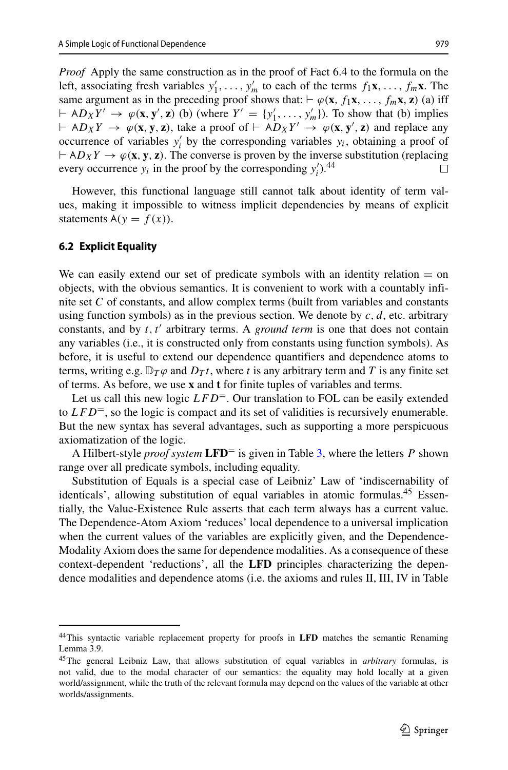*Proof* Apply the same construction as in the proof of Fact 6.4 to the formula on the left, associating fresh variables $y_1', \dots, y_m'$ to each of the terms $f_1\mathbf{x}, \dots, f_m\mathbf{x}$. The same argument as in the preceding proof shows that: $\vdash \varphi(\mathbf{x}, f_1\mathbf{x}, \dots, f_m\mathbf{x}, \mathbf{z})$ (a) iff $\vdash \mathsf{A}D_X Y' \to \varphi(\mathbf{x}, \mathbf{y}', \mathbf{z})$ (b) (where $Y' = \{y_1', \dots, y_m'\}$). To show that (b) implies $\vdash \mathsf{A}D_X Y \to \varphi(\mathbf{x}, \mathbf{y}, \mathbf{z})$, take a proof of $\vdash \mathsf{A}D_X Y' \to \varphi(\mathbf{x}, \mathbf{y}', \mathbf{z})$ and replace any occurrence of variables $y_i'$ by the corresponding variables $y_i$, obtaining a proof of $\vdash \mathsf{A}D_X Y \to \varphi(\mathbf{x}, \mathbf{y}, \mathbf{z})$. The converse is proven by the inverse substitution (replacing every occurrence $y_i$ in the proof by the corresponding $y_i'$).[44] □

However, this functional language still cannot talk about identity of term values, making it impossible to witness implicit dependencies by means of explicit statements $\mathsf{A}(y = f(x))$.

### 6.2 Explicit Equality

We can easily extend our set of predicate symbols with an identity relation $=$ on objects, with the obvious semantics. It is convenient to work with a countably infinite set $C$ of constants, and allow complex terms (built from variables and constants using function symbols) as in the previous section. We denote by $c, d$, etc. arbitrary constants, and by $t, t'$ arbitrary terms. A *ground term* is one that does not contain any variables (i.e., it is constructed only from constants using function symbols). As before, it is useful to extend our dependence quantifiers and dependence atoms to terms, writing e.g. $\mathbb{D}_T\varphi$ and $D_T t$, where $t$ is any arbitrary term and $T$ is any finite set of terms. As before, we use $\mathbf{x}$ and $\mathbf{t}$ for finite tuples of variables and terms.

Let us call this new logic $LFD^=$. Our translation to FOL can be easily extended to $LFD^=$, so the logic is compact and its set of validities is recursively enumerable. But the new syntax has several advantages, such as supporting a more perspicuous axiomatization of the logic.

A Hilbert-style *proof system* $\mathbf{LFD}^=$ is given in Table 3, where the letters $P$ shown range over all predicate symbols, including equality.

Substitution of Equals is a special case of Leibniz' Law of 'indiscernability of identicals', allowing substitution of equal variables in atomic formulas.[45] Essentially, the Value-Existence Rule asserts that each term always has a current value. The Dependence-Atom Axiom 'reduces' local dependence to a universal implication when the current values of the variables are explicitly given, and the Dependence-Modality Axiom does the same for dependence modalities. As a consequence of these context-dependent 'reductions', all the **LFD** principles characterizing the dependence modalities and dependence atoms (i.e. the axioms and rules II, III, IV in Table

---

[44] This syntactic variable replacement property for proofs in **LFD** matches the semantic Renaming Lemma 3.9.

[45] The general Leibniz Law, that allows substitution of equal variables in *arbitrary* formulas, is not valid, due to the modal character of our semantics: the equality may hold locally at a given world/assignment, while the truth of the relevant formula may depend on the values of the variable at other worlds/assignments.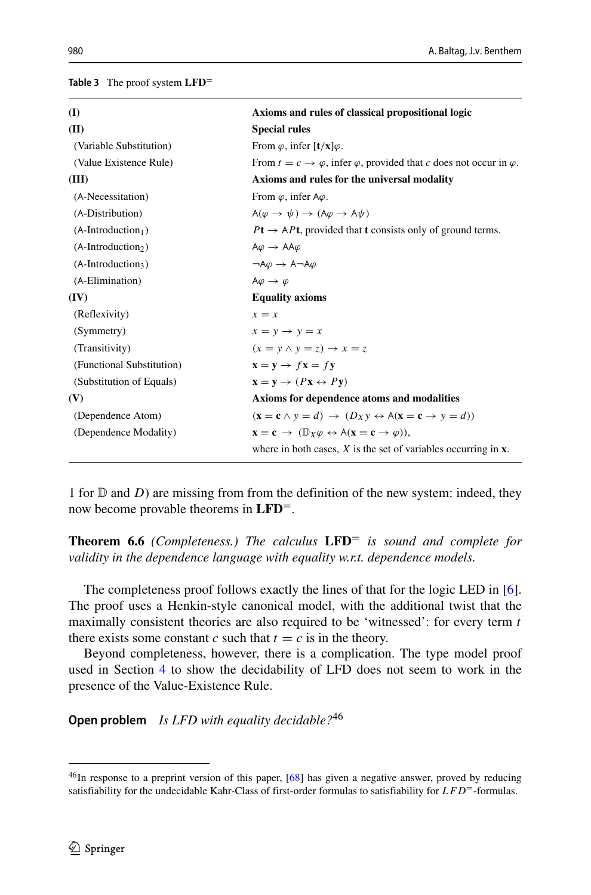**Table 3** The proof system $\mathbf{LFD}^{=}$

| | |
|---|---|
| **(I)** | **Axioms and rules of classical propositional logic** |
| **(II)** | **Special rules** |
| (Variable Substitution) | From $\varphi$, infer $[\mathbf{t}/\mathbf{x}]\varphi$. |
| (Value Existence Rule) | From $t = c \to \varphi$, infer $\varphi$, provided that $c$ does not occur in $\varphi$. |
| **(III)** | **Axioms and rules for the universal modality** |
| (A-Necessitation) | From $\varphi$, infer $\mathsf{A}\varphi$. |
| (A-Distribution) | $\mathsf{A}(\varphi \to \psi) \to (\mathsf{A}\varphi \to \mathsf{A}\psi)$ |
| (A-Introduction$_1$) | $P\mathbf{t} \to \mathsf{A}P\mathbf{t}$, provided that $\mathbf{t}$ consists only of ground terms. |
| (A-Introduction$_2$) | $\mathsf{A}\varphi \to \mathsf{A}\mathsf{A}\varphi$ |
| (A-Introduction$_3$) | $\neg\mathsf{A}\varphi \to \mathsf{A}\neg\mathsf{A}\varphi$ |
| (A-Elimination) | $\mathsf{A}\varphi \to \varphi$ |
| **(IV)** | **Equality axioms** |
| (Reflexivity) | $x = x$ |
| (Symmetry) | $x = y \to y = x$ |
| (Transitivity) | $(x = y \wedge y = z) \to x = z$ |
| (Functional Substitution) | $\mathbf{x} = \mathbf{y} \to f\mathbf{x} = f\mathbf{y}$ |
| (Substitution of Equals) | $\mathbf{x} = \mathbf{y} \to (P\mathbf{x} \leftrightarrow P\mathbf{y})$ |
| **(V)** | **Axioms for dependence atoms and modalities** |
| (Dependence Atom) | $(\mathbf{x} = \mathbf{c} \wedge y = d) \to (D_X y \leftrightarrow \mathsf{A}(\mathbf{x} = \mathbf{c} \to y = d))$ |
| (Dependence Modality) | $\mathbf{x} = \mathbf{c} \to (\mathbb{D}_X\varphi \leftrightarrow \mathsf{A}(\mathbf{x} = \mathbf{c} \to \varphi))$, |
| | where in both cases, $X$ is the set of variables occurring in $\mathbf{x}$. |

1 for $\mathbb{D}$ and $D$) are missing from from the definition of the new system: indeed, they now become provable theorems in $\mathbf{LFD}^{=}$.

**Theorem 6.6** *(Completeness.) The calculus* $\mathbf{LFD}^{=}$ *is sound and complete for validity in the dependence language with equality w.r.t. dependence models.*

The completeness proof follows exactly the lines of that for the logic LED in [6]. The proof uses a Henkin-style canonical model, with the additional twist that the maximally consistent theories are also required to be 'witnessed': for every term $t$ there exists some constant $c$ such that $t = c$ is in the theory.

Beyond completeness, however, there is a complication. The type model proof used in Section 4 to show the decidability of LFD does not seem to work in the presence of the Value-Existence Rule.

**Open problem** *Is LFD with equality decidable?*[46]

[46] In response to a preprint version of this paper, [68] has given a negative answer, proved by reducing satisfiability for the undecidable Kahr-Class of first-order formulas to satisfiability for $LFD^{=}$-formulas.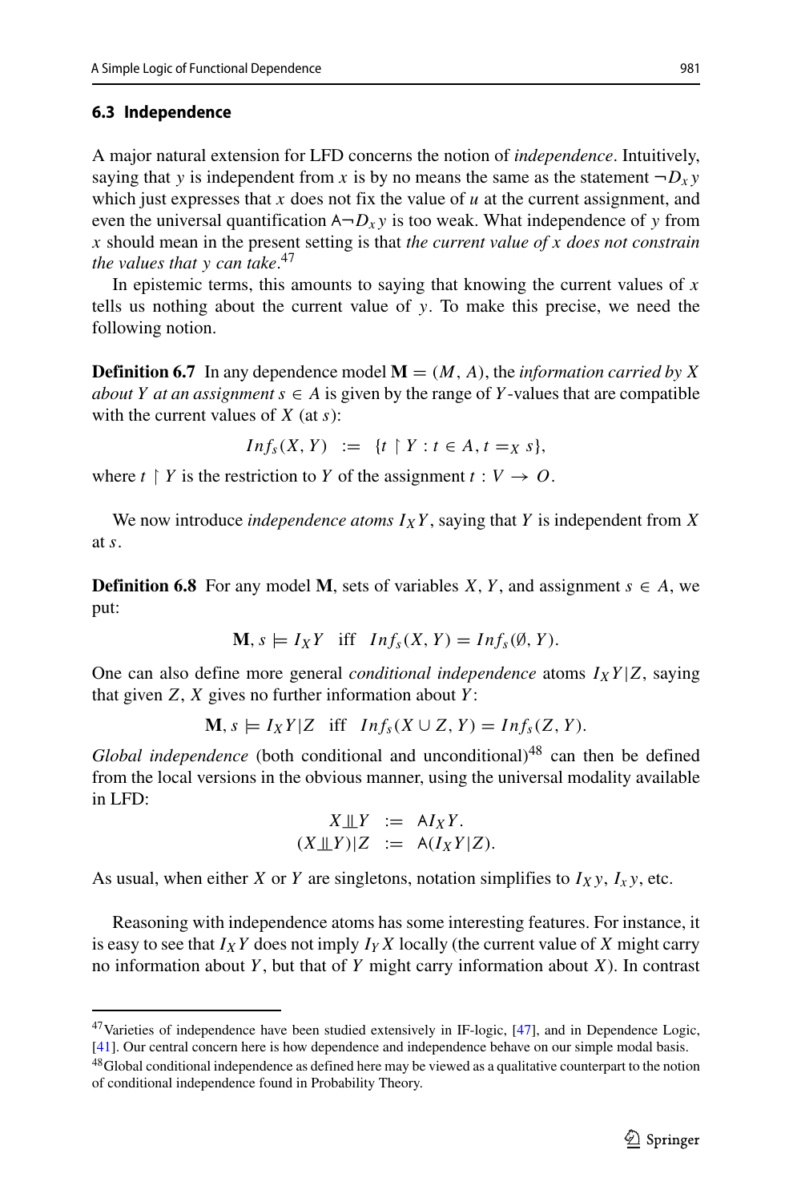### 6.3 Independence

A major natural extension for LFD concerns the notion of *independence*. Intuitively, saying that $y$ is independent from $x$ is by no means the same as the statement $\neg D_x y$ which just expresses that $x$ does not fix the value of $u$ at the current assignment, and even the universal quantification $\mathsf{A}\neg D_x y$ is too weak. What independence of $y$ from $x$ should mean in the present setting is that *the current value of $x$ does not constrain the values that $y$ can take*.[47]

In epistemic terms, this amounts to saying that knowing the current values of $x$ tells us nothing about the current value of $y$. To make this precise, we need the following notion.

**Definition 6.7** In any dependence model $\mathbf{M} = (M, A)$, the *information carried by $X$ about $Y$ at an assignment $s \in A$* is given by the range of $Y$-values that are compatible with the current values of $X$ (at $s$):

$$Inf_s(X, Y) \;:=\; \{t \restriction Y : t \in A, t =_X s\},$$

where $t \restriction Y$ is the restriction to $Y$ of the assignment $t : V \to O$.

We now introduce *independence atoms $I_X Y$*, saying that $Y$ is independent from $X$ at $s$.

**Definition 6.8** For any model $\mathbf{M}$, sets of variables $X, Y$, and assignment $s \in A$, we put:

$$\mathbf{M}, s \models I_X Y \quad \text{iff} \quad Inf_s(X, Y) = Inf_s(\emptyset, Y).$$

One can also define more general *conditional independence* atoms $I_X Y|Z$, saying that given $Z$, $X$ gives no further information about $Y$:

$$\mathbf{M}, s \models I_X Y|Z \quad \text{iff} \quad Inf_s(X \cup Z, Y) = Inf_s(Z, Y).$$

*Global independence* (both conditional and unconditional)[48] can then be defined from the local versions in the obvious manner, using the universal modality available in LFD:

$$X \perp\!\!\!\perp Y \;:=\; \mathsf{A} I_X Y.$$
$$(X \perp\!\!\!\perp Y)|Z \;:=\; \mathsf{A}(I_X Y|Z).$$

As usual, when either $X$ or $Y$ are singletons, notation simplifies to $I_X y$, $I_x y$, etc.

Reasoning with independence atoms has some interesting features. For instance, it is easy to see that $I_X Y$ does not imply $I_Y X$ locally (the current value of $X$ might carry no information about $Y$, but that of $Y$ might carry information about $X$). In contrast

---

[47] Varieties of independence have been studied extensively in IF-logic, [47], and in Dependence Logic, [41]. Our central concern here is how dependence and independence behave on our simple modal basis.

[48] Global conditional independence as defined here may be viewed as a qualitative counterpart to the notion of conditional independence found in Probability Theory.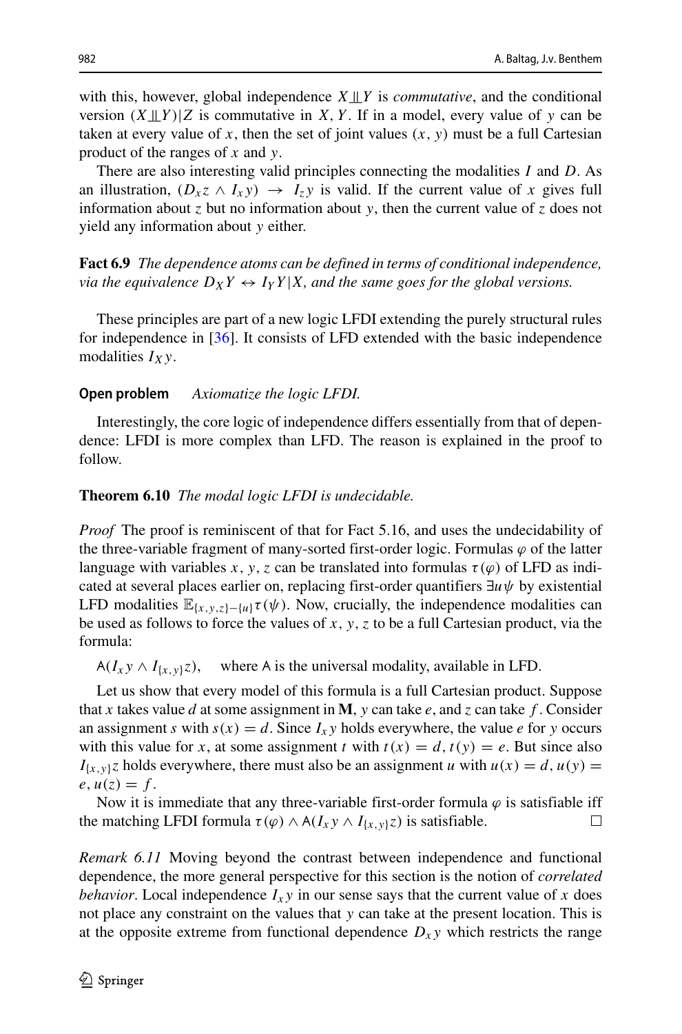with this, however, global independence $X \perp\!\!\!\perp Y$ is *commutative*, and the conditional version $(X \perp\!\!\!\perp Y)|Z$ is commutative in $X, Y$. If in a model, every value of $y$ can be taken at every value of $x$, then the set of joint values $(x, y)$ must be a full Cartesian product of the ranges of $x$ and $y$.

There are also interesting valid principles connecting the modalities $I$ and $D$. As an illustration, $(D_x z \wedge I_x y) \rightarrow I_z y$ is valid. If the current value of $x$ gives full information about $z$ but no information about $y$, then the current value of $z$ does not yield any information about $y$ either.

**Fact 6.9** *The dependence atoms can be defined in terms of conditional independence, via the equivalence $D_X Y \leftrightarrow I_Y Y|X$, and the same goes for the global versions.*

These principles are part of a new logic LFDI extending the purely structural rules for independence in [36]. It consists of LFD extended with the basic independence modalities $I_X y$.

**Open problem** *Axiomatize the logic LFDI.*

Interestingly, the core logic of independence differs essentially from that of dependence: LFDI is more complex than LFD. The reason is explained in the proof to follow.

**Theorem 6.10** *The modal logic LFDI is undecidable.*

*Proof* The proof is reminiscent of that for Fact 5.16, and uses the undecidability of the three-variable fragment of many-sorted first-order logic. Formulas $\varphi$ of the latter language with variables $x, y, z$ can be translated into formulas $\tau(\varphi)$ of LFD as indicated at several places earlier on, replacing first-order quantifiers $\exists u \psi$ by existential LFD modalities $\mathbb{E}_{\{x,y,z\}-\{u\}} \tau(\psi)$. Now, crucially, the independence modalities can be used as follows to force the values of $x, y, z$ to be a full Cartesian product, via the formula:

$\mathsf{A}(I_x y \wedge I_{\{x,y\}} z)$, where $\mathsf{A}$ is the universal modality, available in LFD.

Let us show that every model of this formula is a full Cartesian product. Suppose that $x$ takes value $d$ at some assignment in $\mathbf{M}$, $y$ can take $e$, and $z$ can take $f$. Consider an assignment $s$ with $s(x) = d$. Since $I_x y$ holds everywhere, the value $e$ for $y$ occurs with this value for $x$, at some assignment $t$ with $t(x) = d$, $t(y) = e$. But since also $I_{\{x,y\}} z$ holds everywhere, there must also be an assignment $u$ with $u(x) = d$, $u(y) = e$, $u(z) = f$.

Now it is immediate that any three-variable first-order formula $\varphi$ is satisfiable iff the matching LFDI formula $\tau(\varphi) \wedge \mathsf{A}(I_x y \wedge I_{\{x,y\}} z)$ is satisfiable. $\square$

*Remark 6.11* Moving beyond the contrast between independence and functional dependence, the more general perspective for this section is the notion of *correlated behavior*. Local independence $I_x y$ in our sense says that the current value of $x$ does not place any constraint on the values that $y$ can take at the present location. This is at the opposite extreme from functional dependence $D_x y$ which restricts the range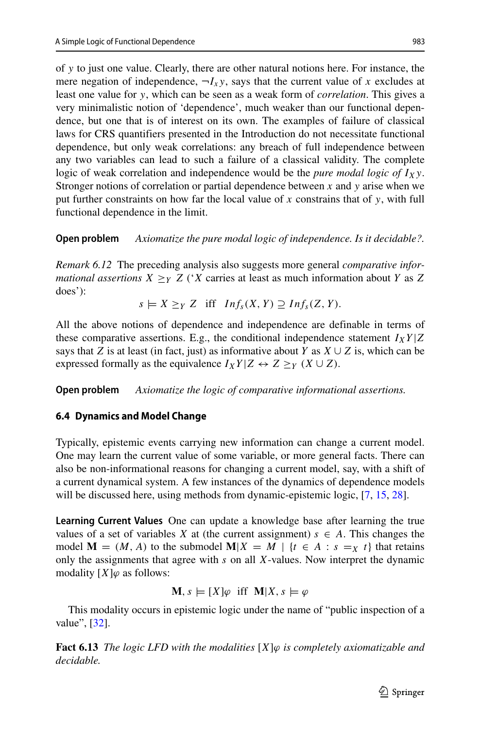of $y$ to just one value. Clearly, there are other natural notions here. For instance, the mere negation of independence, $\neg I_x y$, says that the current value of $x$ excludes at least one value for $y$, which can be seen as a weak form of *correlation*. This gives a very minimalistic notion of 'dependence', much weaker than our functional dependence, but one that is of interest on its own. The examples of failure of classical laws for CRS quantifiers presented in the Introduction do not necessitate functional dependence, but only weak correlations: any breach of full independence between any two variables can lead to such a failure of a classical validity. The complete logic of weak correlation and independence would be the *pure modal logic of* $I_X y$. Stronger notions of correlation or partial dependence between $x$ and $y$ arise when we put further constraints on how far the local value of $x$ constrains that of $y$, with full functional dependence in the limit.

**Open problem** *Axiomatize the pure modal logic of independence. Is it decidable?.*

*Remark 6.12* The preceding analysis also suggests more general *comparative informational assertions* $X \geq_Y Z$ ('$X$ carries at least as much information about $Y$ as $Z$ does'):

$$s \models X \geq_Y Z \quad \text{iff} \quad Inf_s(X, Y) \supseteq Inf_s(Z, Y).$$

All the above notions of dependence and independence are definable in terms of these comparative assertions. E.g., the conditional independence statement $I_X Y|Z$ says that $Z$ is at least (in fact, just) as informative about $Y$ as $X \cup Z$ is, which can be expressed formally as the equivalence $I_X Y|Z \leftrightarrow Z \geq_Y (X \cup Z)$.

**Open problem** *Axiomatize the logic of comparative informational assertions.*

### 6.4 Dynamics and Model Change

Typically, epistemic events carrying new information can change a current model. One may learn the current value of some variable, or more general facts. There can also be non-informational reasons for changing a current model, say, with a shift of a current dynamical system. A few instances of the dynamics of dependence models will be discussed here, using methods from dynamic-epistemic logic, [7, 15, 28].

**Learning Current Values** One can update a knowledge base after learning the true values of a set of variables $X$ at (the current assignment) $s \in A$. This changes the model $\mathbf{M} = (M, A)$ to the submodel $\mathbf{M}|X = M \mid \{t \in A : s =_X t\}$ that retains only the assignments that agree with $s$ on all $X$-values. Now interpret the dynamic modality $[X]\varphi$ as follows:

$$\mathbf{M}, s \models [X]\varphi \quad \text{iff} \quad \mathbf{M}|X, s \models \varphi$$

This modality occurs in epistemic logic under the name of "public inspection of a value", [32].

**Fact 6.13** *The logic LFD with the modalities* $[X]\varphi$ *is completely axiomatizable and decidable.*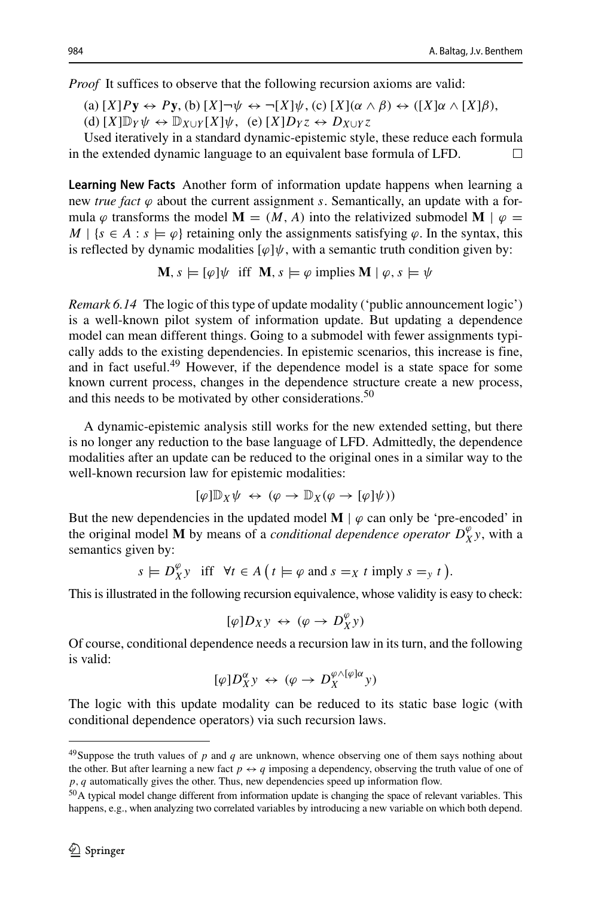*Proof* It suffices to observe that the following recursion axioms are valid:

(a) $[X]P\mathbf{y} \leftrightarrow P\mathbf{y}$, (b) $[X]\neg\psi \leftrightarrow \neg[X]\psi$, (c) $[X](\alpha \wedge \beta) \leftrightarrow ([X]\alpha \wedge [X]\beta)$,
(d) $[X]\mathbb{D}_Y\psi \leftrightarrow \mathbb{D}_{X\cup Y}[X]\psi$, (e) $[X]D_Y z \leftrightarrow D_{X\cup Y} z$

Used iteratively in a standard dynamic-epistemic style, these reduce each formula in the extended dynamic language to an equivalent base formula of LFD. □

**Learning New Facts** Another form of information update happens when learning a new *true fact* $\varphi$ about the current assignment $s$. Semantically, an update with a formula $\varphi$ transforms the model $\mathbf{M} = (M, A)$ into the relativized submodel $\mathbf{M} \mid \varphi = M \mid \{s \in A : s \models \varphi\}$ retaining only the assignments satisfying $\varphi$. In the syntax, this is reflected by dynamic modalities $[\varphi]\psi$, with a semantic truth condition given by:

$$\mathbf{M}, s \models [\varphi]\psi \quad \text{iff} \quad \mathbf{M}, s \models \varphi \text{ implies } \mathbf{M} \mid \varphi, s \models \psi$$

*Remark 6.14* The logic of this type of update modality ('public announcement logic') is a well-known pilot system of information update. But updating a dependence model can mean different things. Going to a submodel with fewer assignments typically adds to the existing dependencies. In epistemic scenarios, this increase is fine, and in fact useful.[49] However, if the dependence model is a state space for some known current process, changes in the dependence structure create a new process, and this needs to be motivated by other considerations.[50]

A dynamic-epistemic analysis still works for the new extended setting, but there is no longer any reduction to the base language of LFD. Admittedly, the dependence modalities after an update can be reduced to the original ones in a similar way to the well-known recursion law for epistemic modalities:

$$[\varphi]\mathbb{D}_X\psi \;\leftrightarrow\; (\varphi \rightarrow \mathbb{D}_X(\varphi \rightarrow [\varphi]\psi))$$

But the new dependencies in the updated model $\mathbf{M} \mid \varphi$ can only be 'pre-encoded' in the original model $\mathbf{M}$ by means of a *conditional dependence operator* $D^{\varphi}_X y$, with a semantics given by:

$$s \models D^{\varphi}_X y \quad \text{iff} \quad \forall t \in A \left( t \models \varphi \text{ and } s =_X t \text{ imply } s =_y t \right).$$

This is illustrated in the following recursion equivalence, whose validity is easy to check:

$$[\varphi]D_X y \;\leftrightarrow\; (\varphi \rightarrow D^{\varphi}_X y)$$

Of course, conditional dependence needs a recursion law in its turn, and the following is valid:

$$[\varphi]D^{\alpha}_X y \;\leftrightarrow\; (\varphi \rightarrow D^{\varphi \wedge [\varphi]\alpha}_X y)$$

The logic with this update modality can be reduced to its static base logic (with conditional dependence operators) via such recursion laws.

---

[49] Suppose the truth values of $p$ and $q$ are unknown, whence observing one of them says nothing about the other. But after learning a new fact $p \leftrightarrow q$ imposing a dependency, observing the truth value of one of $p$, $q$ automatically gives the other. Thus, new dependencies speed up information flow.

[50] A typical model change different from information update is changing the space of relevant variables. This happens, e.g., when analyzing two correlated variables by introducing a new variable on which both depend.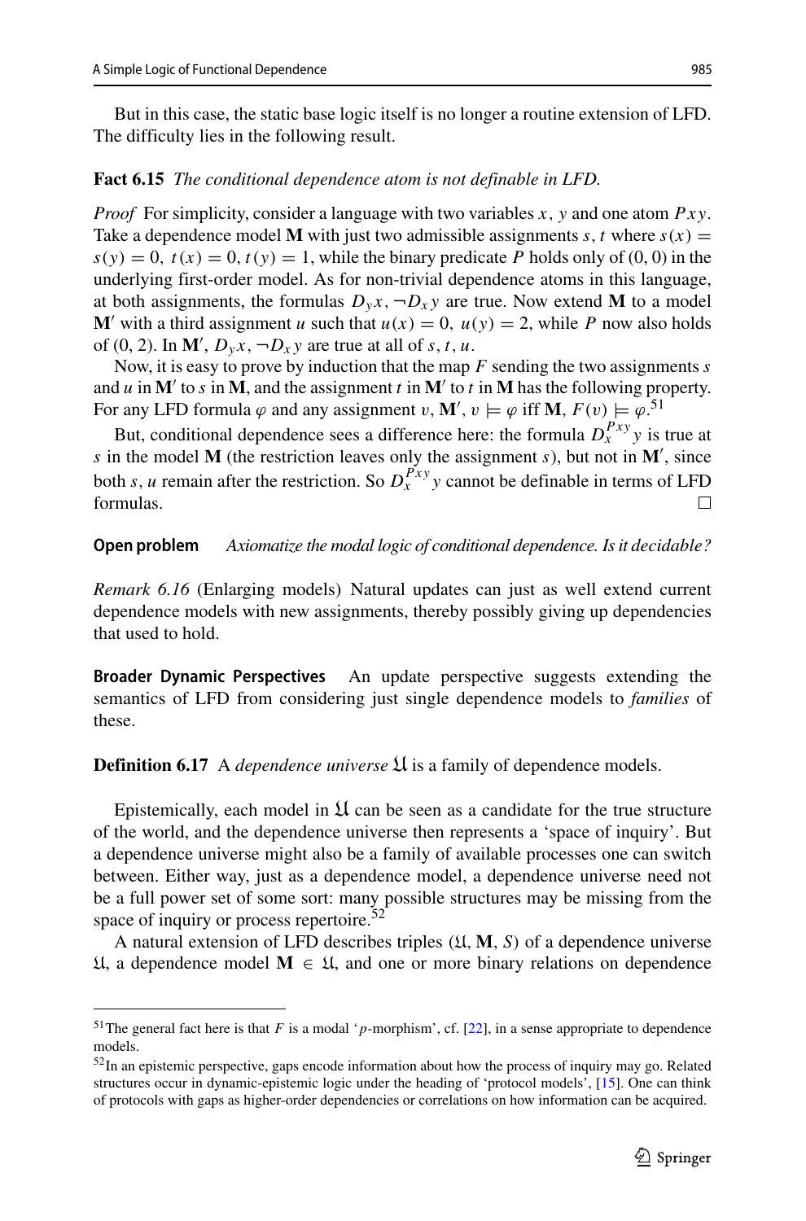But in this case, the static base logic itself is no longer a routine extension of LFD. The difficulty lies in the following result.

**Fact 6.15** *The conditional dependence atom is not definable in LFD.*

*Proof* For simplicity, consider a language with two variables $x$, $y$ and one atom $Pxy$. Take a dependence model $\mathbf{M}$ with just two admissible assignments $s, t$ where $s(x) = s(y) = 0$, $t(x) = 0$, $t(y) = 1$, while the binary predicate $P$ holds only of $(0, 0)$ in the underlying first-order model. As for non-trivial dependence atoms in this language, at both assignments, the formulas $D_y x, \neg D_x y$ are true. Now extend $\mathbf{M}$ to a model $\mathbf{M}'$ with a third assignment $u$ such that $u(x) = 0$, $u(y) = 2$, while $P$ now also holds of $(0, 2)$. In $\mathbf{M}'$, $D_y x, \neg D_x y$ are true at all of $s, t, u$.

Now, it is easy to prove by induction that the map $F$ sending the two assignments $s$ and $u$ in $\mathbf{M}'$ to $s$ in $\mathbf{M}$, and the assignment $t$ in $\mathbf{M}'$ to $t$ in $\mathbf{M}$ has the following property. For any LFD formula $\varphi$ and any assignment $v$, $\mathbf{M}', v \models \varphi$ iff $\mathbf{M}, F(v) \models \varphi$.[51]

But, conditional dependence sees a difference here: the formula $D_x^{Pxy} y$ is true at $s$ in the model $\mathbf{M}$ (the restriction leaves only the assignment $s$), but not in $\mathbf{M}'$, since both $s, u$ remain after the restriction. So $D_x^{Pxy} y$ cannot be definable in terms of LFD formulas. □

**Open problem** *Axiomatize the modal logic of conditional dependence. Is it decidable?*

*Remark 6.16* (Enlarging models) Natural updates can just as well extend current dependence models with new assignments, thereby possibly giving up dependencies that used to hold.

**Broader Dynamic Perspectives** An update perspective suggests extending the semantics of LFD from considering just single dependence models to *families* of these.

**Definition 6.17** A *dependence universe* $\mathfrak{U}$ is a family of dependence models.

Epistemically, each model in $\mathfrak{U}$ can be seen as a candidate for the true structure of the world, and the dependence universe then represents a 'space of inquiry'. But a dependence universe might also be a family of available processes one can switch between. Either way, just as a dependence model, a dependence universe need not be a full power set of some sort: many possible structures may be missing from the space of inquiry or process repertoire.[52]

A natural extension of LFD describes triples $(\mathfrak{U}, \mathbf{M}, S)$ of a dependence universe $\mathfrak{U}$, a dependence model $\mathbf{M} \in \mathfrak{U}$, and one or more binary relations on dependence

---

[51] The general fact here is that $F$ is a modal '$p$-morphism', cf. [22], in a sense appropriate to dependence models.

[52] In an epistemic perspective, gaps encode information about how the process of inquiry may go. Related structures occur in dynamic-epistemic logic under the heading of 'protocol models', [15]. One can think of protocols with gaps as higher-order dependencies or correlations on how information can be acquired.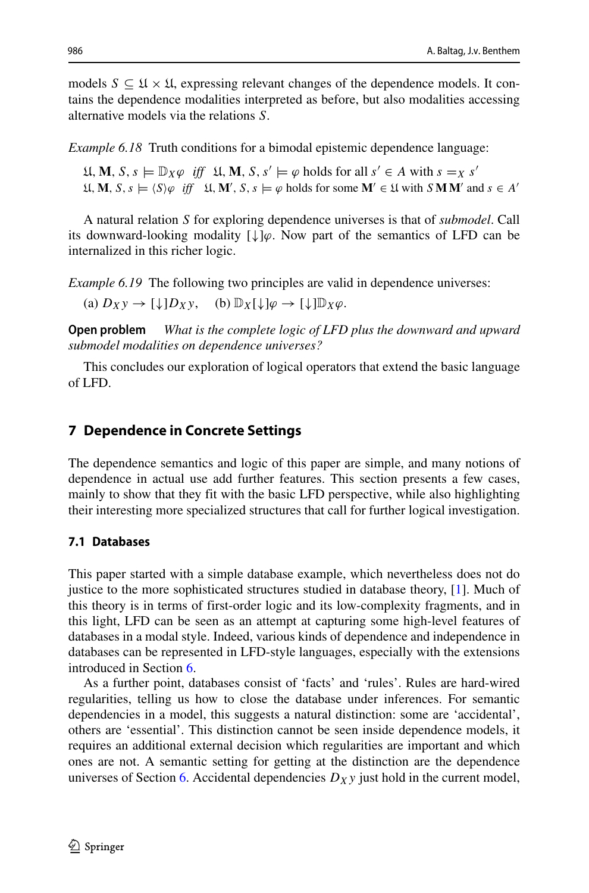models $S \subseteq \mathfrak{U} \times \mathfrak{U}$, expressing relevant changes of the dependence models. It contains the dependence modalities interpreted as before, but also modalities accessing alternative models via the relations $S$.

*Example 6.18* Truth conditions for a bimodal epistemic dependence language:

$\mathfrak{U}, \mathbf{M}, S, s \models \mathbb{D}_X\varphi$ *iff* $\mathfrak{U}, \mathbf{M}, S, s' \models \varphi$ holds for all $s' \in A$ with $s =_X s'$
$\mathfrak{U}, \mathbf{M}, S, s \models \langle S \rangle\varphi$ *iff* $\mathfrak{U}, \mathbf{M}', S, s \models \varphi$ holds for some $\mathbf{M}' \in \mathfrak{U}$ with $S\,\mathbf{M}\,\mathbf{M}'$ and $s \in A'$

A natural relation $S$ for exploring dependence universes is that of *submodel*. Call its downward-looking modality $[\downarrow]\varphi$. Now part of the semantics of LFD can be internalized in this richer logic.

*Example 6.19* The following two principles are valid in dependence universes:

(a) $D_X y \rightarrow [\downarrow]D_X y$, (b) $\mathbb{D}_X[\downarrow]\varphi \rightarrow [\downarrow]\mathbb{D}_X\varphi$.

**Open problem** *What is the complete logic of LFD plus the downward and upward submodel modalities on dependence universes?*

This concludes our exploration of logical operators that extend the basic language of LFD.

## 7 Dependence in Concrete Settings

The dependence semantics and logic of this paper are simple, and many notions of dependence in actual use add further features. This section presents a few cases, mainly to show that they fit with the basic LFD perspective, while also highlighting their interesting more specialized structures that call for further logical investigation.

### 7.1 Databases

This paper started with a simple database example, which nevertheless does not do justice to the more sophisticated structures studied in database theory, [1]. Much of this theory is in terms of first-order logic and its low-complexity fragments, and in this light, LFD can be seen as an attempt at capturing some high-level features of databases in a modal style. Indeed, various kinds of dependence and independence in databases can be represented in LFD-style languages, especially with the extensions introduced in Section 6.

As a further point, databases consist of 'facts' and 'rules'. Rules are hard-wired regularities, telling us how to close the database under inferences. For semantic dependencies in a model, this suggests a natural distinction: some are 'accidental', others are 'essential'. This distinction cannot be seen inside dependence models, it requires an additional external decision which regularities are important and which ones are not. A semantic setting for getting at the distinction are the dependence universes of Section 6. Accidental dependencies $D_X y$ just hold in the current model,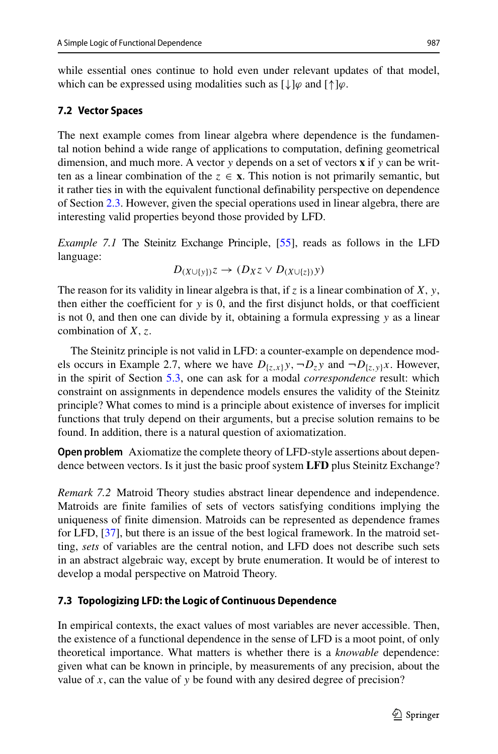while essential ones continue to hold even under relevant updates of that model, which can be expressed using modalities such as $[\downarrow]\varphi$ and $[\uparrow]\varphi$.

### 7.2 Vector Spaces

The next example comes from linear algebra where dependence is the fundamental notion behind a wide range of applications to computation, defining geometrical dimension, and much more. A vector $y$ depends on a set of vectors $\mathbf{x}$ if $y$ can be written as a linear combination of the $z \in \mathbf{x}$. This notion is not primarily semantic, but it rather ties in with the equivalent functional definability perspective on dependence of Section 2.3. However, given the special operations used in linear algebra, there are interesting valid properties beyond those provided by LFD.

*Example 7.1* The Steinitz Exchange Principle, [55], reads as follows in the LFD language:

$$D_{(X \cup \{y\})} z \to (D_X z \vee D_{(X \cup \{z\})} y)$$

The reason for its validity in linear algebra is that, if $z$ is a linear combination of $X, y$, then either the coefficient for $y$ is 0, and the first disjunct holds, or that coefficient is not 0, and then one can divide by it, obtaining a formula expressing $y$ as a linear combination of $X, z$.

The Steinitz principle is not valid in LFD: a counter-example on dependence models occurs in Example 2.7, where we have $D_{\{z,x\}} y$, $\neg D_z y$ and $\neg D_{\{z,y\}} x$. However, in the spirit of Section 5.3, one can ask for a modal *correspondence* result: which constraint on assignments in dependence models ensures the validity of the Steinitz principle? What comes to mind is a principle about existence of inverses for implicit functions that truly depend on their arguments, but a precise solution remains to be found. In addition, there is a natural question of axiomatization.

**Open problem** Axiomatize the complete theory of LFD-style assertions about dependence between vectors. Is it just the basic proof system **LFD** plus Steinitz Exchange?

*Remark 7.2* Matroid Theory studies abstract linear dependence and independence. Matroids are finite families of sets of vectors satisfying conditions implying the uniqueness of finite dimension. Matroids can be represented as dependence frames for LFD, [37], but there is an issue of the best logical framework. In the matroid setting, *sets* of variables are the central notion, and LFD does not describe such sets in an abstract algebraic way, except by brute enumeration. It would be of interest to develop a modal perspective on Matroid Theory.

### 7.3 Topologizing LFD: the Logic of Continuous Dependence

In empirical contexts, the exact values of most variables are never accessible. Then, the existence of a functional dependence in the sense of LFD is a moot point, of only theoretical importance. What matters is whether there is a *knowable* dependence: given what can be known in principle, by measurements of any precision, about the value of $x$, can the value of $y$ be found with any desired degree of precision?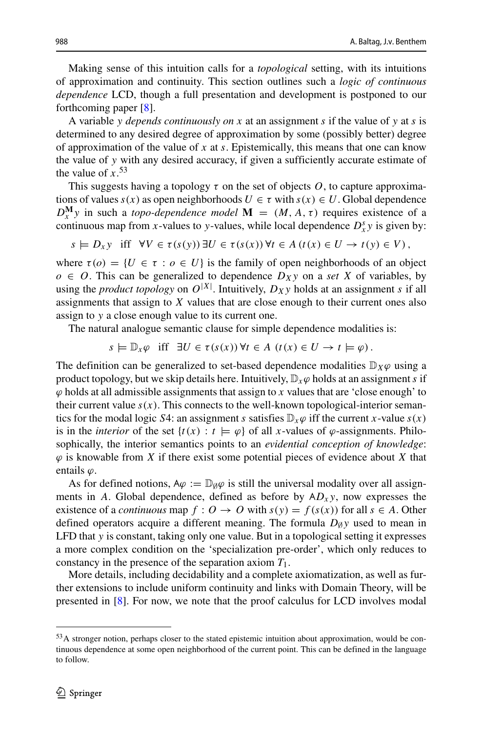Making sense of this intuition calls for a *topological* setting, with its intuitions of approximation and continuity. This section outlines such a *logic of continuous dependence* LCD, though a full presentation and development is postponed to our forthcoming paper [8].

A variable $y$ *depends continuously on* $x$ at an assignment $s$ if the value of $y$ at $s$ is determined to any desired degree of approximation by some (possibly better) degree of approximation of the value of $x$ at $s$. Epistemically, this means that one can know the value of $y$ with any desired accuracy, if given a sufficiently accurate estimate of the value of $x$.[53]

This suggests having a topology $\tau$ on the set of objects $O$, to capture approximations of values $s(x)$ as open neighborhoods $U \in \tau$ with $s(x) \in U$. Global dependence $D_x^{\mathbf{M}} y$ in such a *topo-dependence model* $\mathbf{M} = (M, A, \tau)$ requires existence of a continuous map from $x$-values to $y$-values, while local dependence $D_x^s y$ is given by:

$$s \models D_x y \quad \text{iff} \quad \forall V \in \tau(s(y))\, \exists U \in \tau(s(x))\, \forall t \in A\, (t(x) \in U \to t(y) \in V)\,,$$

where $\tau(o) = \{U \in \tau : o \in U\}$ is the family of open neighborhoods of an object $o \in O$. This can be generalized to dependence $D_X y$ on a *set* $X$ of variables, by using the *product topology* on $O^{|X|}$. Intuitively, $D_X y$ holds at an assignment $s$ if all assignments that assign to $X$ values that are close enough to their current ones also assign to $y$ a close enough value to its current one.

The natural analogue semantic clause for simple dependence modalities is:

$$s \models \mathbb{D}_x \varphi \quad \text{iff} \quad \exists U \in \tau(s(x))\, \forall t \in A\ (t(x) \in U \to t \models \varphi)\,.$$

The definition can be generalized to set-based dependence modalities $\mathbb{D}_X \varphi$ using a product topology, but we skip details here. Intuitively, $\mathbb{D}_x \varphi$ holds at an assignment $s$ if $\varphi$ holds at all admissible assignments that assign to $x$ values that are 'close enough' to their current value $s(x)$. This connects to the well-known topological-interior semantics for the modal logic $S4$: an assignment $s$ satisfies $\mathbb{D}_x \varphi$ iff the current $x$-value $s(x)$ is in the *interior* of the set $\{t(x) : t \models \varphi\}$ of all $x$-values of $\varphi$-assignments. Philosophically, the interior semantics points to an *evidential conception of knowledge*: $\varphi$ is knowable from $X$ if there exist some potential pieces of evidence about $X$ that entails $\varphi$.

As for defined notions, $\mathsf{A}\varphi := \mathbb{D}_\emptyset \varphi$ is still the universal modality over all assignments in $A$. Global dependence, defined as before by $\mathsf{A} D_x y$, now expresses the existence of a *continuous* map $f : O \to O$ with $s(y) = f(s(x))$ for all $s \in A$. Other defined operators acquire a different meaning. The formula $D_\emptyset y$ used to mean in LFD that $y$ is constant, taking only one value. But in a topological setting it expresses a more complex condition on the 'specialization pre-order', which only reduces to constancy in the presence of the separation axiom $T_1$.

More details, including decidability and a complete axiomatization, as well as further extensions to include uniform continuity and links with Domain Theory, will be presented in [8]. For now, we note that the proof calculus for LCD involves modal

---

[53] A stronger notion, perhaps closer to the stated epistemic intuition about approximation, would be continuous dependence at some open neighborhood of the current point. This can be defined in the language to follow.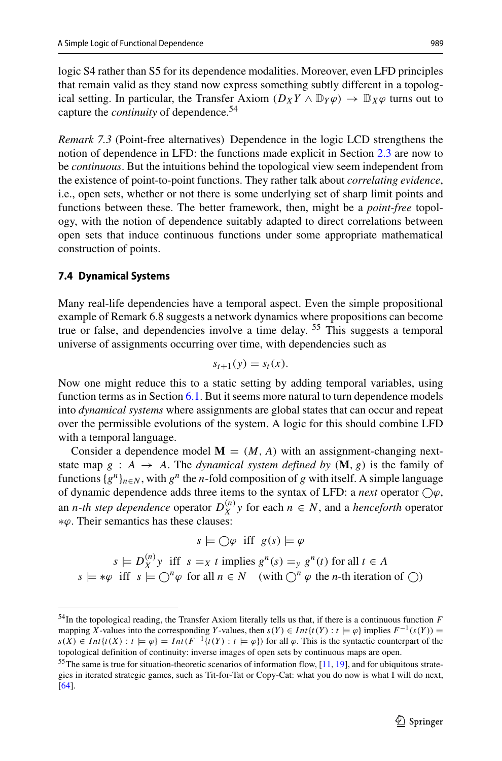logic S4 rather than S5 for its dependence modalities. Moreover, even LFD principles that remain valid as they stand now express something subtly different in a topological setting. In particular, the Transfer Axiom $(D_X Y \wedge \mathbb{D}_Y \varphi) \to \mathbb{D}_X \varphi$ turns out to capture the *continuity* of dependence.[54]

*Remark 7.3* (Point-free alternatives) Dependence in the logic LCD strengthens the notion of dependence in LFD: the functions made explicit in Section 2.3 are now to be *continuous*. But the intuitions behind the topological view seem independent from the existence of point-to-point functions. They rather talk about *correlating evidence*, i.e., open sets, whether or not there is some underlying set of sharp limit points and functions between these. The better framework, then, might be a *point-free* topology, with the notion of dependence suitably adapted to direct correlations between open sets that induce continuous functions under some appropriate mathematical construction of points.

### 7.4 Dynamical Systems

Many real-life dependencies have a temporal aspect. Even the simple propositional example of Remark 6.8 suggests a network dynamics where propositions can become true or false, and dependencies involve a time delay. [55] This suggests a temporal universe of assignments occurring over time, with dependencies such as

$$s_{t+1}(y) = s_t(x).$$

Now one might reduce this to a static setting by adding temporal variables, using function terms as in Section 6.1. But it seems more natural to turn dependence models into *dynamical systems* where assignments are global states that can occur and repeat over the permissible evolutions of the system. A logic for this should combine LFD with a temporal language.

Consider a dependence model $\mathbf{M} = (M, A)$ with an assignment-changing next-state map $g : A \to A$. The *dynamical system defined by* $(\mathbf{M}, g)$ is the family of functions $\{g^n\}_{n \in N}$, with $g^n$ the $n$-fold composition of $g$ with itself. A simple language of dynamic dependence adds three items to the syntax of LFD: a *next* operator $\bigcirc\varphi$, an *n-th step dependence* operator $D_X^{(n)} y$ for each $n \in N$, and a *henceforth* operator $*\varphi$. Their semantics has these clauses:

$$s \models \bigcirc\varphi \text{ iff } g(s) \models \varphi$$

$$s \models D_X^{(n)} y \text{ iff } s =_X t \text{ implies } g^n(s) =_y g^n(t) \text{ for all } t \in A$$

$$s \models *\varphi \text{ iff } s \models \bigcirc^n \varphi \text{ for all } n \in N \quad (\text{with } \bigcirc^n \varphi \text{ the } n\text{-th iteration of } \bigcirc)$$

---

[54] In the topological reading, the Transfer Axiom literally tells us that, if there is a continuous function $F$ mapping $X$-values into the corresponding $Y$-values, then $s(Y) \in Int\{t(Y) : t \models \varphi\}$ implies $F^{-1}(s(Y)) = s(X) \in Int\{t(X) : t \models \varphi\} = Int(F^{-1}\{t(Y) : t \models \varphi\})$ for all $\varphi$. This is the syntactic counterpart of the topological definition of continuity: inverse images of open sets by continuous maps are open.

[55] The same is true for situation-theoretic scenarios of information flow, [11, 19], and for ubiquitous strategies in iterated strategic games, such as Tit-for-Tat or Copy-Cat: what you do now is what I will do next, [64].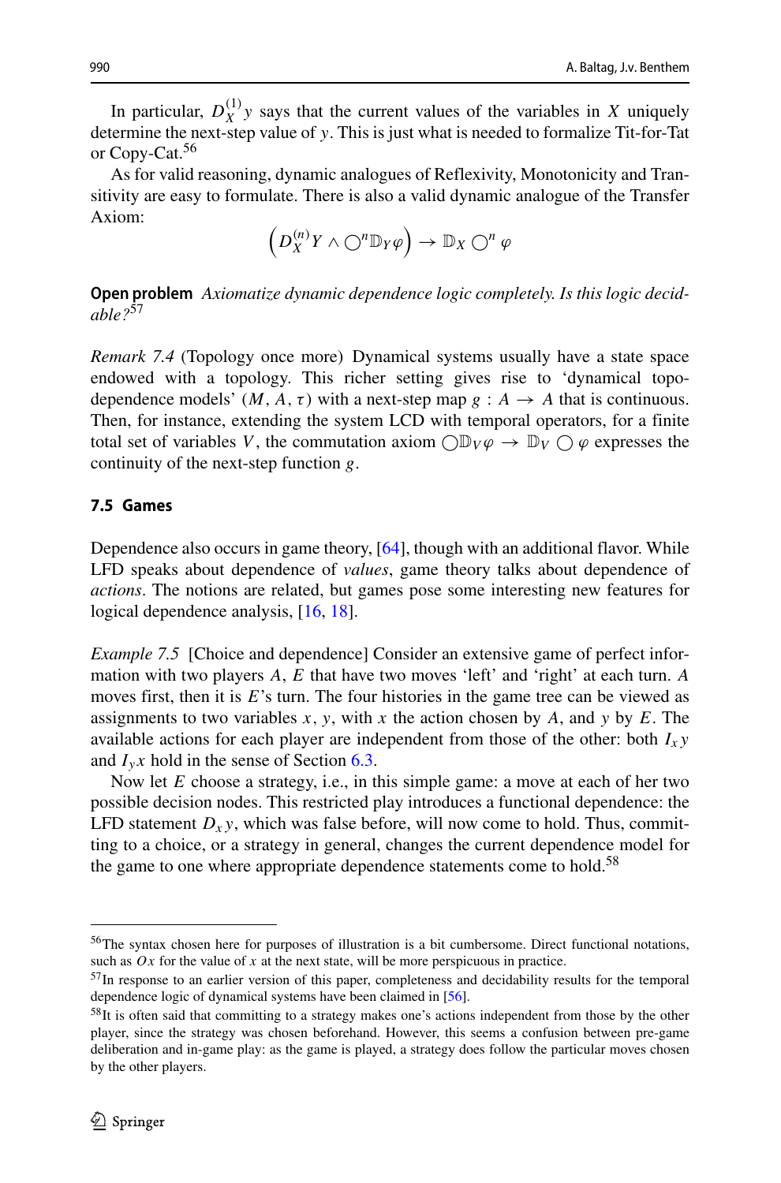In particular, $D_X^{(1)} y$ says that the current values of the variables in $X$ uniquely determine the next-step value of $y$. This is just what is needed to formalize Tit-for-Tat or Copy-Cat.[56]

As for valid reasoning, dynamic analogues of Reflexivity, Monotonicity and Transitivity are easy to formulate. There is also a valid dynamic analogue of the Transfer Axiom:

$$\left(D_X^{(n)} Y \wedge \bigcirc^n \mathbb{D}_Y \varphi\right) \rightarrow \mathbb{D}_X \bigcirc^n \varphi$$

**Open problem** *Axiomatize dynamic dependence logic completely. Is this logic decidable?*[57]

*Remark 7.4* (Topology once more) Dynamical systems usually have a state space endowed with a topology. This richer setting gives rise to 'dynamical topo-dependence models' $(M, A, \tau)$ with a next-step map $g : A \rightarrow A$ that is continuous. Then, for instance, extending the system LCD with temporal operators, for a finite total set of variables $V$, the commutation axiom $\bigcirc \mathbb{D}_V \varphi \rightarrow \mathbb{D}_V \bigcirc \varphi$ expresses the continuity of the next-step function $g$.

### 7.5 Games

Dependence also occurs in game theory, [64], though with an additional flavor. While LFD speaks about dependence of *values*, game theory talks about dependence of *actions*. The notions are related, but games pose some interesting new features for logical dependence analysis, [16, 18].

*Example 7.5* [Choice and dependence] Consider an extensive game of perfect information with two players $A$, $E$ that have two moves 'left' and 'right' at each turn. $A$ moves first, then it is $E$'s turn. The four histories in the game tree can be viewed as assignments to two variables $x$, $y$, with $x$ the action chosen by $A$, and $y$ by $E$. The available actions for each player are independent from those of the other: both $I_x y$ and $I_y x$ hold in the sense of Section 6.3.

Now let $E$ choose a strategy, i.e., in this simple game: a move at each of her two possible decision nodes. This restricted play introduces a functional dependence: the LFD statement $D_x y$, which was false before, will now come to hold. Thus, committing to a choice, or a strategy in general, changes the current dependence model for the game to one where appropriate dependence statements come to hold.[58]

---

[56] The syntax chosen here for purposes of illustration is a bit cumbersome. Direct functional notations, such as $Ox$ for the value of $x$ at the next state, will be more perspicuous in practice.

[57] In response to an earlier version of this paper, completeness and decidability results for the temporal dependence logic of dynamical systems have been claimed in [56].

[58] It is often said that committing to a strategy makes one's actions independent from those by the other player, since the strategy was chosen beforehand. However, this seems a confusion between pre-game deliberation and in-game play: as the game is played, a strategy does follow the particular moves chosen by the other players.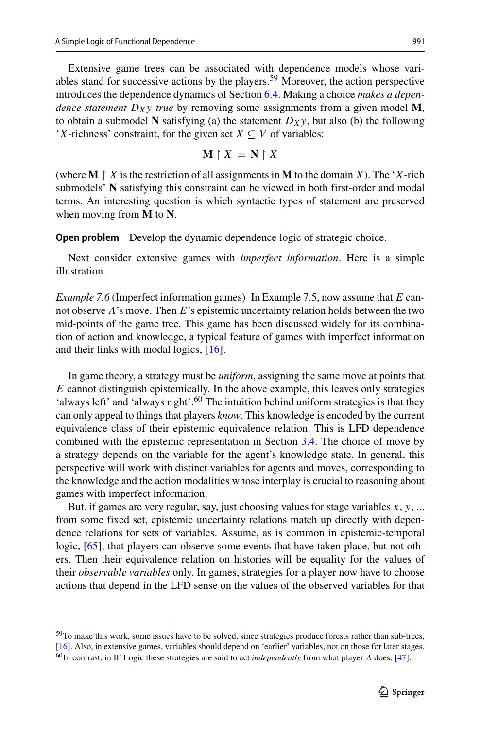Extensive game trees can be associated with dependence models whose variables stand for successive actions by the players.[59] Moreover, the action perspective introduces the dependence dynamics of Section 6.4. Making a choice *makes a dependence statement $D_X y$ true* by removing some assignments from a given model **M**, to obtain a submodel **N** satisfying (a) the statement $D_X y$, but also (b) the following '$X$-richness' constraint, for the given set $X \subseteq V$ of variables:

$$\mathbf{M} \upharpoonright X = \mathbf{N} \upharpoonright X$$

(where $\mathbf{M} \upharpoonright X$ is the restriction of all assignments in **M** to the domain $X$). The '$X$-rich submodels' **N** satisfying this constraint can be viewed in both first-order and modal terms. An interesting question is which syntactic types of statement are preserved when moving from **M** to **N**.

**Open problem** Develop the dynamic dependence logic of strategic choice.

Next consider extensive games with *imperfect information*. Here is a simple illustration.

*Example 7.6* (Imperfect information games) In Example 7.5, now assume that $E$ cannot observe $A$'s move. Then $E$'s epistemic uncertainty relation holds between the two mid-points of the game tree. This game has been discussed widely for its combination of action and knowledge, a typical feature of games with imperfect information and their links with modal logics, [16].

In game theory, a strategy must be *uniform*, assigning the same move at points that $E$ cannot distinguish epistemically. In the above example, this leaves only strategies 'always left' and 'always right'.[60] The intuition behind uniform strategies is that they can only appeal to things that players *know*. This knowledge is encoded by the current equivalence class of their epistemic equivalence relation. This is LFD dependence combined with the epistemic representation in Section 3.4. The choice of move by a strategy depends on the variable for the agent's knowledge state. In general, this perspective will work with distinct variables for agents and moves, corresponding to the knowledge and the action modalities whose interplay is crucial to reasoning about games with imperfect information.

But, if games are very regular, say, just choosing values for stage variables $x, y, ...$ from some fixed set, epistemic uncertainty relations match up directly with dependence relations for sets of variables. Assume, as is common in epistemic-temporal logic, [65], that players can observe some events that have taken place, but not others. Then their equivalence relation on histories will be equality for the values of their *observable variables* only. In games, strategies for a player now have to choose actions that depend in the LFD sense on the values of the observed variables for that

---

[59] To make this work, some issues have to be solved, since strategies produce forests rather than sub-trees, [16]. Also, in extensive games, variables should depend on 'earlier' variables, not on those for later stages.

[60] In contrast, in IF Logic these strategies are said to act *independently* from what player $A$ does, [47].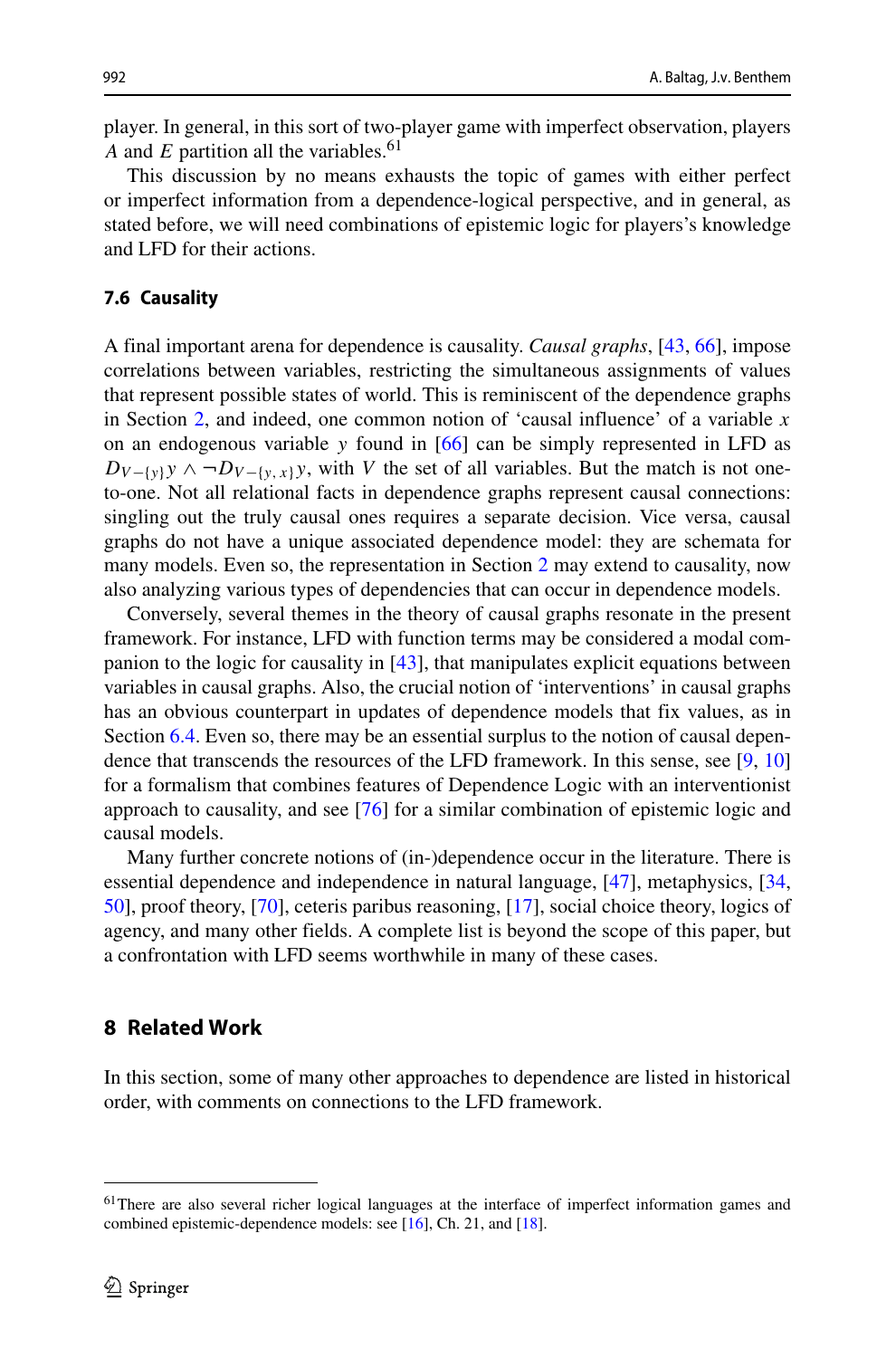player. In general, in this sort of two-player game with imperfect observation, players $A$ and $E$ partition all the variables.[61]

This discussion by no means exhausts the topic of games with either perfect or imperfect information from a dependence-logical perspective, and in general, as stated before, we will need combinations of epistemic logic for players's knowledge and LFD for their actions.

### 7.6 Causality

A final important arena for dependence is causality. *Causal graphs*, [43, 66], impose correlations between variables, restricting the simultaneous assignments of values that represent possible states of world. This is reminiscent of the dependence graphs in Section 2, and indeed, one common notion of 'causal influence' of a variable $x$ on an endogenous variable $y$ found in [66] can be simply represented in LFD as $D_{V-\{y\}}y \wedge \neg D_{V-\{y,x\}}y$, with $V$ the set of all variables. But the match is not one-to-one. Not all relational facts in dependence graphs represent causal connections: singling out the truly causal ones requires a separate decision. Vice versa, causal graphs do not have a unique associated dependence model: they are schemata for many models. Even so, the representation in Section 2 may extend to causality, now also analyzing various types of dependencies that can occur in dependence models.

Conversely, several themes in the theory of causal graphs resonate in the present framework. For instance, LFD with function terms may be considered a modal companion to the logic for causality in [43], that manipulates explicit equations between variables in causal graphs. Also, the crucial notion of 'interventions' in causal graphs has an obvious counterpart in updates of dependence models that fix values, as in Section 6.4. Even so, there may be an essential surplus to the notion of causal dependence that transcends the resources of the LFD framework. In this sense, see [9, 10] for a formalism that combines features of Dependence Logic with an interventionist approach to causality, and see [76] for a similar combination of epistemic logic and causal models.

Many further concrete notions of (in-)dependence occur in the literature. There is essential dependence and independence in natural language, [47], metaphysics, [34, 50], proof theory, [70], ceteris paribus reasoning, [17], social choice theory, logics of agency, and many other fields. A complete list is beyond the scope of this paper, but a confrontation with LFD seems worthwhile in many of these cases.

## 8 Related Work

In this section, some of many other approaches to dependence are listed in historical order, with comments on connections to the LFD framework.

[61] There are also several richer logical languages at the interface of imperfect information games and combined epistemic-dependence models: see [16], Ch. 21, and [18].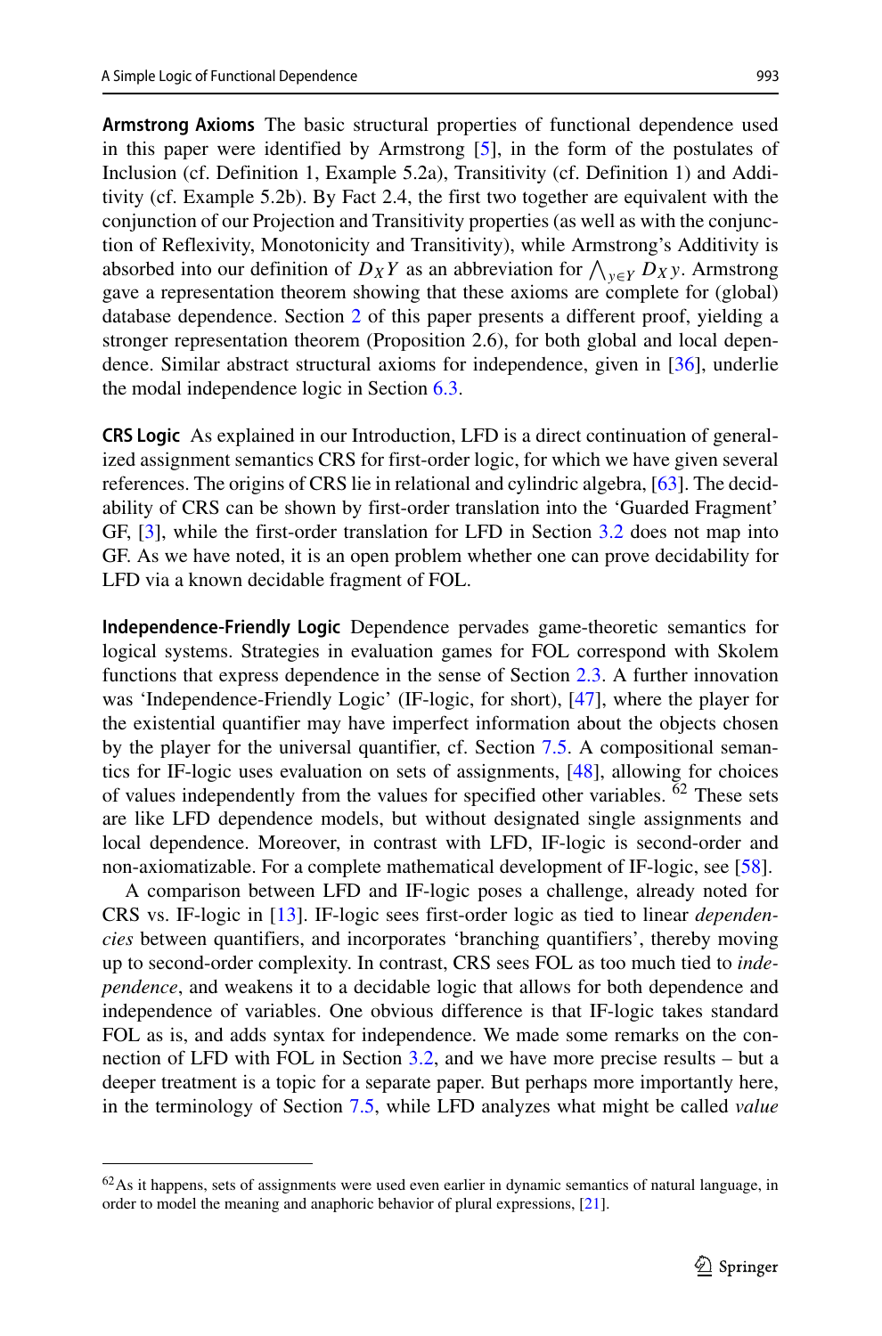**Armstrong Axioms** The basic structural properties of functional dependence used in this paper were identified by Armstrong [5], in the form of the postulates of Inclusion (cf. Definition 1, Example 5.2a), Transitivity (cf. Definition 1) and Additivity (cf. Example 5.2b). By Fact 2.4, the first two together are equivalent with the conjunction of our Projection and Transitivity properties (as well as with the conjunction of Reflexivity, Monotonicity and Transitivity), while Armstrong's Additivity is absorbed into our definition of $D_X Y$ as an abbreviation for $\bigwedge_{y \in Y} D_X y$. Armstrong gave a representation theorem showing that these axioms are complete for (global) database dependence. Section 2 of this paper presents a different proof, yielding a stronger representation theorem (Proposition 2.6), for both global and local dependence. Similar abstract structural axioms for independence, given in [36], underlie the modal independence logic in Section 6.3.

**CRS Logic** As explained in our Introduction, LFD is a direct continuation of generalized assignment semantics CRS for first-order logic, for which we have given several references. The origins of CRS lie in relational and cylindric algebra, [63]. The decidability of CRS can be shown by first-order translation into the 'Guarded Fragment' GF, [3], while the first-order translation for LFD in Section 3.2 does not map into GF. As we have noted, it is an open problem whether one can prove decidability for LFD via a known decidable fragment of FOL.

**Independence-Friendly Logic** Dependence pervades game-theoretic semantics for logical systems. Strategies in evaluation games for FOL correspond with Skolem functions that express dependence in the sense of Section 2.3. A further innovation was 'Independence-Friendly Logic' (IF-logic, for short), [47], where the player for the existential quantifier may have imperfect information about the objects chosen by the player for the universal quantifier, cf. Section 7.5. A compositional semantics for IF-logic uses evaluation on sets of assignments, [48], allowing for choices of values independently from the values for specified other variables. [62] These sets are like LFD dependence models, but without designated single assignments and local dependence. Moreover, in contrast with LFD, IF-logic is second-order and non-axiomatizable. For a complete mathematical development of IF-logic, see [58].

A comparison between LFD and IF-logic poses a challenge, already noted for CRS vs. IF-logic in [13]. IF-logic sees first-order logic as tied to linear *dependencies* between quantifiers, and incorporates 'branching quantifiers', thereby moving up to second-order complexity. In contrast, CRS sees FOL as too much tied to *independence*, and weakens it to a decidable logic that allows for both dependence and independence of variables. One obvious difference is that IF-logic takes standard FOL as is, and adds syntax for independence. We made some remarks on the connection of LFD with FOL in Section 3.2, and we have more precise results – but a deeper treatment is a topic for a separate paper. But perhaps more importantly here, in the terminology of Section 7.5, while LFD analyzes what might be called *value*

---

[62] As it happens, sets of assignments were used even earlier in dynamic semantics of natural language, in order to model the meaning and anaphoric behavior of plural expressions, [21].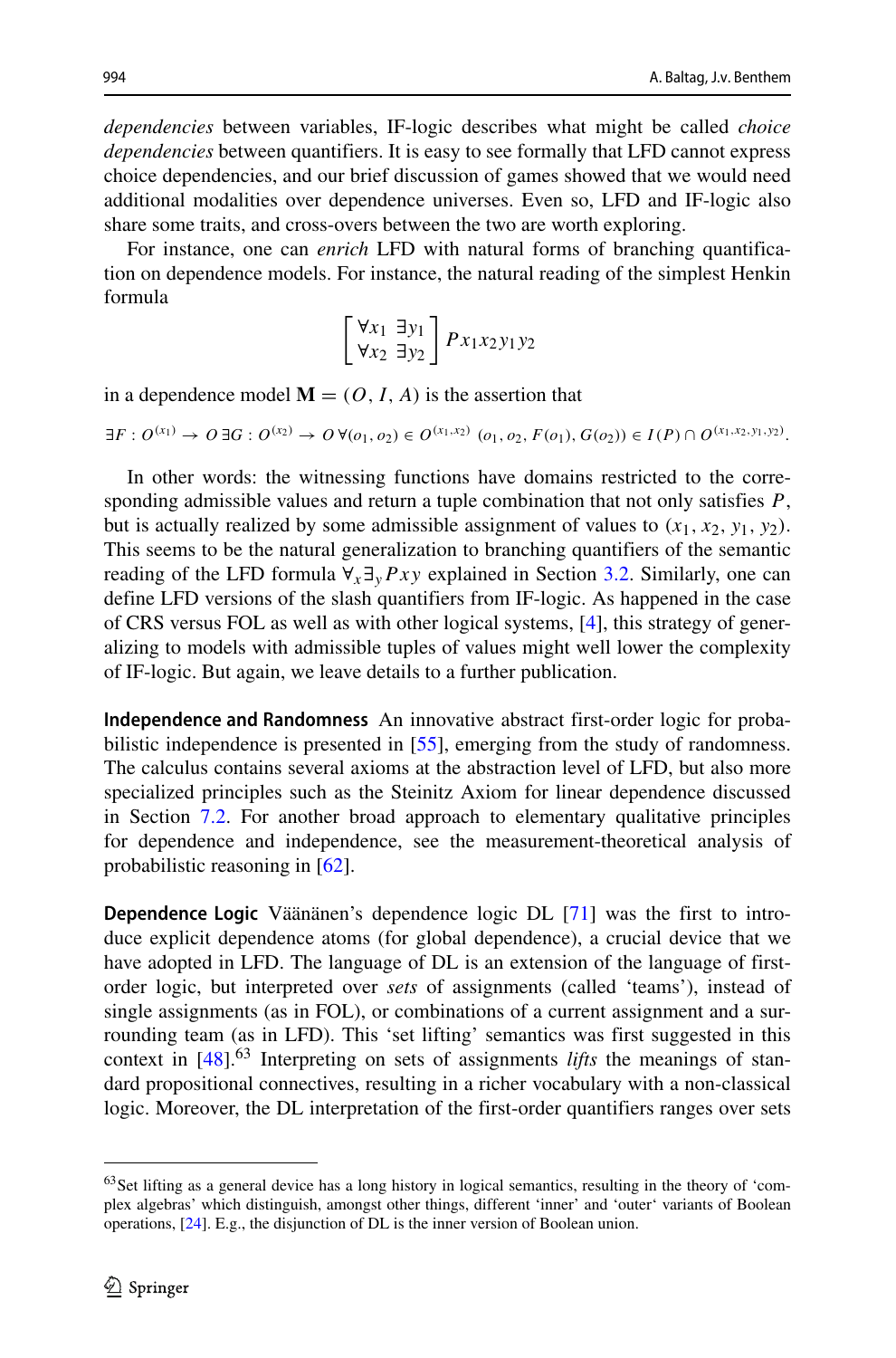*dependencies* between variables, IF-logic describes what might be called *choice dependencies* between quantifiers. It is easy to see formally that LFD cannot express choice dependencies, and our brief discussion of games showed that we would need additional modalities over dependence universes. Even so, LFD and IF-logic also share some traits, and cross-overs between the two are worth exploring.

For instance, one can *enrich* LFD with natural forms of branching quantification on dependence models. For instance, the natural reading of the simplest Henkin formula

$$\begin{bmatrix} \forall x_1 \ \exists y_1 \\ \forall x_2 \ \exists y_2 \end{bmatrix} P x_1 x_2 y_1 y_2$$

in a dependence model $\mathbf{M} = (O, I, A)$ is the assertion that

$$\exists F : O^{(x_1)} \to O \, \exists G : O^{(x_2)} \to O \, \forall (o_1, o_2) \in O^{(x_1, x_2)} \ (o_1, o_2, F(o_1), G(o_2)) \in I(P) \cap O^{(x_1, x_2, y_1, y_2)}.$$

In other words: the witnessing functions have domains restricted to the corresponding admissible values and return a tuple combination that not only satisfies $P$, but is actually realized by some admissible assignment of values to $(x_1, x_2, y_1, y_2)$. This seems to be the natural generalization to branching quantifiers of the semantic reading of the LFD formula $\forall_x \exists_y Pxy$ explained in Section 3.2. Similarly, one can define LFD versions of the slash quantifiers from IF-logic. As happened in the case of CRS versus FOL as well as with other logical systems, [4], this strategy of generalizing to models with admissible tuples of values might well lower the complexity of IF-logic. But again, we leave details to a further publication.

**Independence and Randomness** An innovative abstract first-order logic for probabilistic independence is presented in [55], emerging from the study of randomness. The calculus contains several axioms at the abstraction level of LFD, but also more specialized principles such as the Steinitz Axiom for linear dependence discussed in Section 7.2. For another broad approach to elementary qualitative principles for dependence and independence, see the measurement-theoretical analysis of probabilistic reasoning in [62].

**Dependence Logic** Väänänen's dependence logic DL [71] was the first to introduce explicit dependence atoms (for global dependence), a crucial device that we have adopted in LFD. The language of DL is an extension of the language of first-order logic, but interpreted over *sets* of assignments (called 'teams'), instead of single assignments (as in FOL), or combinations of a current assignment and a surrounding team (as in LFD). This 'set lifting' semantics was first suggested in this context in [48].[63] Interpreting on sets of assignments *lifts* the meanings of standard propositional connectives, resulting in a richer vocabulary with a non-classical logic. Moreover, the DL interpretation of the first-order quantifiers ranges over sets

[63] Set lifting as a general device has a long history in logical semantics, resulting in the theory of 'complex algebras' which distinguish, amongst other things, different 'inner' and 'outer' variants of Boolean operations, [24]. E.g., the disjunction of DL is the inner version of Boolean union.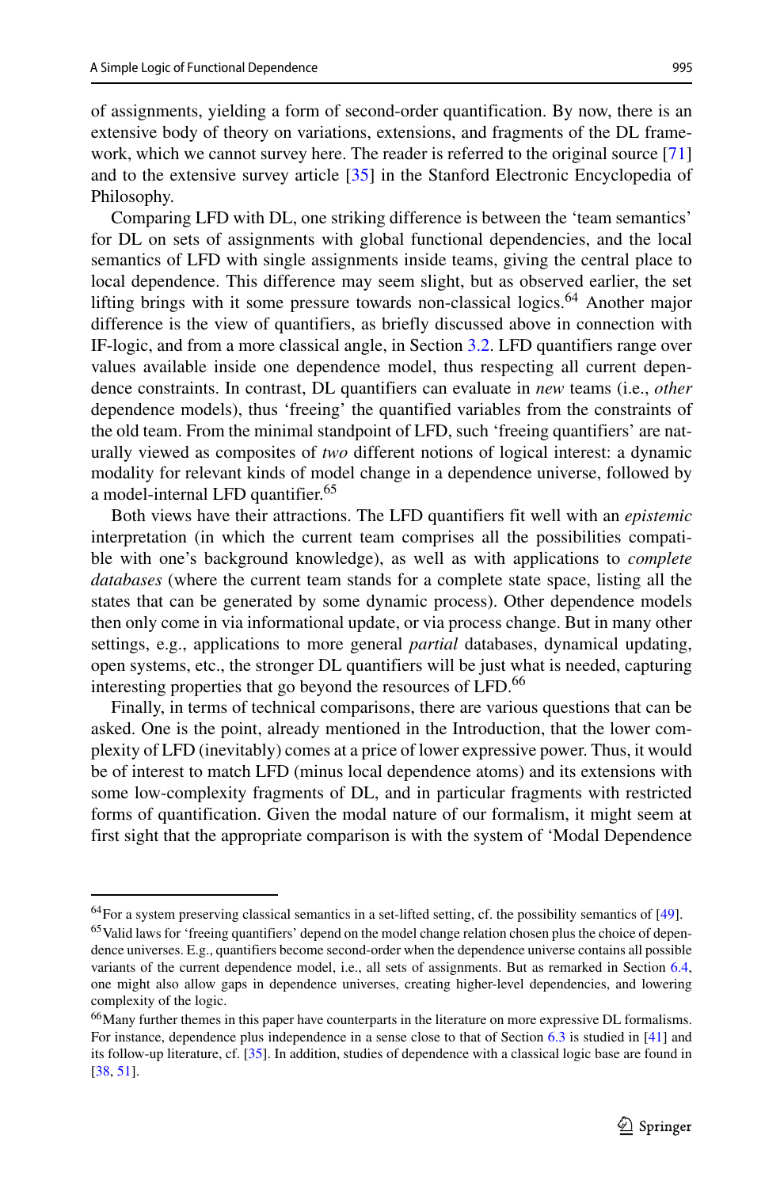of assignments, yielding a form of second-order quantification. By now, there is an extensive body of theory on variations, extensions, and fragments of the DL framework, which we cannot survey here. The reader is referred to the original source [71] and to the extensive survey article [35] in the Stanford Electronic Encyclopedia of Philosophy.

Comparing LFD with DL, one striking difference is between the 'team semantics' for DL on sets of assignments with global functional dependencies, and the local semantics of LFD with single assignments inside teams, giving the central place to local dependence. This difference may seem slight, but as observed earlier, the set lifting brings with it some pressure towards non-classical logics.[64] Another major difference is the view of quantifiers, as briefly discussed above in connection with IF-logic, and from a more classical angle, in Section 3.2. LFD quantifiers range over values available inside one dependence model, thus respecting all current dependence constraints. In contrast, DL quantifiers can evaluate in *new* teams (i.e., *other* dependence models), thus 'freeing' the quantified variables from the constraints of the old team. From the minimal standpoint of LFD, such 'freeing quantifiers' are naturally viewed as composites of *two* different notions of logical interest: a dynamic modality for relevant kinds of model change in a dependence universe, followed by a model-internal LFD quantifier.[65]

Both views have their attractions. The LFD quantifiers fit well with an *epistemic* interpretation (in which the current team comprises all the possibilities compatible with one's background knowledge), as well as with applications to *complete databases* (where the current team stands for a complete state space, listing all the states that can be generated by some dynamic process). Other dependence models then only come in via informational update, or via process change. But in many other settings, e.g., applications to more general *partial* databases, dynamical updating, open systems, etc., the stronger DL quantifiers will be just what is needed, capturing interesting properties that go beyond the resources of LFD.[66]

Finally, in terms of technical comparisons, there are various questions that can be asked. One is the point, already mentioned in the Introduction, that the lower complexity of LFD (inevitably) comes at a price of lower expressive power. Thus, it would be of interest to match LFD (minus local dependence atoms) and its extensions with some low-complexity fragments of DL, and in particular fragments with restricted forms of quantification. Given the modal nature of our formalism, it might seem at first sight that the appropriate comparison is with the system of 'Modal Dependence

---

[64] For a system preserving classical semantics in a set-lifted setting, cf. the possibility semantics of [49].

[65] Valid laws for 'freeing quantifiers' depend on the model change relation chosen plus the choice of dependence universes. E.g., quantifiers become second-order when the dependence universe contains all possible variants of the current dependence model, i.e., all sets of assignments. But as remarked in Section 6.4, one might also allow gaps in dependence universes, creating higher-level dependencies, and lowering complexity of the logic.

[66] Many further themes in this paper have counterparts in the literature on more expressive DL formalisms. For instance, dependence plus independence in a sense close to that of Section 6.3 is studied in [41] and its follow-up literature, cf. [35]. In addition, studies of dependence with a classical logic base are found in [38, 51].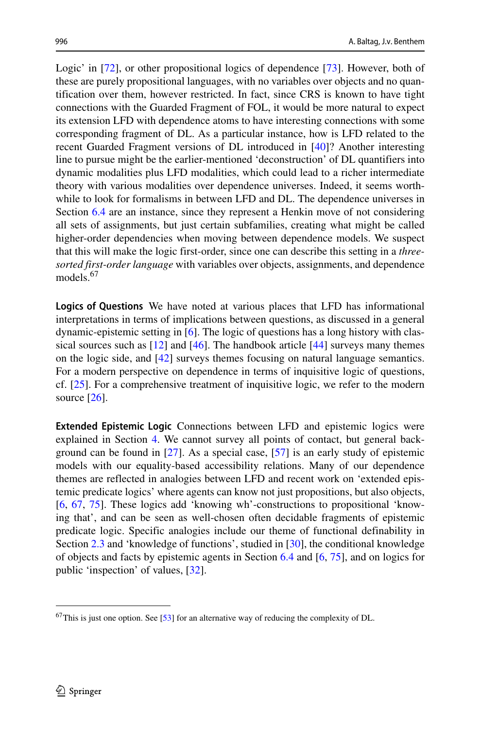Logic' in [72], or other propositional logics of dependence [73]. However, both of these are purely propositional languages, with no variables over objects and no quantification over them, however restricted. In fact, since CRS is known to have tight connections with the Guarded Fragment of FOL, it would be more natural to expect its extension LFD with dependence atoms to have interesting connections with some corresponding fragment of DL. As a particular instance, how is LFD related to the recent Guarded Fragment versions of DL introduced in [40]? Another interesting line to pursue might be the earlier-mentioned 'deconstruction' of DL quantifiers into dynamic modalities plus LFD modalities, which could lead to a richer intermediate theory with various modalities over dependence universes. Indeed, it seems worthwhile to look for formalisms in between LFD and DL. The dependence universes in Section 6.4 are an instance, since they represent a Henkin move of not considering all sets of assignments, but just certain subfamilies, creating what might be called higher-order dependencies when moving between dependence models. We suspect that this will make the logic first-order, since one can describe this setting in a *three-sorted first-order language* with variables over objects, assignments, and dependence models.[67]

**Logics of Questions** We have noted at various places that LFD has informational interpretations in terms of implications between questions, as discussed in a general dynamic-epistemic setting in [6]. The logic of questions has a long history with classical sources such as [12] and [46]. The handbook article [44] surveys many themes on the logic side, and [42] surveys themes focusing on natural language semantics. For a modern perspective on dependence in terms of inquisitive logic of questions, cf. [25]. For a comprehensive treatment of inquisitive logic, we refer to the modern source [26].

**Extended Epistemic Logic** Connections between LFD and epistemic logics were explained in Section 4. We cannot survey all points of contact, but general background can be found in [27]. As a special case, [57] is an early study of epistemic models with our equality-based accessibility relations. Many of our dependence themes are reflected in analogies between LFD and recent work on 'extended epistemic predicate logics' where agents can know not just propositions, but also objects, [6, 67, 75]. These logics add 'knowing wh'-constructions to propositional 'knowing that', and can be seen as well-chosen often decidable fragments of epistemic predicate logic. Specific analogies include our theme of functional definability in Section 2.3 and 'knowledge of functions', studied in [30], the conditional knowledge of objects and facts by epistemic agents in Section 6.4 and [6, 75], and on logics for public 'inspection' of values, [32].

[67] This is just one option. See [53] for an alternative way of reducing the complexity of DL.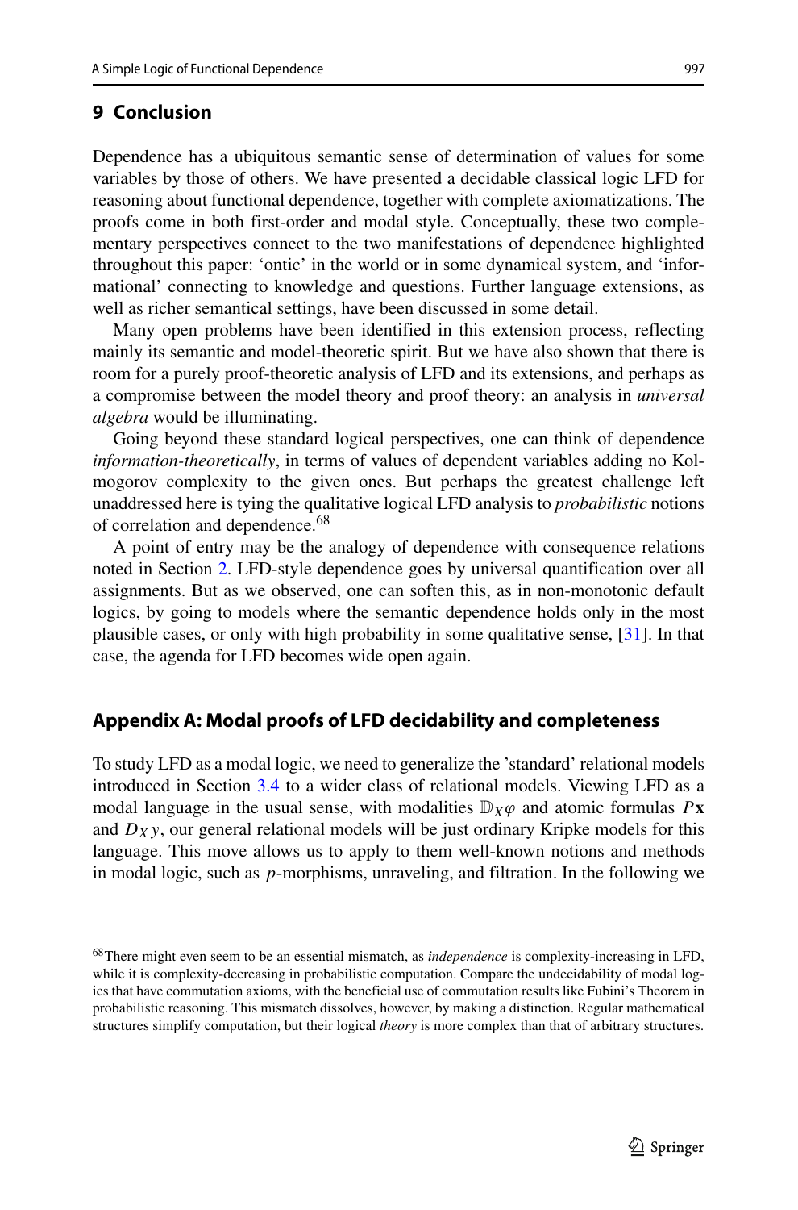## 9 Conclusion

Dependence has a ubiquitous semantic sense of determination of values for some variables by those of others. We have presented a decidable classical logic LFD for reasoning about functional dependence, together with complete axiomatizations. The proofs come in both first-order and modal style. Conceptually, these two complementary perspectives connect to the two manifestations of dependence highlighted throughout this paper: 'ontic' in the world or in some dynamical system, and 'informational' connecting to knowledge and questions. Further language extensions, as well as richer semantical settings, have been discussed in some detail.

Many open problems have been identified in this extension process, reflecting mainly its semantic and model-theoretic spirit. But we have also shown that there is room for a purely proof-theoretic analysis of LFD and its extensions, and perhaps as a compromise between the model theory and proof theory: an analysis in *universal algebra* would be illuminating.

Going beyond these standard logical perspectives, one can think of dependence *information-theoretically*, in terms of values of dependent variables adding no Kolmogorov complexity to the given ones. But perhaps the greatest challenge left unaddressed here is tying the qualitative logical LFD analysis to *probabilistic* notions of correlation and dependence.[68]

A point of entry may be the analogy of dependence with consequence relations noted in Section 2. LFD-style dependence goes by universal quantification over all assignments. But as we observed, one can soften this, as in non-monotonic default logics, by going to models where the semantic dependence holds only in the most plausible cases, or only with high probability in some qualitative sense, [31]. In that case, the agenda for LFD becomes wide open again.

## Appendix A: Modal proofs of LFD decidability and completeness

To study LFD as a modal logic, we need to generalize the 'standard' relational models introduced in Section 3.4 to a wider class of relational models. Viewing LFD as a modal language in the usual sense, with modalities $\mathbb{D}_X\varphi$ and atomic formulas $P\mathbf{x}$ and $D_X y$, our general relational models will be just ordinary Kripke models for this language. This move allows us to apply to them well-known notions and methods in modal logic, such as $p$-morphisms, unraveling, and filtration. In the following we

---

[68] There might even seem to be an essential mismatch, as *independence* is complexity-increasing in LFD, while it is complexity-decreasing in probabilistic computation. Compare the undecidability of modal logics that have commutation axioms, with the beneficial use of commutation results like Fubini's Theorem in probabilistic reasoning. This mismatch dissolves, however, by making a distinction. Regular mathematical structures simplify computation, but their logical *theory* is more complex than that of arbitrary structures.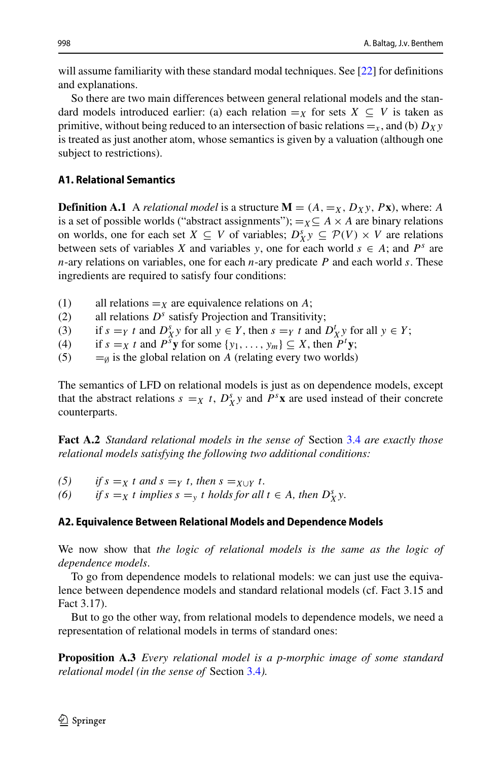will assume familiarity with these standard modal techniques. See [22] for definitions and explanations.

So there are two main differences between general relational models and the standard models introduced earlier: (a) each relation $=_X$ for sets $X \subseteq V$ is taken as primitive, without being reduced to an intersection of basic relations $=_x$, and (b) $D_X y$ is treated as just another atom, whose semantics is given by a valuation (although one subject to restrictions).

### A1. Relational Semantics

**Definition A.1** A *relational model* is a structure $\mathbf{M} = (A, =_X, D_X y, P\mathbf{x})$, where: $A$ is a set of possible worlds ("abstract assignments"); $=_X \subseteq A \times A$ are binary relations on worlds, one for each set $X \subseteq V$ of variables; $D^s_X y \subseteq \mathcal{P}(V) \times V$ are relations between sets of variables $X$ and variables $y$, one for each world $s \in A$; and $P^s$ are $n$-ary relations on variables, one for each $n$-ary predicate $P$ and each world $s$. These ingredients are required to satisfy four conditions:

(1) all relations $=_X$ are equivalence relations on $A$;
(2) all relations $D^s$ satisfy Projection and Transitivity;
(3) if $s =_Y t$ and $D^s_X y$ for all $y \in Y$, then $s =_Y t$ and $D^t_X y$ for all $y \in Y$;
(4) if $s =_X t$ and $P^s\mathbf{y}$ for some $\{y_1, \ldots, y_m\} \subseteq X$, then $P^t\mathbf{y}$;
(5) $=_\emptyset$ is the global relation on $A$ (relating every two worlds)

The semantics of LFD on relational models is just as on dependence models, except that the abstract relations $s =_X t$, $D^s_X y$ and $P^s\mathbf{x}$ are used instead of their concrete counterparts.

**Fact A.2** *Standard relational models in the sense of* Section 3.4 *are exactly those relational models satisfying the following two additional conditions:*

*(5) if $s =_X t$ and $s =_Y t$, then $s =_{X \cup Y} t$.*
*(6) if $s =_X t$ implies $s =_y t$ holds for all $t \in A$, then $D^s_X y$.*

### A2. Equivalence Between Relational Models and Dependence Models

We now show that *the logic of relational models is the same as the logic of dependence models*.

To go from dependence models to relational models: we can just use the equivalence between dependence models and standard relational models (cf. Fact 3.15 and Fact 3.17).

But to go the other way, from relational models to dependence models, we need a representation of relational models in terms of standard ones:

**Proposition A.3** *Every relational model is a p-morphic image of some standard relational model (in the sense of* Section 3.4*).*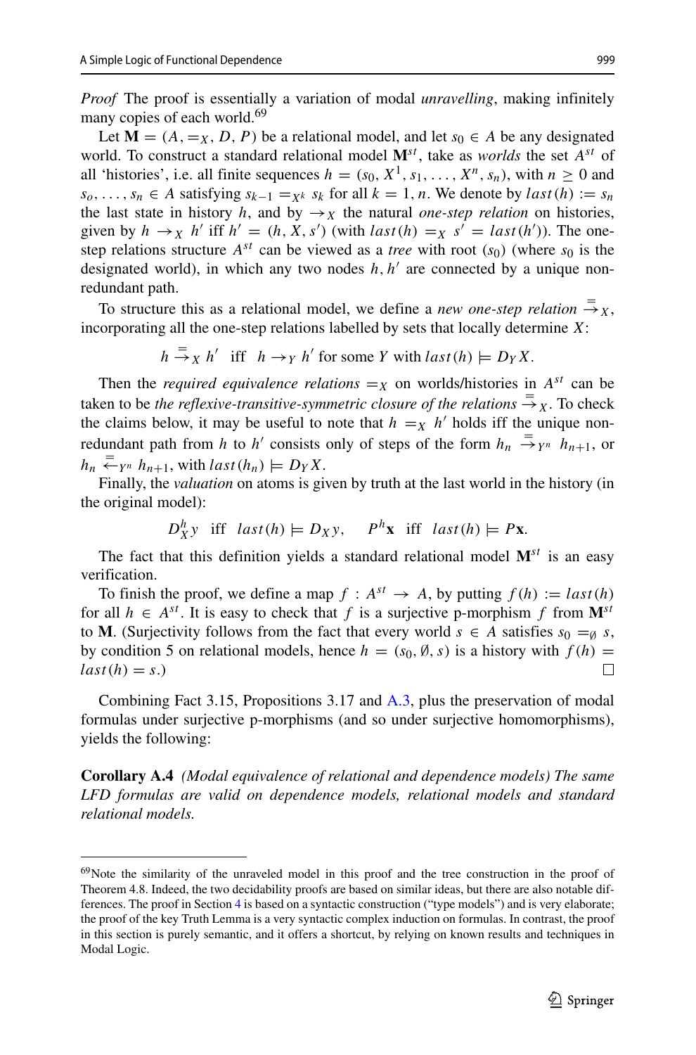*Proof* The proof is essentially a variation of modal *unravelling*, making infinitely many copies of each world.[69]

Let $\mathbf{M} = (A, =_X, D, P)$ be a relational model, and let $s_0 \in A$ be any designated world. To construct a standard relational model $\mathbf{M}^{st}$, take as *worlds* the set $A^{st}$ of all 'histories', i.e. all finite sequences $h = (s_0, X^1, s_1, \ldots, X^n, s_n)$, with $n \geq 0$ and $s_o, \ldots, s_n \in A$ satisfying $s_{k-1} =_{X^k} s_k$ for all $k = 1, n$. We denote by $last(h) := s_n$ the last state in history $h$, and by $\rightarrow_X$ the natural *one-step relation* on histories, given by $h \rightarrow_X h'$ iff $h' = (h, X, s')$ (with $last(h) =_X s' = last(h')$). The one-step relations structure $A^{st}$ can be viewed as a *tree* with root $(s_0)$ (where $s_0$ is the designated world), in which any two nodes $h, h'$ are connected by a unique non-redundant path.

To structure this as a relational model, we define a *new one-step relation* $\stackrel{=}{\rightarrow}_X$, incorporating all the one-step relations labelled by sets that locally determine $X$:

$$h \stackrel{=}{\rightarrow}_X h' \quad \text{iff} \quad h \rightarrow_Y h' \text{ for some } Y \text{ with } last(h) \models D_Y X.$$

Then the *required equivalence relations* $=_X$ on worlds/histories in $A^{st}$ can be taken to be *the reflexive-transitive-symmetric closure of the relations* $\stackrel{=}{\rightarrow}_X$. To check the claims below, it may be useful to note that $h =_X h'$ holds iff the unique non-redundant path from $h$ to $h'$ consists only of steps of the form $h_n \stackrel{=}{\rightarrow}_{Y^n} h_{n+1}$, or $h_n \stackrel{=}{\leftarrow}_{Y^n} h_{n+1}$, with $last(h_n) \models D_Y X$.

Finally, the *valuation* on atoms is given by truth at the last world in the history (in the original model):

$$D^h_X y \quad \text{iff} \quad last(h) \models D_X y, \qquad P^h \mathbf{x} \quad \text{iff} \quad last(h) \models P\mathbf{x}.$$

The fact that this definition yields a standard relational model $\mathbf{M}^{st}$ is an easy verification.

To finish the proof, we define a map $f : A^{st} \rightarrow A$, by putting $f(h) := last(h)$ for all $h \in A^{st}$. It is easy to check that $f$ is a surjective p-morphism $f$ from $\mathbf{M}^{st}$ to $\mathbf{M}$. (Surjectivity follows from the fact that every world $s \in A$ satisfies $s_0 =_\emptyset s$, by condition 5 on relational models, hence $h = (s_0, \emptyset, s)$ is a history with $f(h) = last(h) = s$.) ☐

Combining Fact 3.15, Propositions 3.17 and A.3, plus the preservation of modal formulas under surjective p-morphisms (and so under surjective homomorphisms), yields the following:

**Corollary A.4** *(Modal equivalence of relational and dependence models) The same LFD formulas are valid on dependence models, relational models and standard relational models.*

---

[69] Note the similarity of the unraveled model in this proof and the tree construction in the proof of Theorem 4.8. Indeed, the two decidability proofs are based on similar ideas, but there are also notable differences. The proof in Section 4 is based on a syntactic construction ("type models") and is very elaborate; the proof of the key Truth Lemma is a very syntactic complex induction on formulas. In contrast, the proof in this section is purely semantic, and it offers a shortcut, by relying on known results and techniques in Modal Logic.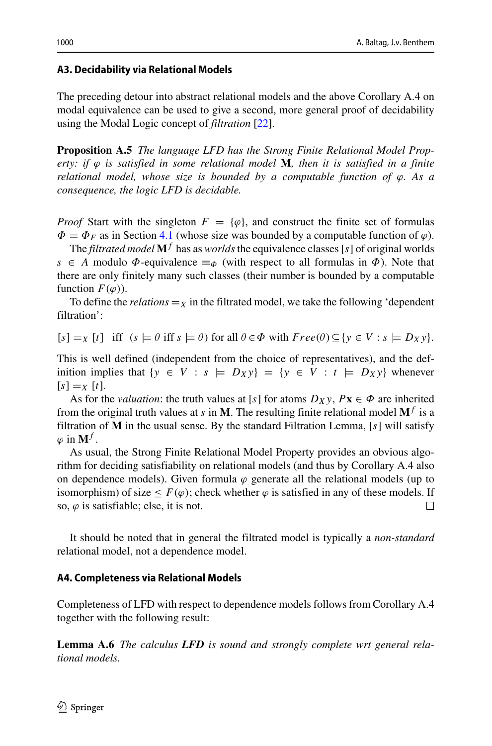### A3. Decidability via Relational Models

The preceding detour into abstract relational models and the above Corollary A.4 on modal equivalence can be used to give a second, more general proof of decidability using the Modal Logic concept of *filtration* [22].

**Proposition A.5** *The language LFD has the Strong Finite Relational Model Property: if $\varphi$ is satisfied in some relational model* $\mathbf{M}$*, then it is satisfied in a finite relational model, whose size is bounded by a computable function of $\varphi$. As a consequence, the logic LFD is decidable.*

*Proof* Start with the singleton $F = \{\varphi\}$, and construct the finite set of formulas $\Phi = \Phi_F$ as in Section 4.1 (whose size was bounded by a computable function of $\varphi$).

The *filtrated model* $\mathbf{M}^f$ has as *worlds* the equivalence classes $[s]$ of original worlds $s \in A$ modulo $\Phi$-equivalence $\equiv_\Phi$ (with respect to all formulas in $\Phi$). Note that there are only finitely many such classes (their number is bounded by a computable function $F(\varphi)$).

To define the *relations* $=_X$ in the filtrated model, we take the following 'dependent filtration':

$$[s] =_X [t] \ \text{ iff } \ (s \models \theta \text{ iff } s \models \theta) \text{ for all } \theta \in \Phi \text{ with } Free(\theta) \subseteq \{y \in V : s \models D_X y\}.$$

This is well defined (independent from the choice of representatives), and the definition implies that $\{y \in V : s \models D_X y\} = \{y \in V : t \models D_X y\}$ whenever $[s] =_X [t]$.

As for the *valuation*: the truth values at $[s]$ for atoms $D_X y$, $P\mathbf{x} \in \Phi$ are inherited from the original truth values at $s$ in $\mathbf{M}$. The resulting finite relational model $\mathbf{M}^f$ is a filtration of $\mathbf{M}$ in the usual sense. By the standard Filtration Lemma, $[s]$ will satisfy $\varphi$ in $\mathbf{M}^f$.

As usual, the Strong Finite Relational Model Property provides an obvious algorithm for deciding satisfiability on relational models (and thus by Corollary A.4 also on dependence models). Given formula $\varphi$ generate all the relational models (up to isomorphism) of size $\leq F(\varphi)$; check whether $\varphi$ is satisfied in any of these models. If so, $\varphi$ is satisfiable; else, it is not. □

It should be noted that in general the filtrated model is typically a *non-standard* relational model, not a dependence model.

### A4. Completeness via Relational Models

Completeness of LFD with respect to dependence models follows from Corollary A.4 together with the following result:

**Lemma A.6** *The calculus* ***LFD*** *is sound and strongly complete wrt general relational models.*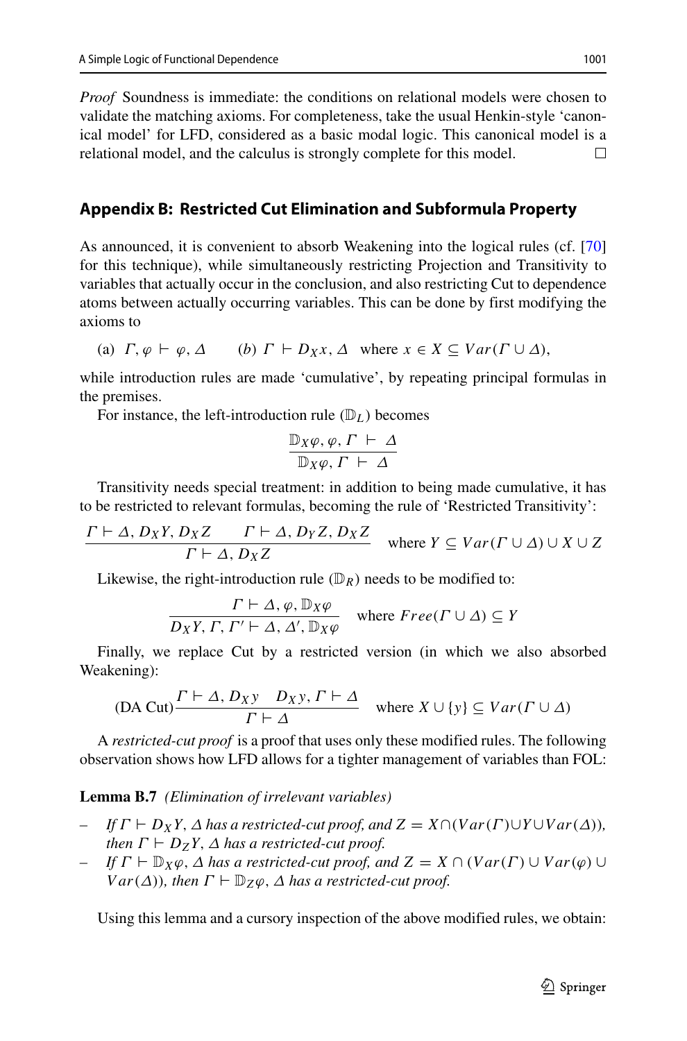*Proof* Soundness is immediate: the conditions on relational models were chosen to validate the matching axioms. For completeness, take the usual Henkin-style 'canonical model' for LFD, considered as a basic modal logic. This canonical model is a relational model, and the calculus is strongly complete for this model. □

## Appendix B: Restricted Cut Elimination and Subformula Property

As announced, it is convenient to absorb Weakening into the logical rules (cf. [70] for this technique), while simultaneously restricting Projection and Transitivity to variables that actually occur in the conclusion, and also restricting Cut to dependence atoms between actually occurring variables. This can be done by first modifying the axioms to

(a) $\Gamma, \varphi \vdash \varphi, \Delta$ (b) $\Gamma \vdash D_X x, \Delta$ where $x \in X \subseteq Var(\Gamma \cup \Delta)$,

while introduction rules are made 'cumulative', by repeating principal formulas in the premises.

For instance, the left-introduction rule ($\mathbb{D}_L$) becomes

$$\frac{\mathbb{D}_X \varphi, \varphi, \Gamma \vdash \Delta}{\mathbb{D}_X \varphi, \Gamma \vdash \Delta}$$

Transitivity needs special treatment: in addition to being made cumulative, it has to be restricted to relevant formulas, becoming the rule of 'Restricted Transitivity':

$$\frac{\Gamma \vdash \Delta, D_X Y, D_X Z \qquad \Gamma \vdash \Delta, D_Y Z, D_X Z}{\Gamma \vdash \Delta, D_X Z} \quad \text{where } Y \subseteq Var(\Gamma \cup \Delta) \cup X \cup Z$$

Likewise, the right-introduction rule ($\mathbb{D}_R$) needs to be modified to:

$$\frac{\Gamma \vdash \Delta, \varphi, \mathbb{D}_X \varphi}{D_X Y, \Gamma, \Gamma' \vdash \Delta, \Delta', \mathbb{D}_X \varphi} \quad \text{where } Free(\Gamma \cup \Delta) \subseteq Y$$

Finally, we replace Cut by a restricted version (in which we also absorbed Weakening):

$$(\text{DA Cut}) \frac{\Gamma \vdash \Delta, D_X y \qquad D_X y, \Gamma \vdash \Delta}{\Gamma \vdash \Delta} \quad \text{where } X \cup \{y\} \subseteq Var(\Gamma \cup \Delta)$$

A *restricted-cut proof* is a proof that uses only these modified rules. The following observation shows how LFD allows for a tighter management of variables than FOL:

**Lemma B.7** *(Elimination of irrelevant variables)*

- *If $\Gamma \vdash D_X Y, \Delta$ has a restricted-cut proof, and $Z = X \cap (Var(\Gamma) \cup Y \cup Var(\Delta))$, then $\Gamma \vdash D_Z Y, \Delta$ has a restricted-cut proof.*
- *If $\Gamma \vdash \mathbb{D}_X \varphi, \Delta$ has a restricted-cut proof, and $Z = X \cap (Var(\Gamma) \cup Var(\varphi) \cup Var(\Delta))$, then $\Gamma \vdash \mathbb{D}_Z \varphi, \Delta$ has a restricted-cut proof.*

Using this lemma and a cursory inspection of the above modified rules, we obtain: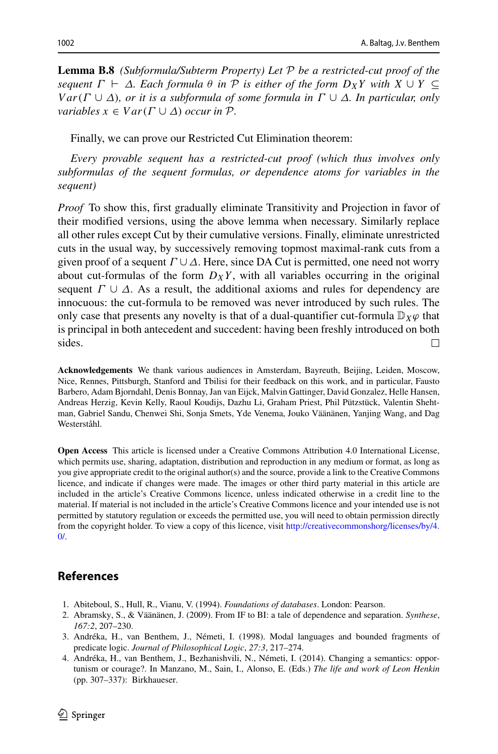**Lemma B.8** *(Subformula/Subterm Property) Let $\mathcal{P}$ be a restricted-cut proof of the sequent $\Gamma \vdash \Delta$. Each formula $\theta$ in $\mathcal{P}$ is either of the form $D_X Y$ with $X \cup Y \subseteq Var(\Gamma \cup \Delta)$, or it is a subformula of some formula in $\Gamma \cup \Delta$. In particular, only variables $x \in Var(\Gamma \cup \Delta)$ occur in $\mathcal{P}$.*

Finally, we can prove our Restricted Cut Elimination theorem:

*Every provable sequent has a restricted-cut proof (which thus involves only subformulas of the sequent formulas, or dependence atoms for variables in the sequent)*

*Proof* To show this, first gradually eliminate Transitivity and Projection in favor of their modified versions, using the above lemma when necessary. Similarly replace all other rules except Cut by their cumulative versions. Finally, eliminate unrestricted cuts in the usual way, by successively removing topmost maximal-rank cuts from a given proof of a sequent $\Gamma \cup \Delta$. Here, since DA Cut is permitted, one need not worry about cut-formulas of the form $D_X Y$, with all variables occurring in the original sequent $\Gamma \cup \Delta$. As a result, the additional axioms and rules for dependency are innocuous: the cut-formula to be removed was never introduced by such rules. The only case that presents any novelty is that of a dual-quantifier cut-formula $\mathbb{D}_X \varphi$ that is principal in both antecedent and succedent: having been freshly introduced on both sides. □

**Acknowledgements** We thank various audiences in Amsterdam, Bayreuth, Beijing, Leiden, Moscow, Nice, Rennes, Pittsburgh, Stanford and Tbilisi for their feedback on this work, and in particular, Fausto Barbero, Adam Bjorndahl, Denis Bonnay, Jan van Eijck, Malvin Gattinger, David Gonzalez, Helle Hansen, Andreas Herzig, Kevin Kelly, Raoul Koudijs, Dazhu Li, Graham Priest, Phil Pützstück, Valentin Shehtman, Gabriel Sandu, Chenwei Shi, Sonja Smets, Yde Venema, Jouko Väänänen, Yanjing Wang, and Dag Westerståhl.

**Open Access** This article is licensed under a Creative Commons Attribution 4.0 International License, which permits use, sharing, adaptation, distribution and reproduction in any medium or format, as long as you give appropriate credit to the original author(s) and the source, provide a link to the Creative Commons licence, and indicate if changes were made. The images or other third party material in this article are included in the article's Creative Commons licence, unless indicated otherwise in a credit line to the material. If material is not included in the article's Creative Commons licence and your intended use is not permitted by statutory regulation or exceeds the permitted use, you will need to obtain permission directly from the copyright holder. To view a copy of this licence, visit http://creativecommonshorg/licenses/by/4.0/.

## References

1. Abiteboul, S., Hull, R., Vianu, V. (1994). *Foundations of databases*. London: Pearson.
2. Abramsky, S., & Väänänen, J. (2009). From IF to BI: a tale of dependence and separation. *Synthese*, *167:2*, 207–230.
3. Andréka, H., van Benthem, J., Németi, I. (1998). Modal languages and bounded fragments of predicate logic. *Journal of Philosophical Logic*, *27:3*, 217–274.
4. Andréka, H., van Benthem, J., Bezhanishvili, N., Németi, I. (2014). Changing a semantics: opportunism or courage?. In Manzano, M., Sain, I., Alonso, E. (Eds.) *The life and work of Leon Henkin* (pp. 307–337): Birkhaueser.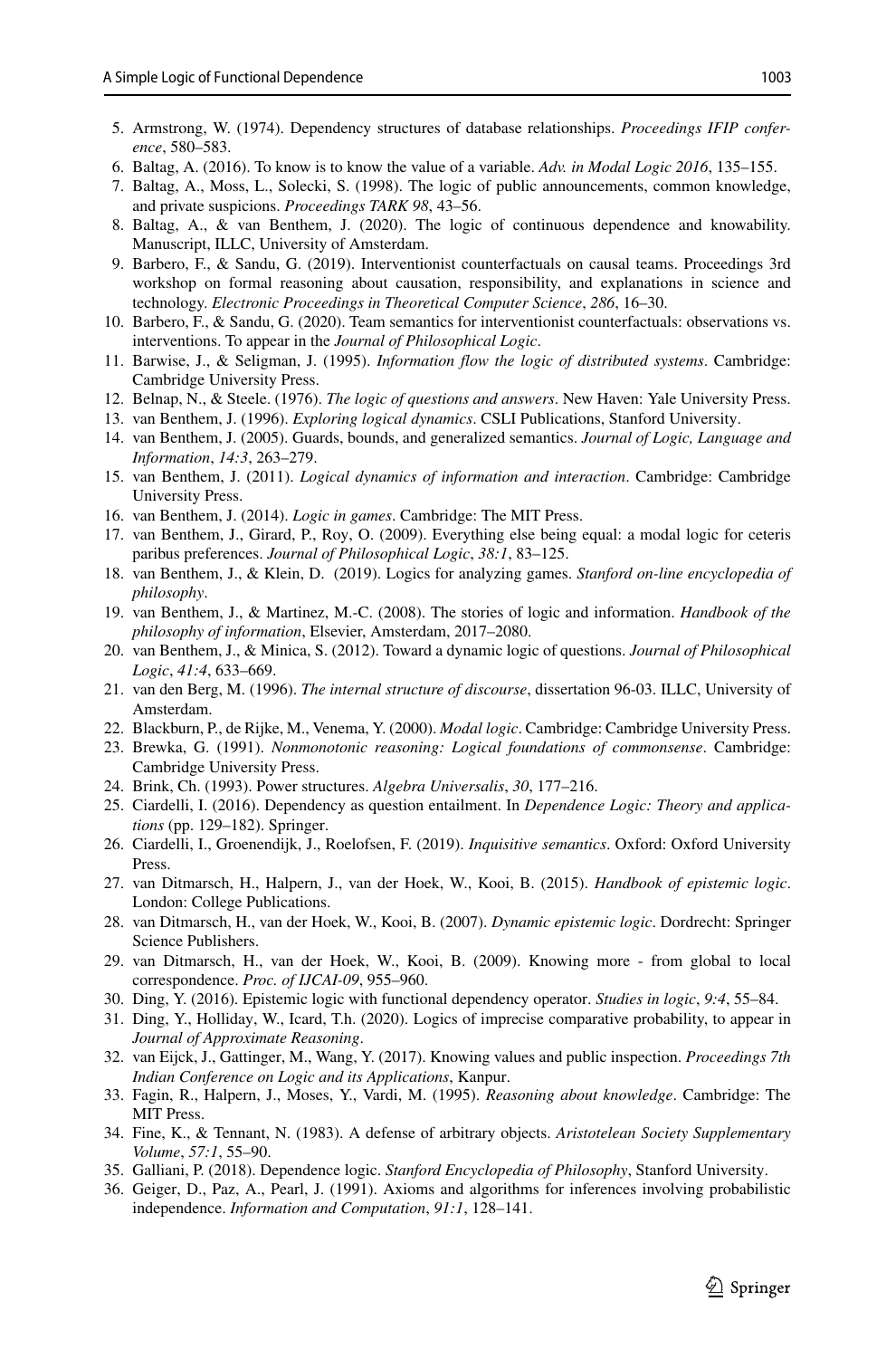5. Armstrong, W. (1974). Dependency structures of database relationships. *Proceedings IFIP conference*, 580–583.
6. Baltag, A. (2016). To know is to know the value of a variable. *Adv. in Modal Logic 2016*, 135–155.
7. Baltag, A., Moss, L., Solecki, S. (1998). The logic of public announcements, common knowledge, and private suspicions. *Proceedings TARK 98*, 43–56.
8. Baltag, A., & van Benthem, J. (2020). The logic of continuous dependence and knowability. Manuscript, ILLC, University of Amsterdam.
9. Barbero, F., & Sandu, G. (2019). Interventionist counterfactuals on causal teams. Proceedings 3rd workshop on formal reasoning about causation, responsibility, and explanations in science and technology. *Electronic Proceedings in Theoretical Computer Science*, *286*, 16–30.
10. Barbero, F., & Sandu, G. (2020). Team semantics for interventionist counterfactuals: observations vs. interventions. To appear in the *Journal of Philosophical Logic*.
11. Barwise, J., & Seligman, J. (1995). *Information flow the logic of distributed systems*. Cambridge: Cambridge University Press.
12. Belnap, N., & Steele. (1976). *The logic of questions and answers*. New Haven: Yale University Press.
13. van Benthem, J. (1996). *Exploring logical dynamics*. CSLI Publications, Stanford University.
14. van Benthem, J. (2005). Guards, bounds, and generalized semantics. *Journal of Logic, Language and Information*, *14:3*, 263–279.
15. van Benthem, J. (2011). *Logical dynamics of information and interaction*. Cambridge: Cambridge University Press.
16. van Benthem, J. (2014). *Logic in games*. Cambridge: The MIT Press.
17. van Benthem, J., Girard, P., Roy, O. (2009). Everything else being equal: a modal logic for ceteris paribus preferences. *Journal of Philosophical Logic*, *38:1*, 83–125.
18. van Benthem, J., & Klein, D. (2019). Logics for analyzing games. *Stanford on-line encyclopedia of philosophy*.
19. van Benthem, J., & Martinez, M.-C. (2008). The stories of logic and information. *Handbook of the philosophy of information*, Elsevier, Amsterdam, 2017–2080.
20. van Benthem, J., & Minica, S. (2012). Toward a dynamic logic of questions. *Journal of Philosophical Logic*, *41:4*, 633–669.
21. van den Berg, M. (1996). *The internal structure of discourse*, dissertation 96-03. ILLC, University of Amsterdam.
22. Blackburn, P., de Rijke, M., Venema, Y. (2000). *Modal logic*. Cambridge: Cambridge University Press.
23. Brewka, G. (1991). *Nonmonotonic reasoning: Logical foundations of commonsense*. Cambridge: Cambridge University Press.
24. Brink, Ch. (1993). Power structures. *Algebra Universalis*, *30*, 177–216.
25. Ciardelli, I. (2016). Dependency as question entailment. In *Dependence Logic: Theory and applications* (pp. 129–182). Springer.
26. Ciardelli, I., Groenendijk, J., Roelofsen, F. (2019). *Inquisitive semantics*. Oxford: Oxford University Press.
27. van Ditmarsch, H., Halpern, J., van der Hoek, W., Kooi, B. (2015). *Handbook of epistemic logic*. London: College Publications.
28. van Ditmarsch, H., van der Hoek, W., Kooi, B. (2007). *Dynamic epistemic logic*. Dordrecht: Springer Science Publishers.
29. van Ditmarsch, H., van der Hoek, W., Kooi, B. (2009). Knowing more - from global to local correspondence. *Proc. of IJCAI-09*, 955–960.
30. Ding, Y. (2016). Epistemic logic with functional dependency operator. *Studies in logic*, *9:4*, 55–84.
31. Ding, Y., Holliday, W., Icard, T.h. (2020). Logics of imprecise comparative probability, to appear in *Journal of Approximate Reasoning*.
32. van Eijck, J., Gattinger, M., Wang, Y. (2017). Knowing values and public inspection. *Proceedings 7th Indian Conference on Logic and its Applications*, Kanpur.
33. Fagin, R., Halpern, J., Moses, Y., Vardi, M. (1995). *Reasoning about knowledge*. Cambridge: The MIT Press.
34. Fine, K., & Tennant, N. (1983). A defense of arbitrary objects. *Aristotelean Society Supplementary Volume*, *57:1*, 55–90.
35. Galliani, P. (2018). Dependence logic. *Stanford Encyclopedia of Philosophy*, Stanford University.
36. Geiger, D., Paz, A., Pearl, J. (1991). Axioms and algorithms for inferences involving probabilistic independence. *Information and Computation*, *91:1*, 128–141.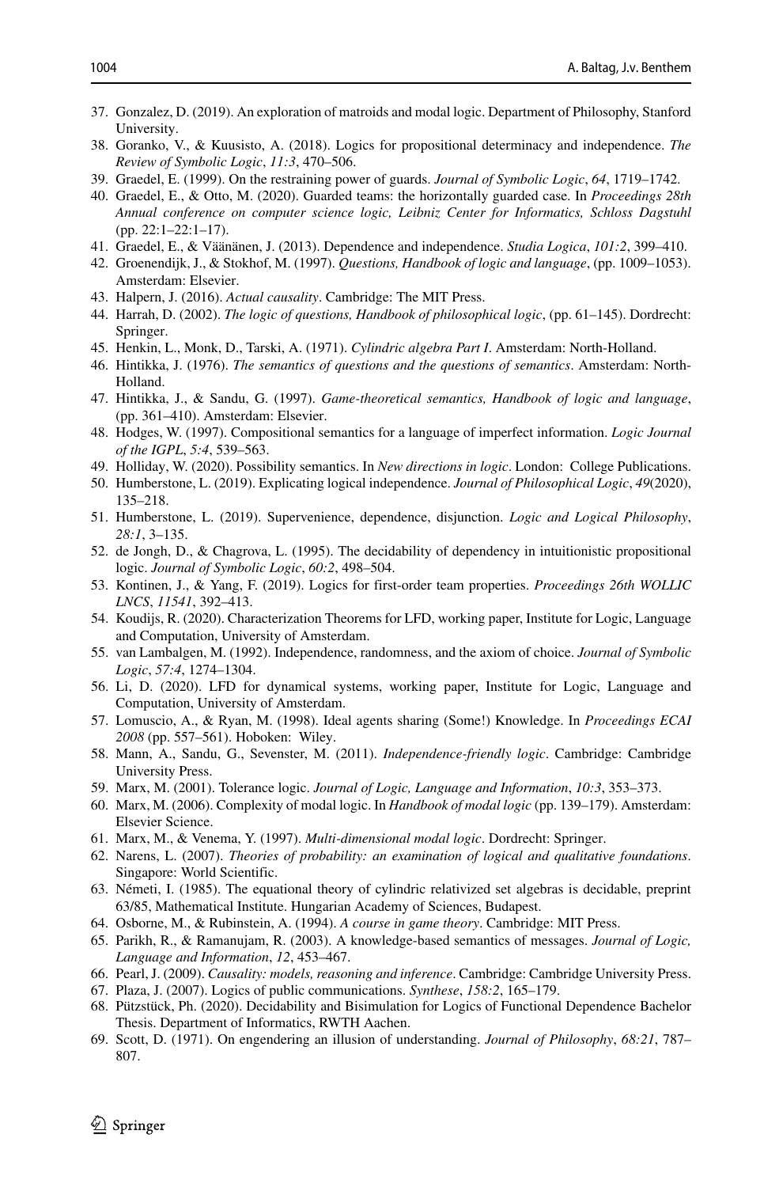37. Gonzalez, D. (2019). An exploration of matroids and modal logic. Department of Philosophy, Stanford University.
38. Goranko, V., & Kuusisto, A. (2018). Logics for propositional determinacy and independence. *The Review of Symbolic Logic*, *11:3*, 470–506.
39. Graedel, E. (1999). On the restraining power of guards. *Journal of Symbolic Logic*, *64*, 1719–1742.
40. Graedel, E., & Otto, M. (2020). Guarded teams: the horizontally guarded case. In *Proceedings 28th Annual conference on computer science logic, Leibniz Center for Informatics, Schloss Dagstuhl* (pp. 22:1–22:1–17).
41. Graedel, E., & Väänänen, J. (2013). Dependence and independence. *Studia Logica*, *101:2*, 399–410.
42. Groenendijk, J., & Stokhof, M. (1997). *Questions, Handbook of logic and language*, (pp. 1009–1053). Amsterdam: Elsevier.
43. Halpern, J. (2016). *Actual causality*. Cambridge: The MIT Press.
44. Harrah, D. (2002). *The logic of questions, Handbook of philosophical logic*, (pp. 61–145). Dordrecht: Springer.
45. Henkin, L., Monk, D., Tarski, A. (1971). *Cylindric algebra Part I*. Amsterdam: North-Holland.
46. Hintikka, J. (1976). *The semantics of questions and the questions of semantics*. Amsterdam: North-Holland.
47. Hintikka, J., & Sandu, G. (1997). *Game-theoretical semantics, Handbook of logic and language*, (pp. 361–410). Amsterdam: Elsevier.
48. Hodges, W. (1997). Compositional semantics for a language of imperfect information. *Logic Journal of the IGPL*, *5:4*, 539–563.
49. Holliday, W. (2020). Possibility semantics. In *New directions in logic*. London: College Publications.
50. Humberstone, L. (2019). Explicating logical independence. *Journal of Philosophical Logic*, *49*(2020), 135–218.
51. Humberstone, L. (2019). Supervenience, dependence, disjunction. *Logic and Logical Philosophy*, *28:1*, 3–135.
52. de Jongh, D., & Chagrova, L. (1995). The decidability of dependency in intuitionistic propositional logic. *Journal of Symbolic Logic*, *60:2*, 498–504.
53. Kontinen, J., & Yang, F. (2019). Logics for first-order team properties. *Proceedings 26th WOLLIC LNCS*, *11541*, 392–413.
54. Koudijs, R. (2020). Characterization Theorems for LFD, working paper, Institute for Logic, Language and Computation, University of Amsterdam.
55. van Lambalgen, M. (1992). Independence, randomness, and the axiom of choice. *Journal of Symbolic Logic*, *57:4*, 1274–1304.
56. Li, D. (2020). LFD for dynamical systems, working paper, Institute for Logic, Language and Computation, University of Amsterdam.
57. Lomuscio, A., & Ryan, M. (1998). Ideal agents sharing (Some!) Knowledge. In *Proceedings ECAI 2008* (pp. 557–561). Hoboken: Wiley.
58. Mann, A., Sandu, G., Sevenster, M. (2011). *Independence-friendly logic*. Cambridge: Cambridge University Press.
59. Marx, M. (2001). Tolerance logic. *Journal of Logic, Language and Information*, *10:3*, 353–373.
60. Marx, M. (2006). Complexity of modal logic. In *Handbook of modal logic* (pp. 139–179). Amsterdam: Elsevier Science.
61. Marx, M., & Venema, Y. (1997). *Multi-dimensional modal logic*. Dordrecht: Springer.
62. Narens, L. (2007). *Theories of probability: an examination of logical and qualitative foundations*. Singapore: World Scientific.
63. Németi, I. (1985). The equational theory of cylindric relativized set algebras is decidable, preprint 63/85, Mathematical Institute. Hungarian Academy of Sciences, Budapest.
64. Osborne, M., & Rubinstein, A. (1994). *A course in game theory*. Cambridge: MIT Press.
65. Parikh, R., & Ramanujam, R. (2003). A knowledge-based semantics of messages. *Journal of Logic, Language and Information*, *12*, 453–467.
66. Pearl, J. (2009). *Causality: models, reasoning and inference*. Cambridge: Cambridge University Press.
67. Plaza, J. (2007). Logics of public communications. *Synthese*, *158:2*, 165–179.
68. Pützstück, Ph. (2020). Decidability and Bisimulation for Logics of Functional Dependence Bachelor Thesis. Department of Informatics, RWTH Aachen.
69. Scott, D. (1971). On engendering an illusion of understanding. *Journal of Philosophy*, *68:21*, 787–807.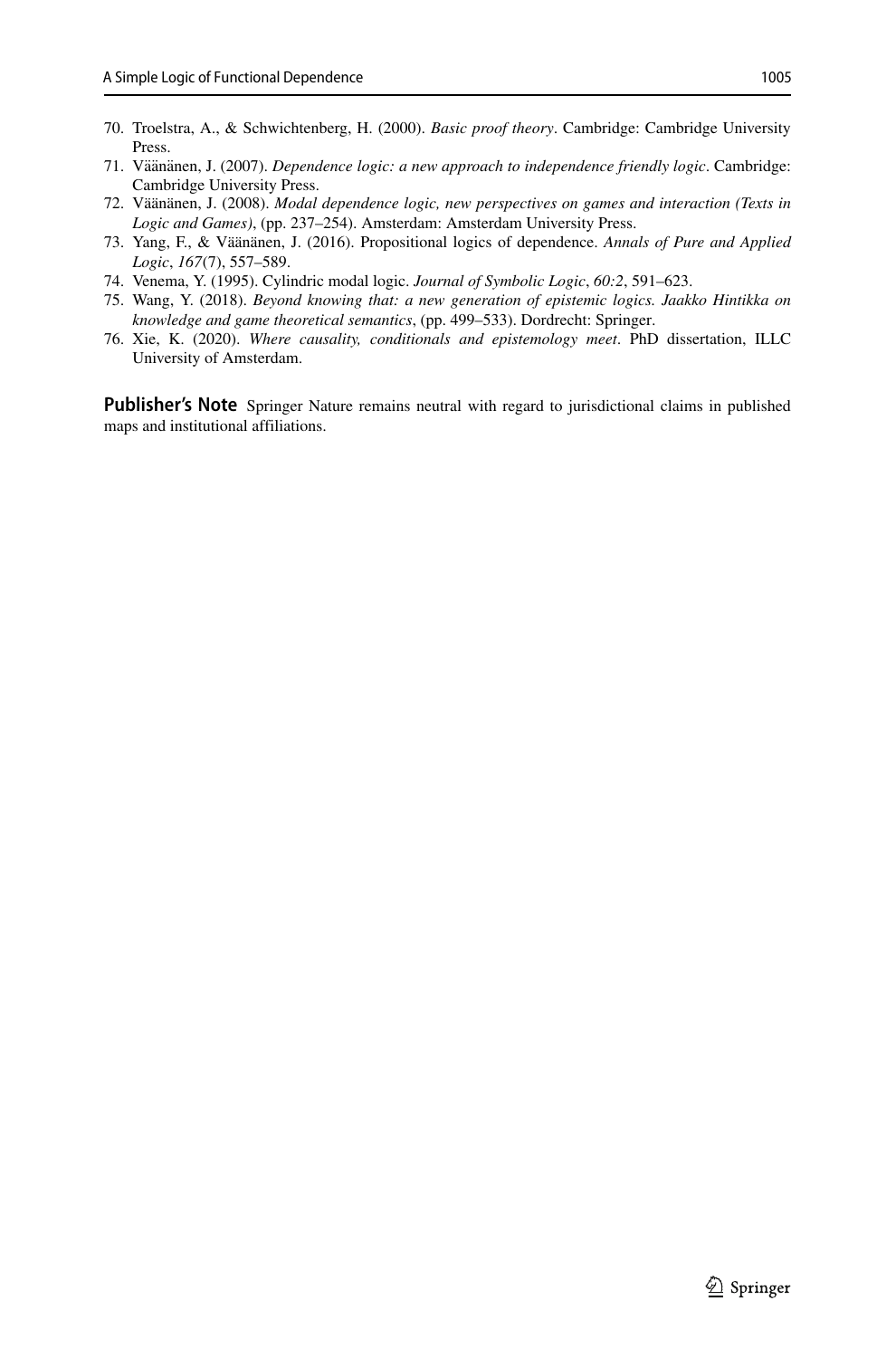70. Troelstra, A., & Schwichtenberg, H. (2000). *Basic proof theory*. Cambridge: Cambridge University Press.
71. Väänänen, J. (2007). *Dependence logic: a new approach to independence friendly logic*. Cambridge: Cambridge University Press.
72. Väänänen, J. (2008). *Modal dependence logic, new perspectives on games and interaction (Texts in Logic and Games)*, (pp. 237–254). Amsterdam: Amsterdam University Press.
73. Yang, F., & Väänänen, J. (2016). Propositional logics of dependence. *Annals of Pure and Applied Logic*, *167*(7), 557–589.
74. Venema, Y. (1995). Cylindric modal logic. *Journal of Symbolic Logic*, *60:2*, 591–623.
75. Wang, Y. (2018). *Beyond knowing that: a new generation of epistemic logics. Jaakko Hintikka on knowledge and game theoretical semantics*, (pp. 499–533). Dordrecht: Springer.
76. Xie, K. (2020). *Where causality, conditionals and epistemology meet*. PhD dissertation, ILLC University of Amsterdam.

**Publisher's Note** Springer Nature remains neutral with regard to jurisdictional claims in published maps and institutional affiliations.